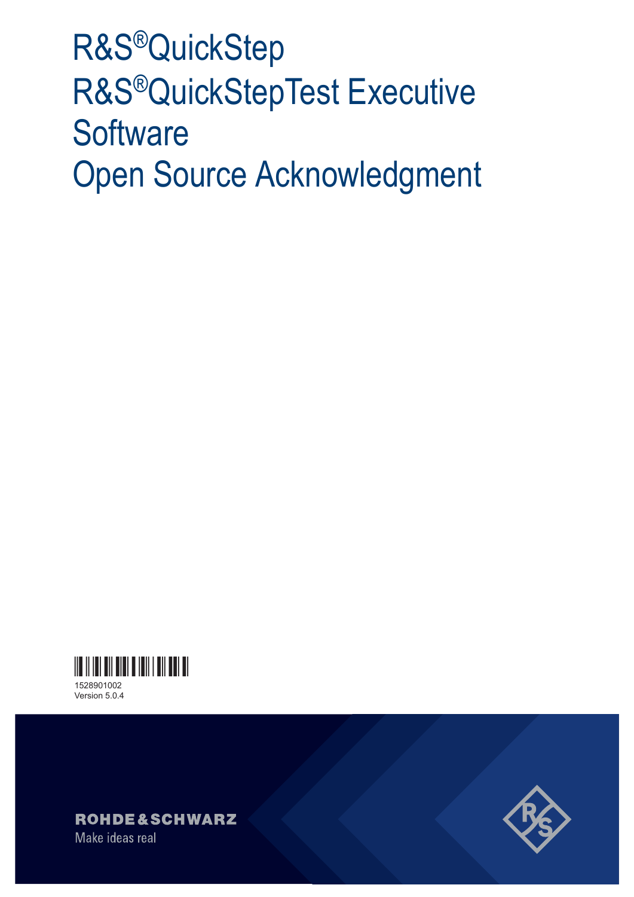# R&S®QuickStep
# R&S®QuickStepTest Executive Software
# Open Source Acknowledgment

1528901002
Version 5.0.4

ROHDE&SCHWARZ
Make ideas real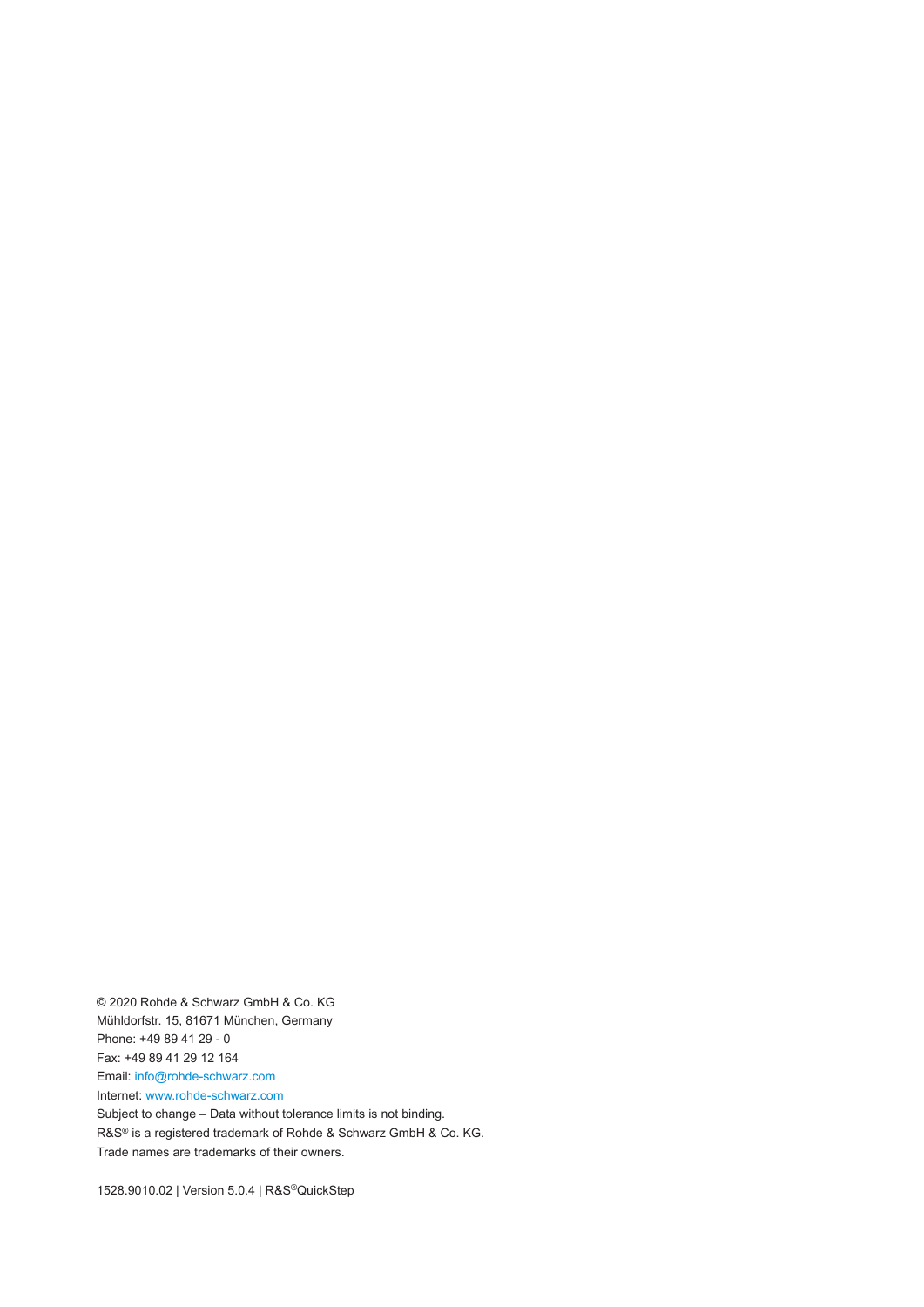© 2020 Rohde & Schwarz GmbH & Co. KG
Mühldorfstr. 15, 81671 München, Germany
Phone: +49 89 41 29 - 0
Fax: +49 89 41 29 12 164
Email: info@rohde-schwarz.com
Internet: www.rohde-schwarz.com
Subject to change – Data without tolerance limits is not binding.
R&S® is a registered trademark of Rohde & Schwarz GmbH & Co. KG.
Trade names are trademarks of their owners.

1528.9010.02 | Version 5.0.4 | R&S®QuickStep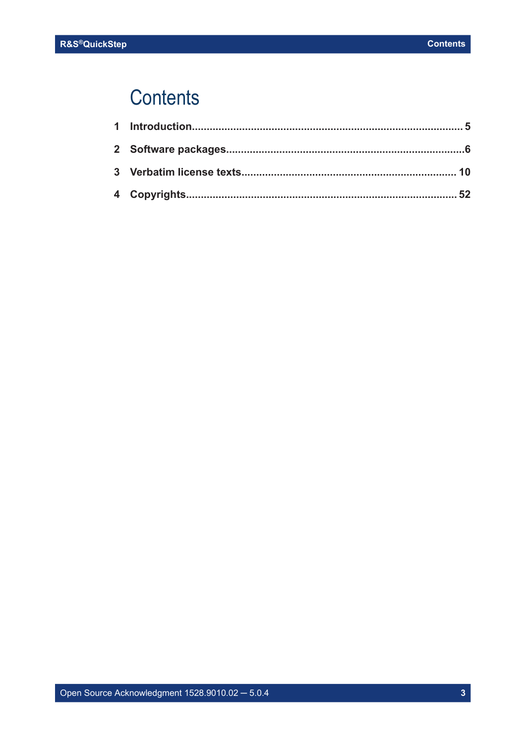# Contents

1 Introduction........................................................................................ 5

2 Software packages.............................................................................6

3 Verbatim license texts...................................................................... 10

4 Copyrights........................................................................................ 52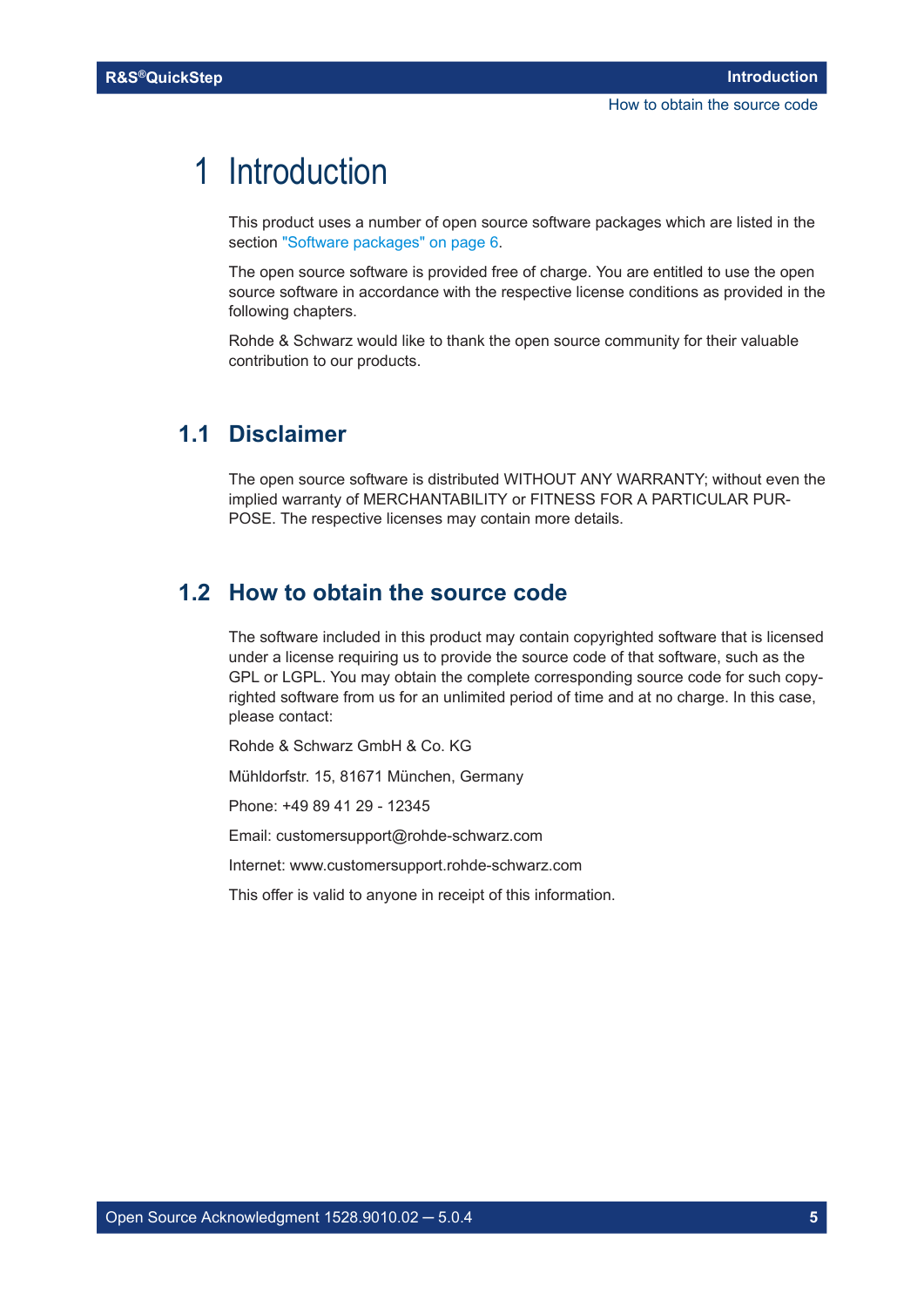# 1 Introduction

This product uses a number of open source software packages which are listed in the section "Software packages" on page 6.

The open source software is provided free of charge. You are entitled to use the open source software in accordance with the respective license conditions as provided in the following chapters.

Rohde & Schwarz would like to thank the open source community for their valuable contribution to our products.

## 1.1 Disclaimer

The open source software is distributed WITHOUT ANY WARRANTY; without even the implied warranty of MERCHANTABILITY or FITNESS FOR A PARTICULAR PURPOSE. The respective licenses may contain more details.

## 1.2 How to obtain the source code

The software included in this product may contain copyrighted software that is licensed under a license requiring us to provide the source code of that software, such as the GPL or LGPL. You may obtain the complete corresponding source code for such copyrighted software from us for an unlimited period of time and at no charge. In this case, please contact:

Rohde & Schwarz GmbH & Co. KG

Mühldorfstr. 15, 81671 München, Germany

Phone: +49 89 41 29 - 12345

Email: customersupport@rohde-schwarz.com

Internet: www.customersupport.rohde-schwarz.com

This offer is valid to anyone in receipt of this information.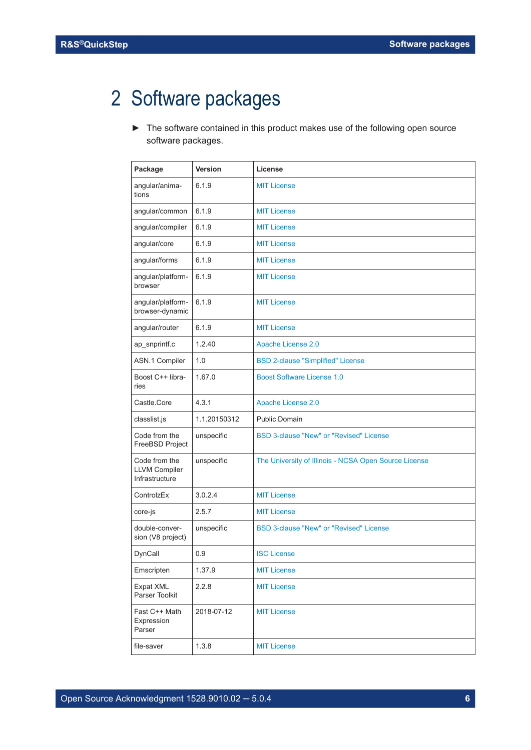# 2 Software packages

► The software contained in this product makes use of the following open source software packages.

| Package | Version | License |
|---|---|---|
| angular/animations | 6.1.9 | MIT License |
| angular/common | 6.1.9 | MIT License |
| angular/compiler | 6.1.9 | MIT License |
| angular/core | 6.1.9 | MIT License |
| angular/forms | 6.1.9 | MIT License |
| angular/platform-browser | 6.1.9 | MIT License |
| angular/platform-browser-dynamic | 6.1.9 | MIT License |
| angular/router | 6.1.9 | MIT License |
| ap_snprintf.c | 1.2.40 | Apache License 2.0 |
| ASN.1 Compiler | 1.0 | BSD 2-clause "Simplified" License |
| Boost C++ libraries | 1.67.0 | Boost Software License 1.0 |
| Castle.Core | 4.3.1 | Apache License 2.0 |
| classlist.js | 1.1.20150312 | Public Domain |
| Code from the FreeBSD Project | unspecific | BSD 3-clause "New" or "Revised" License |
| Code from the LLVM Compiler Infrastructure | unspecific | The University of Illinois - NCSA Open Source License |
| ControlzEx | 3.0.2.4 | MIT License |
| core-js | 2.5.7 | MIT License |
| double-conversion (V8 project) | unspecific | BSD 3-clause "New" or "Revised" License |
| DynCall | 0.9 | ISC License |
| Emscripten | 1.37.9 | MIT License |
| Expat XML Parser Toolkit | 2.2.8 | MIT License |
| Fast C++ Math Expression Parser | 2018-07-12 | MIT License |
| file-saver | 1.3.8 | MIT License |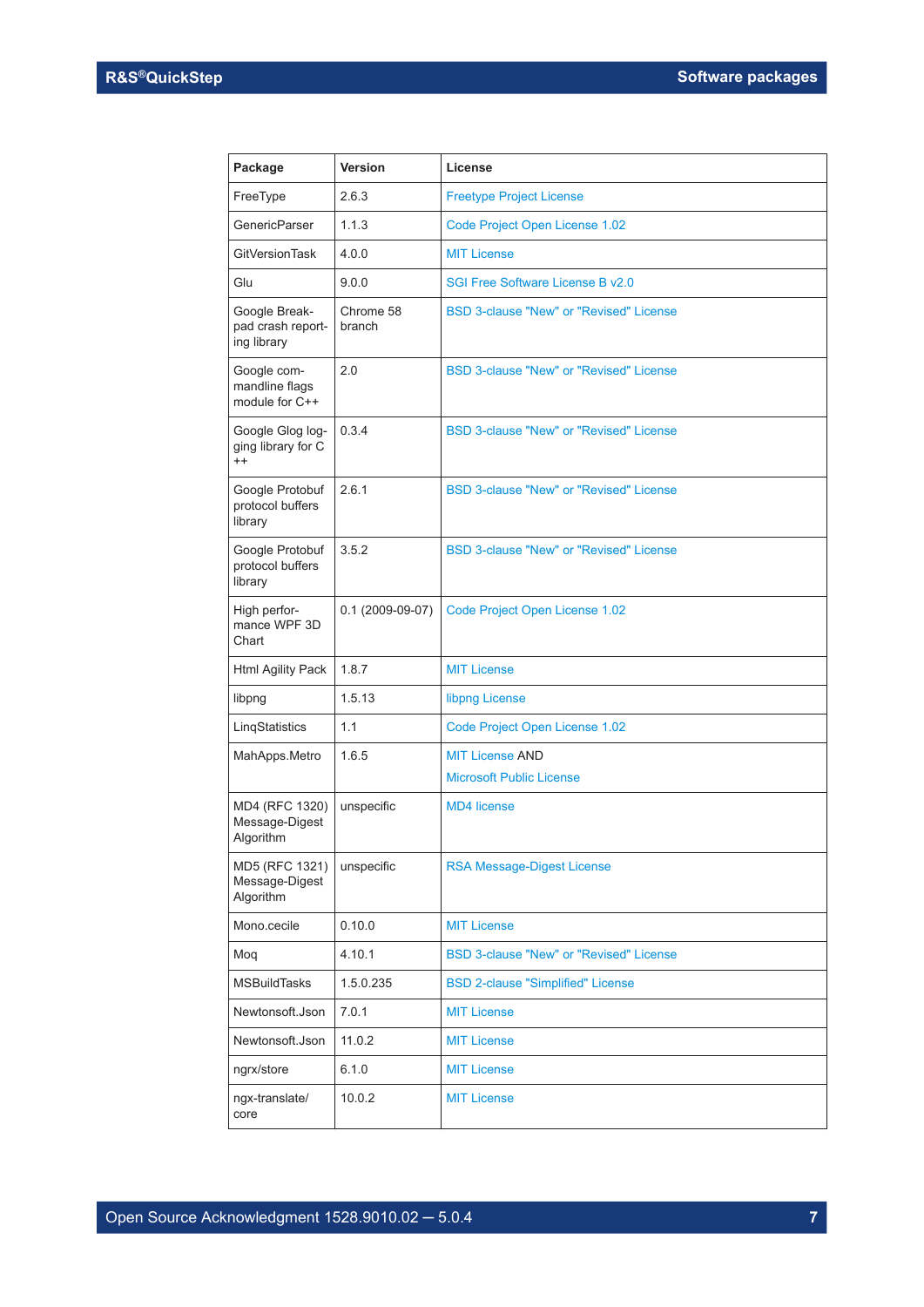| Package | Version | License |
|---|---|---|
| FreeType | 2.6.3 | Freetype Project License |
| GenericParser | 1.1.3 | Code Project Open License 1.02 |
| GitVersionTask | 4.0.0 | MIT License |
| Glu | 9.0.0 | SGI Free Software License B v2.0 |
| Google Break-pad crash report-ing library | Chrome 58 branch | BSD 3-clause "New" or "Revised" License |
| Google com-mandline flags module for C++ | 2.0 | BSD 3-clause "New" or "Revised" License |
| Google Glog log-ging library for C ++ | 0.3.4 | BSD 3-clause "New" or "Revised" License |
| Google Protobuf protocol buffers library | 2.6.1 | BSD 3-clause "New" or "Revised" License |
| Google Protobuf protocol buffers library | 3.5.2 | BSD 3-clause "New" or "Revised" License |
| High perfor-mance WPF 3D Chart | 0.1 (2009-09-07) | Code Project Open License 1.02 |
| Html Agility Pack | 1.8.7 | MIT License |
| libpng | 1.5.13 | libpng License |
| LinqStatistics | 1.1 | Code Project Open License 1.02 |
| MahApps.Metro | 1.6.5 | MIT License AND Microsoft Public License |
| MD4 (RFC 1320) Message-Digest Algorithm | unspecific | MD4 license |
| MD5 (RFC 1321) Message-Digest Algorithm | unspecific | RSA Message-Digest License |
| Mono.cecile | 0.10.0 | MIT License |
| Moq | 4.10.1 | BSD 3-clause "New" or "Revised" License |
| MSBuildTasks | 1.5.0.235 | BSD 2-clause "Simplified" License |
| Newtonsoft.Json | 7.0.1 | MIT License |
| Newtonsoft.Json | 11.0.2 | MIT License |
| ngrx/store | 6.1.0 | MIT License |
| ngx-translate/core | 10.0.2 | MIT License |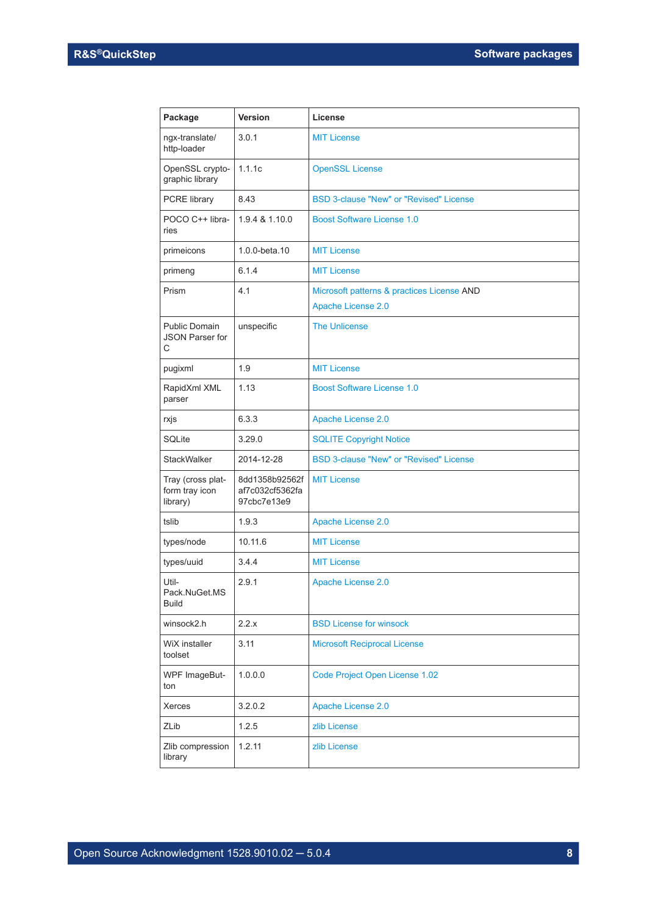| Package | Version | License |
|---|---|---|
| ngx-translate/ http-loader | 3.0.1 | MIT License |
| OpenSSL cryptographic library | 1.1.1c | OpenSSL License |
| PCRE library | 8.43 | BSD 3-clause "New" or "Revised" License |
| POCO C++ libraries | 1.9.4 & 1.10.0 | Boost Software License 1.0 |
| primeicons | 1.0.0-beta.10 | MIT License |
| primeng | 6.1.4 | MIT License |
| Prism | 4.1 | Microsoft patterns & practices License AND Apache License 2.0 |
| Public Domain JSON Parser for C | unspecific | The Unlicense |
| pugixml | 1.9 | MIT License |
| RapidXml XML parser | 1.13 | Boost Software License 1.0 |
| rxjs | 6.3.3 | Apache License 2.0 |
| SQLite | 3.29.0 | SQLITE Copyright Notice |
| StackWalker | 2014-12-28 | BSD 3-clause "New" or "Revised" License |
| Tray (cross platform tray icon library) | 8dd1358b92562f af7c032cf5362fa 97cbc7e13e9 | MIT License |
| tslib | 1.9.3 | Apache License 2.0 |
| types/node | 10.11.6 | MIT License |
| types/uuid | 3.4.4 | MIT License |
| Util-Pack.NuGet.MS Build | 2.9.1 | Apache License 2.0 |
| winsock2.h | 2.2.x | BSD License for winsock |
| WiX installer toolset | 3.11 | Microsoft Reciprocal License |
| WPF ImageButton | 1.0.0.0 | Code Project Open License 1.02 |
| Xerces | 3.2.0.2 | Apache License 2.0 |
| ZLib | 1.2.5 | zlib License |
| Zlib compression library | 1.2.11 | zlib License |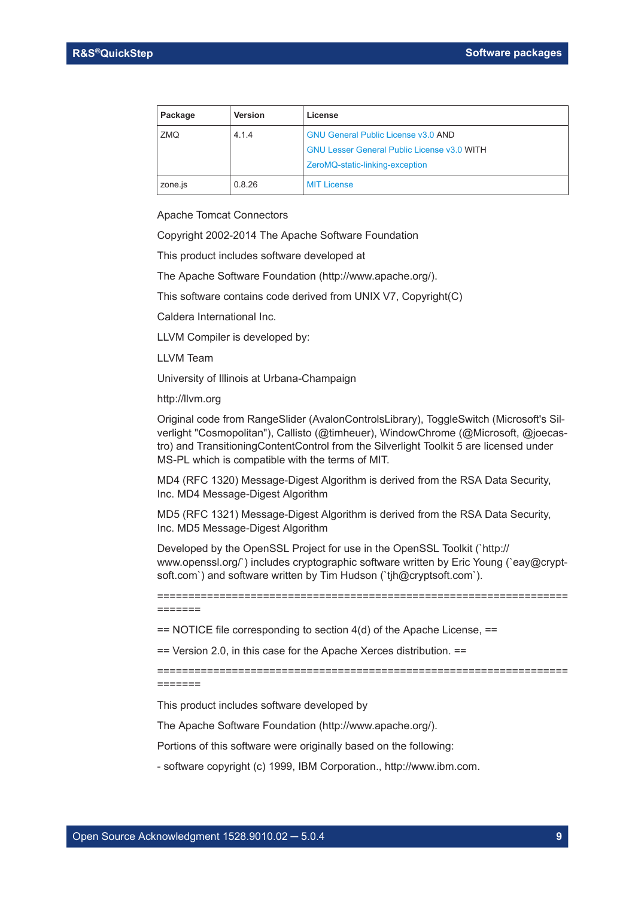| Package | Version | License |
|---|---|---|
| ZMQ | 4.1.4 | GNU General Public License v3.0 AND<br>GNU Lesser General Public License v3.0 WITH<br>ZeroMQ-static-linking-exception |
| zone.js | 0.8.26 | MIT License |

Apache Tomcat Connectors

Copyright 2002-2014 The Apache Software Foundation

This product includes software developed at

The Apache Software Foundation (http://www.apache.org/).

This software contains code derived from UNIX V7, Copyright(C)

Caldera International Inc.

LLVM Compiler is developed by:

LLVM Team

University of Illinois at Urbana-Champaign

http://llvm.org

Original code from RangeSlider (AvalonControlsLibrary), ToggleSwitch (Microsoft's Silverlight "Cosmopolitan"), Callisto (@timheuer), WindowChrome (@Microsoft, @joecastro) and TransitioningContentControl from the Silverlight Toolkit 5 are licensed under MS-PL which is compatible with the terms of MIT.

MD4 (RFC 1320) Message-Digest Algorithm is derived from the RSA Data Security, Inc. MD4 Message-Digest Algorithm

MD5 (RFC 1321) Message-Digest Algorithm is derived from the RSA Data Security, Inc. MD5 Message-Digest Algorithm

Developed by the OpenSSL Project for use in the OpenSSL Toolkit (`http://www.openssl.org/`) includes cryptographic software written by Eric Young (`eay@cryptsoft.com`) and software written by Tim Hudson (`tjh@cryptsoft.com`).

=========================================================================

== NOTICE file corresponding to section 4(d) of the Apache License, ==

== Version 2.0, in this case for the Apache Xerces distribution. ==

=========================================================================

This product includes software developed by

The Apache Software Foundation (http://www.apache.org/).

Portions of this software were originally based on the following:

- software copyright (c) 1999, IBM Corporation., http://www.ibm.com.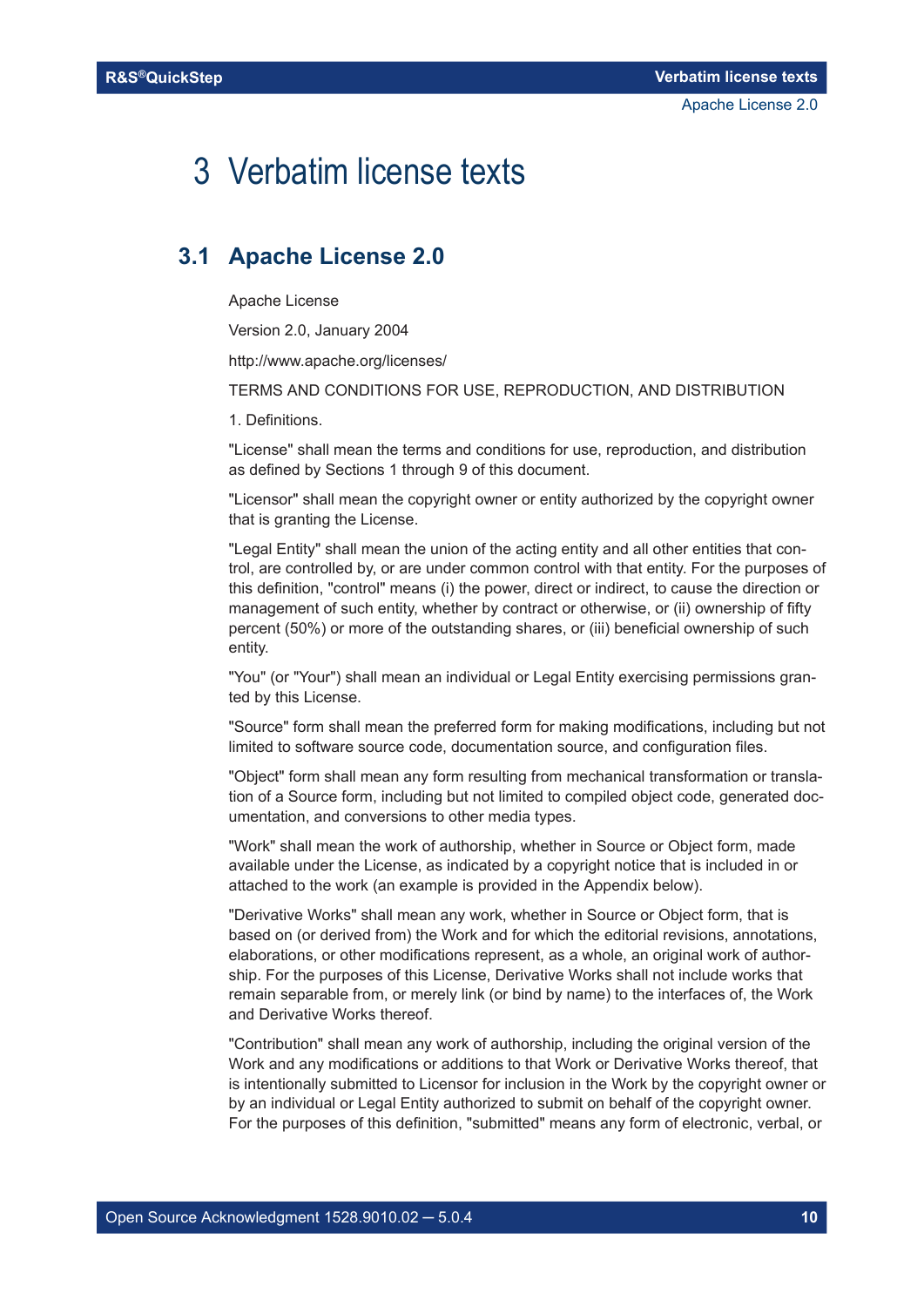# 3 Verbatim license texts

## 3.1 Apache License 2.0

Apache License

Version 2.0, January 2004

http://www.apache.org/licenses/

TERMS AND CONDITIONS FOR USE, REPRODUCTION, AND DISTRIBUTION

1. Definitions.

"License" shall mean the terms and conditions for use, reproduction, and distribution as defined by Sections 1 through 9 of this document.

"Licensor" shall mean the copyright owner or entity authorized by the copyright owner that is granting the License.

"Legal Entity" shall mean the union of the acting entity and all other entities that control, are controlled by, or are under common control with that entity. For the purposes of this definition, "control" means (i) the power, direct or indirect, to cause the direction or management of such entity, whether by contract or otherwise, or (ii) ownership of fifty percent (50%) or more of the outstanding shares, or (iii) beneficial ownership of such entity.

"You" (or "Your") shall mean an individual or Legal Entity exercising permissions granted by this License.

"Source" form shall mean the preferred form for making modifications, including but not limited to software source code, documentation source, and configuration files.

"Object" form shall mean any form resulting from mechanical transformation or translation of a Source form, including but not limited to compiled object code, generated documentation, and conversions to other media types.

"Work" shall mean the work of authorship, whether in Source or Object form, made available under the License, as indicated by a copyright notice that is included in or attached to the work (an example is provided in the Appendix below).

"Derivative Works" shall mean any work, whether in Source or Object form, that is based on (or derived from) the Work and for which the editorial revisions, annotations, elaborations, or other modifications represent, as a whole, an original work of authorship. For the purposes of this License, Derivative Works shall not include works that remain separable from, or merely link (or bind by name) to the interfaces of, the Work and Derivative Works thereof.

"Contribution" shall mean any work of authorship, including the original version of the Work and any modifications or additions to that Work or Derivative Works thereof, that is intentionally submitted to Licensor for inclusion in the Work by the copyright owner or by an individual or Legal Entity authorized to submit on behalf of the copyright owner. For the purposes of this definition, "submitted" means any form of electronic, verbal, or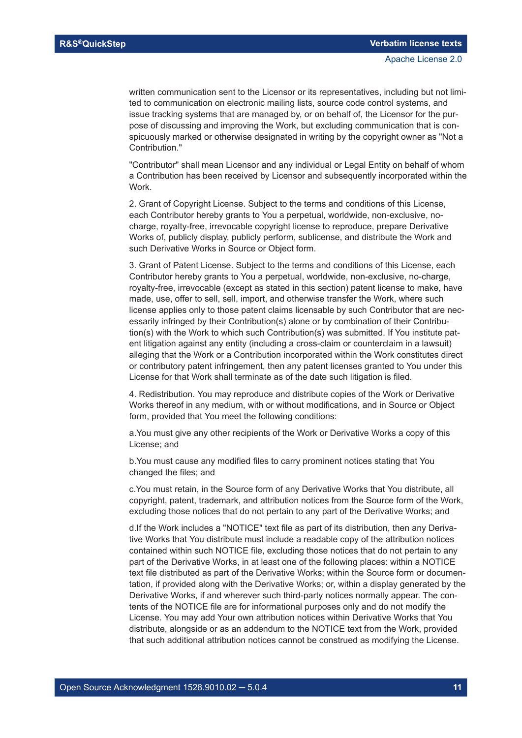written communication sent to the Licensor or its representatives, including but not limited to communication on electronic mailing lists, source code control systems, and issue tracking systems that are managed by, or on behalf of, the Licensor for the purpose of discussing and improving the Work, but excluding communication that is conspicuously marked or otherwise designated in writing by the copyright owner as "Not a Contribution."

"Contributor" shall mean Licensor and any individual or Legal Entity on behalf of whom a Contribution has been received by Licensor and subsequently incorporated within the Work.

2. Grant of Copyright License. Subject to the terms and conditions of this License, each Contributor hereby grants to You a perpetual, worldwide, non-exclusive, no-charge, royalty-free, irrevocable copyright license to reproduce, prepare Derivative Works of, publicly display, publicly perform, sublicense, and distribute the Work and such Derivative Works in Source or Object form.

3. Grant of Patent License. Subject to the terms and conditions of this License, each Contributor hereby grants to You a perpetual, worldwide, non-exclusive, no-charge, royalty-free, irrevocable (except as stated in this section) patent license to make, have made, use, offer to sell, sell, import, and otherwise transfer the Work, where such license applies only to those patent claims licensable by such Contributor that are necessarily infringed by their Contribution(s) alone or by combination of their Contribution(s) with the Work to which such Contribution(s) was submitted. If You institute patent litigation against any entity (including a cross-claim or counterclaim in a lawsuit) alleging that the Work or a Contribution incorporated within the Work constitutes direct or contributory patent infringement, then any patent licenses granted to You under this License for that Work shall terminate as of the date such litigation is filed.

4. Redistribution. You may reproduce and distribute copies of the Work or Derivative Works thereof in any medium, with or without modifications, and in Source or Object form, provided that You meet the following conditions:

a.You must give any other recipients of the Work or Derivative Works a copy of this License; and

b.You must cause any modified files to carry prominent notices stating that You changed the files; and

c.You must retain, in the Source form of any Derivative Works that You distribute, all copyright, patent, trademark, and attribution notices from the Source form of the Work, excluding those notices that do not pertain to any part of the Derivative Works; and

d.If the Work includes a "NOTICE" text file as part of its distribution, then any Derivative Works that You distribute must include a readable copy of the attribution notices contained within such NOTICE file, excluding those notices that do not pertain to any part of the Derivative Works, in at least one of the following places: within a NOTICE text file distributed as part of the Derivative Works; within the Source form or documentation, if provided along with the Derivative Works; or, within a display generated by the Derivative Works, if and wherever such third-party notices normally appear. The contents of the NOTICE file are for informational purposes only and do not modify the License. You may add Your own attribution notices within Derivative Works that You distribute, alongside or as an addendum to the NOTICE text from the Work, provided that such additional attribution notices cannot be construed as modifying the License.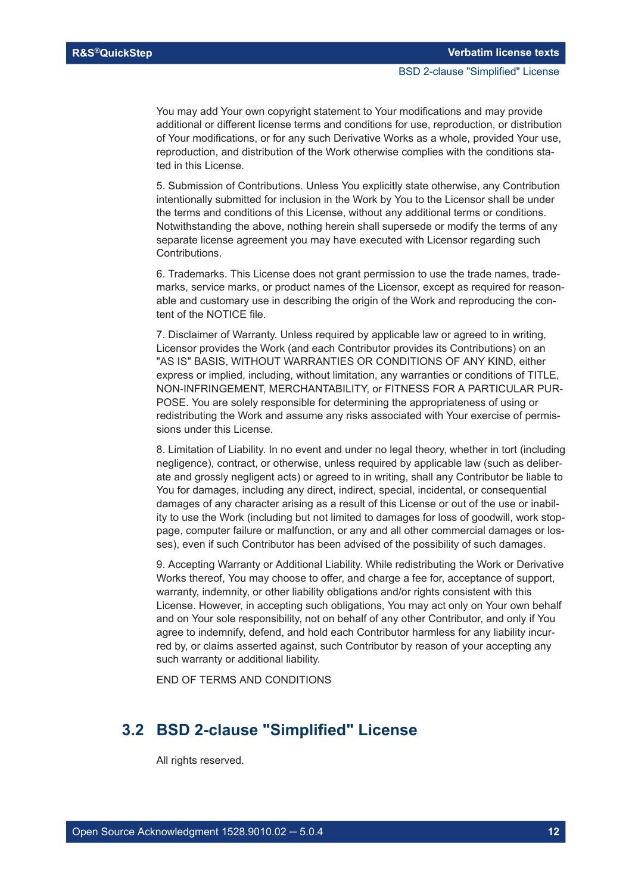You may add Your own copyright statement to Your modifications and may provide additional or different license terms and conditions for use, reproduction, or distribution of Your modifications, or for any such Derivative Works as a whole, provided Your use, reproduction, and distribution of the Work otherwise complies with the conditions stated in this License.

5. Submission of Contributions. Unless You explicitly state otherwise, any Contribution intentionally submitted for inclusion in the Work by You to the Licensor shall be under the terms and conditions of this License, without any additional terms or conditions. Notwithstanding the above, nothing herein shall supersede or modify the terms of any separate license agreement you may have executed with Licensor regarding such Contributions.

6. Trademarks. This License does not grant permission to use the trade names, trademarks, service marks, or product names of the Licensor, except as required for reasonable and customary use in describing the origin of the Work and reproducing the content of the NOTICE file.

7. Disclaimer of Warranty. Unless required by applicable law or agreed to in writing, Licensor provides the Work (and each Contributor provides its Contributions) on an "AS IS" BASIS, WITHOUT WARRANTIES OR CONDITIONS OF ANY KIND, either express or implied, including, without limitation, any warranties or conditions of TITLE, NON-INFRINGEMENT, MERCHANTABILITY, or FITNESS FOR A PARTICULAR PURPOSE. You are solely responsible for determining the appropriateness of using or redistributing the Work and assume any risks associated with Your exercise of permissions under this License.

8. Limitation of Liability. In no event and under no legal theory, whether in tort (including negligence), contract, or otherwise, unless required by applicable law (such as deliberate and grossly negligent acts) or agreed to in writing, shall any Contributor be liable to You for damages, including any direct, indirect, special, incidental, or consequential damages of any character arising as a result of this License or out of the use or inability to use the Work (including but not limited to damages for loss of goodwill, work stoppage, computer failure or malfunction, or any and all other commercial damages or losses), even if such Contributor has been advised of the possibility of such damages.

9. Accepting Warranty or Additional Liability. While redistributing the Work or Derivative Works thereof, You may choose to offer, and charge a fee for, acceptance of support, warranty, indemnity, or other liability obligations and/or rights consistent with this License. However, in accepting such obligations, You may act only on Your own behalf and on Your sole responsibility, not on behalf of any other Contributor, and only if You agree to indemnify, defend, and hold each Contributor harmless for any liability incurred by, or claims asserted against, such Contributor by reason of your accepting any such warranty or additional liability.

END OF TERMS AND CONDITIONS

## 3.2 BSD 2-clause "Simplified" License

All rights reserved.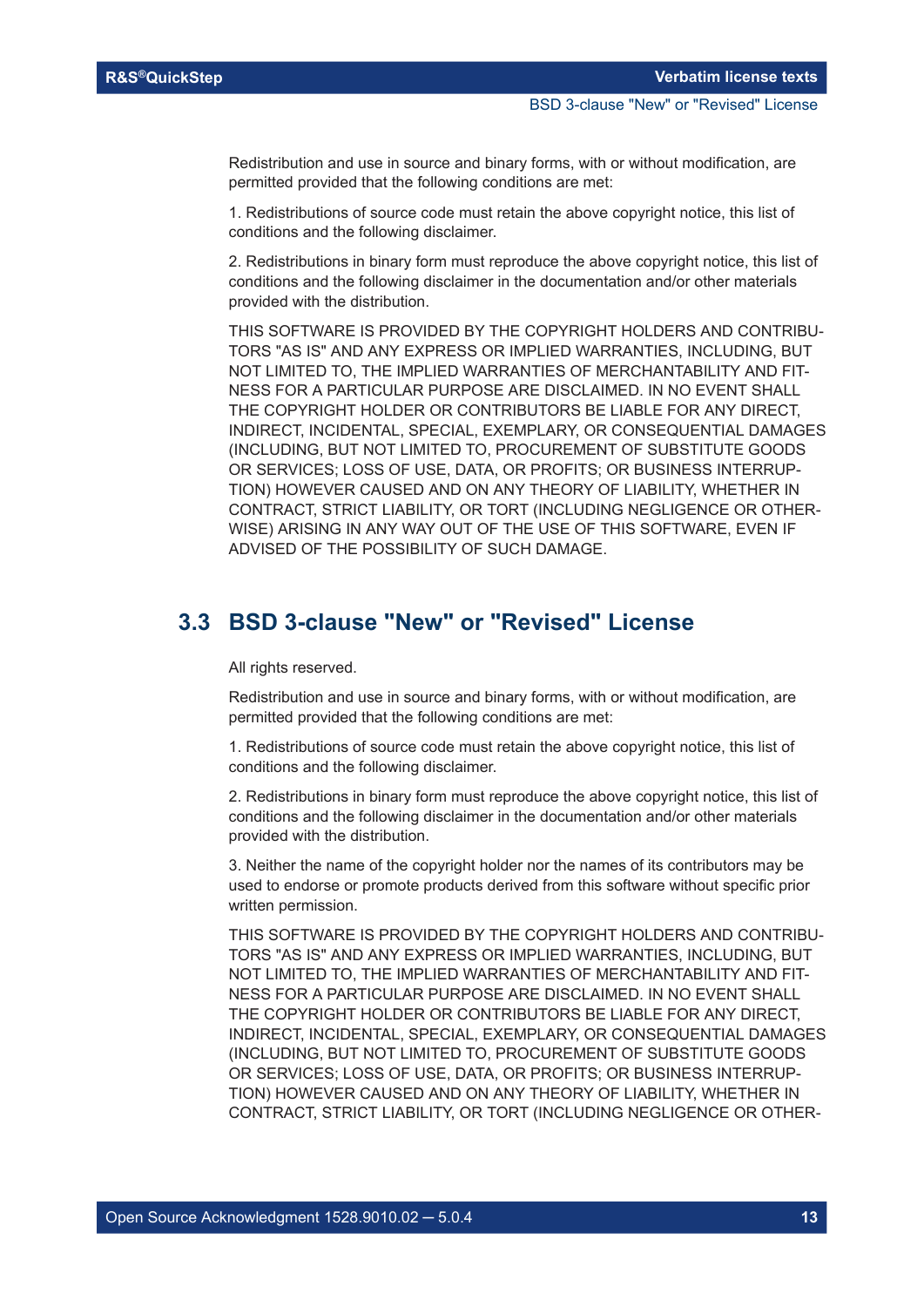Redistribution and use in source and binary forms, with or without modification, are permitted provided that the following conditions are met:

1. Redistributions of source code must retain the above copyright notice, this list of conditions and the following disclaimer.

2. Redistributions in binary form must reproduce the above copyright notice, this list of conditions and the following disclaimer in the documentation and/or other materials provided with the distribution.

THIS SOFTWARE IS PROVIDED BY THE COPYRIGHT HOLDERS AND CONTRIBUTORS "AS IS" AND ANY EXPRESS OR IMPLIED WARRANTIES, INCLUDING, BUT NOT LIMITED TO, THE IMPLIED WARRANTIES OF MERCHANTABILITY AND FITNESS FOR A PARTICULAR PURPOSE ARE DISCLAIMED. IN NO EVENT SHALL THE COPYRIGHT HOLDER OR CONTRIBUTORS BE LIABLE FOR ANY DIRECT, INDIRECT, INCIDENTAL, SPECIAL, EXEMPLARY, OR CONSEQUENTIAL DAMAGES (INCLUDING, BUT NOT LIMITED TO, PROCUREMENT OF SUBSTITUTE GOODS OR SERVICES; LOSS OF USE, DATA, OR PROFITS; OR BUSINESS INTERRUPTION) HOWEVER CAUSED AND ON ANY THEORY OF LIABILITY, WHETHER IN CONTRACT, STRICT LIABILITY, OR TORT (INCLUDING NEGLIGENCE OR OTHERWISE) ARISING IN ANY WAY OUT OF THE USE OF THIS SOFTWARE, EVEN IF ADVISED OF THE POSSIBILITY OF SUCH DAMAGE.

## 3.3 BSD 3-clause "New" or "Revised" License

All rights reserved.

Redistribution and use in source and binary forms, with or without modification, are permitted provided that the following conditions are met:

1. Redistributions of source code must retain the above copyright notice, this list of conditions and the following disclaimer.

2. Redistributions in binary form must reproduce the above copyright notice, this list of conditions and the following disclaimer in the documentation and/or other materials provided with the distribution.

3. Neither the name of the copyright holder nor the names of its contributors may be used to endorse or promote products derived from this software without specific prior written permission.

THIS SOFTWARE IS PROVIDED BY THE COPYRIGHT HOLDERS AND CONTRIBUTORS "AS IS" AND ANY EXPRESS OR IMPLIED WARRANTIES, INCLUDING, BUT NOT LIMITED TO, THE IMPLIED WARRANTIES OF MERCHANTABILITY AND FITNESS FOR A PARTICULAR PURPOSE ARE DISCLAIMED. IN NO EVENT SHALL THE COPYRIGHT HOLDER OR CONTRIBUTORS BE LIABLE FOR ANY DIRECT, INDIRECT, INCIDENTAL, SPECIAL, EXEMPLARY, OR CONSEQUENTIAL DAMAGES (INCLUDING, BUT NOT LIMITED TO, PROCUREMENT OF SUBSTITUTE GOODS OR SERVICES; LOSS OF USE, DATA, OR PROFITS; OR BUSINESS INTERRUPTION) HOWEVER CAUSED AND ON ANY THEORY OF LIABILITY, WHETHER IN CONTRACT, STRICT LIABILITY, OR TORT (INCLUDING NEGLIGENCE OR OTHER-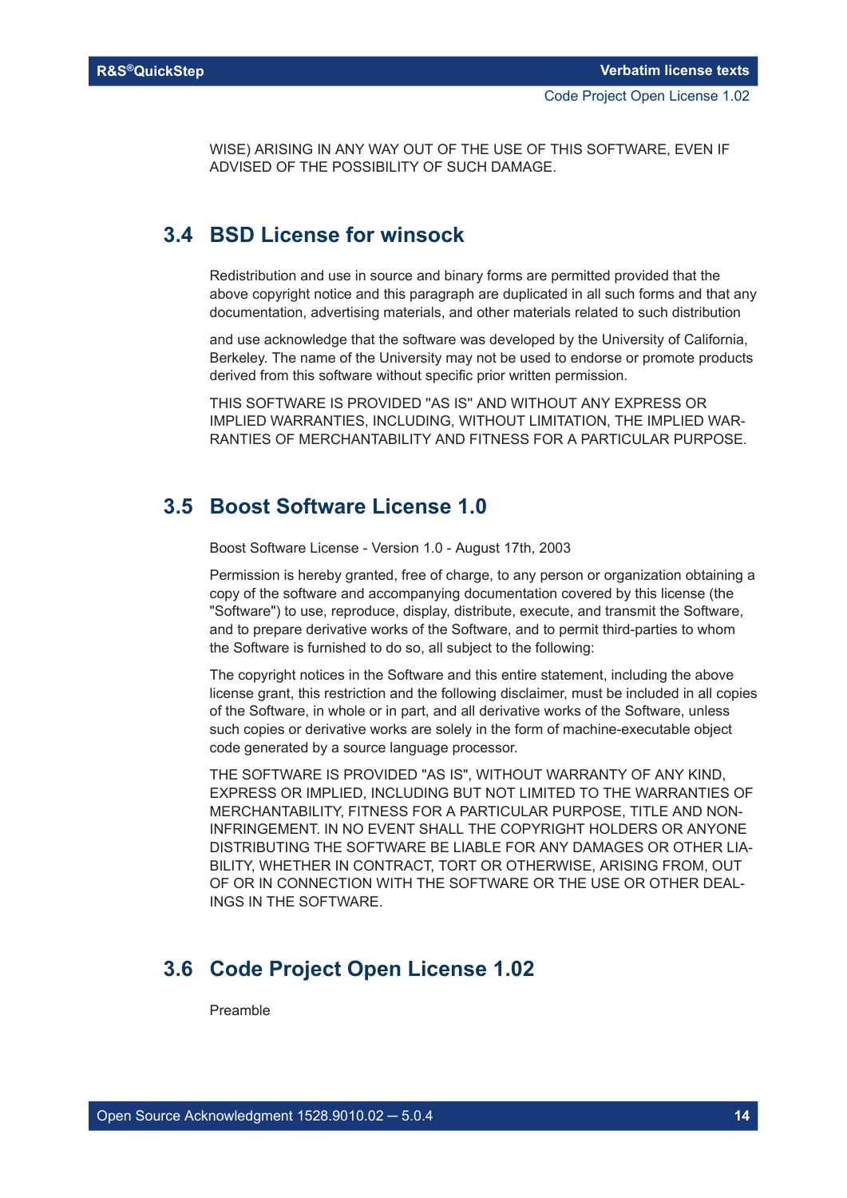WISE) ARISING IN ANY WAY OUT OF THE USE OF THIS SOFTWARE, EVEN IF ADVISED OF THE POSSIBILITY OF SUCH DAMAGE.

## 3.4 BSD License for winsock

Redistribution and use in source and binary forms are permitted provided that the above copyright notice and this paragraph are duplicated in all such forms and that any documentation, advertising materials, and other materials related to such distribution

and use acknowledge that the software was developed by the University of California, Berkeley. The name of the University may not be used to endorse or promote products derived from this software without specific prior written permission.

THIS SOFTWARE IS PROVIDED "AS IS" AND WITHOUT ANY EXPRESS OR IMPLIED WARRANTIES, INCLUDING, WITHOUT LIMITATION, THE IMPLIED WARRANTIES OF MERCHANTABILITY AND FITNESS FOR A PARTICULAR PURPOSE.

## 3.5 Boost Software License 1.0

Boost Software License - Version 1.0 - August 17th, 2003

Permission is hereby granted, free of charge, to any person or organization obtaining a copy of the software and accompanying documentation covered by this license (the "Software") to use, reproduce, display, distribute, execute, and transmit the Software, and to prepare derivative works of the Software, and to permit third-parties to whom the Software is furnished to do so, all subject to the following:

The copyright notices in the Software and this entire statement, including the above license grant, this restriction and the following disclaimer, must be included in all copies of the Software, in whole or in part, and all derivative works of the Software, unless such copies or derivative works are solely in the form of machine-executable object code generated by a source language processor.

THE SOFTWARE IS PROVIDED "AS IS", WITHOUT WARRANTY OF ANY KIND, EXPRESS OR IMPLIED, INCLUDING BUT NOT LIMITED TO THE WARRANTIES OF MERCHANTABILITY, FITNESS FOR A PARTICULAR PURPOSE, TITLE AND NON-INFRINGEMENT. IN NO EVENT SHALL THE COPYRIGHT HOLDERS OR ANYONE DISTRIBUTING THE SOFTWARE BE LIABLE FOR ANY DAMAGES OR OTHER LIABILITY, WHETHER IN CONTRACT, TORT OR OTHERWISE, ARISING FROM, OUT OF OR IN CONNECTION WITH THE SOFTWARE OR THE USE OR OTHER DEALINGS IN THE SOFTWARE.

## 3.6 Code Project Open License 1.02

Preamble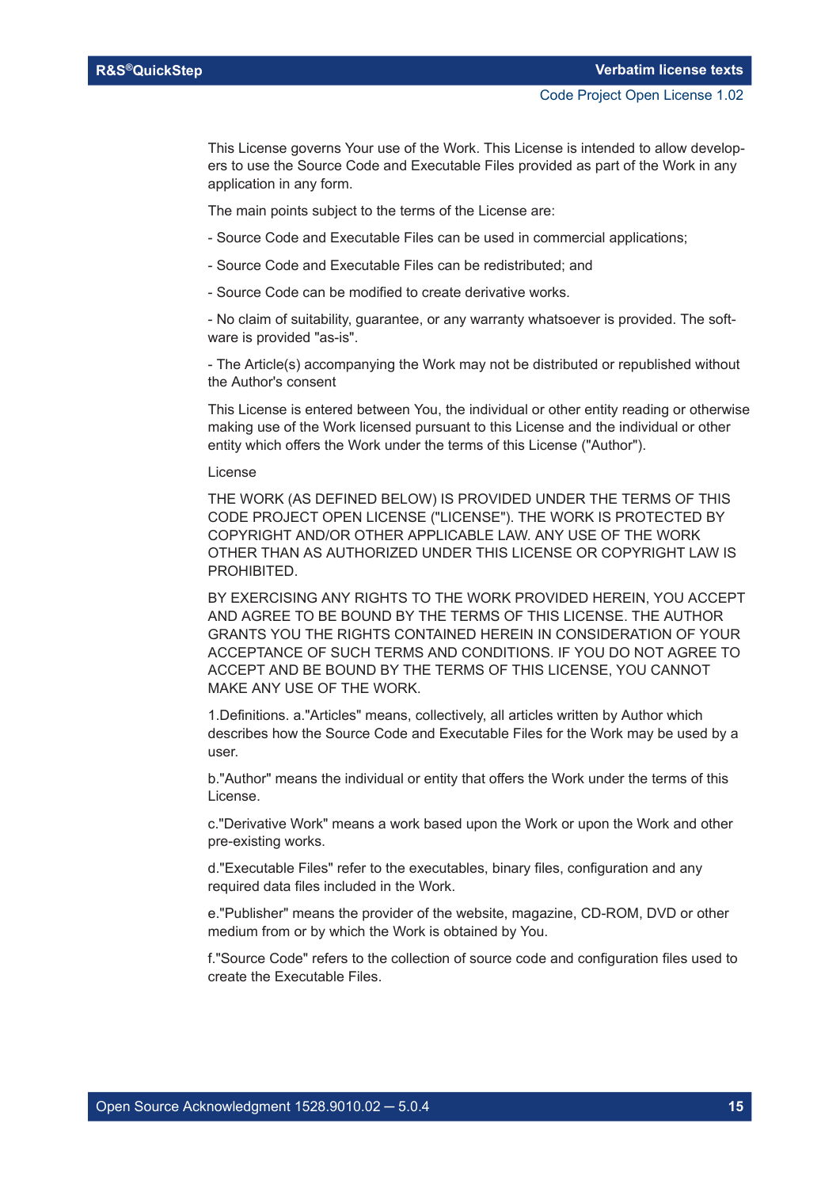This License governs Your use of the Work. This License is intended to allow developers to use the Source Code and Executable Files provided as part of the Work in any application in any form.

The main points subject to the terms of the License are:

- Source Code and Executable Files can be used in commercial applications;

- Source Code and Executable Files can be redistributed; and

- Source Code can be modified to create derivative works.

- No claim of suitability, guarantee, or any warranty whatsoever is provided. The software is provided "as-is".

- The Article(s) accompanying the Work may not be distributed or republished without the Author's consent

This License is entered between You, the individual or other entity reading or otherwise making use of the Work licensed pursuant to this License and the individual or other entity which offers the Work under the terms of this License ("Author").

License

THE WORK (AS DEFINED BELOW) IS PROVIDED UNDER THE TERMS OF THIS CODE PROJECT OPEN LICENSE ("LICENSE"). THE WORK IS PROTECTED BY COPYRIGHT AND/OR OTHER APPLICABLE LAW. ANY USE OF THE WORK OTHER THAN AS AUTHORIZED UNDER THIS LICENSE OR COPYRIGHT LAW IS PROHIBITED.

BY EXERCISING ANY RIGHTS TO THE WORK PROVIDED HEREIN, YOU ACCEPT AND AGREE TO BE BOUND BY THE TERMS OF THIS LICENSE. THE AUTHOR GRANTS YOU THE RIGHTS CONTAINED HEREIN IN CONSIDERATION OF YOUR ACCEPTANCE OF SUCH TERMS AND CONDITIONS. IF YOU DO NOT AGREE TO ACCEPT AND BE BOUND BY THE TERMS OF THIS LICENSE, YOU CANNOT MAKE ANY USE OF THE WORK.

1.Definitions. a."Articles" means, collectively, all articles written by Author which describes how the Source Code and Executable Files for the Work may be used by a user.

b."Author" means the individual or entity that offers the Work under the terms of this License.

c."Derivative Work" means a work based upon the Work or upon the Work and other pre-existing works.

d."Executable Files" refer to the executables, binary files, configuration and any required data files included in the Work.

e."Publisher" means the provider of the website, magazine, CD-ROM, DVD or other medium from or by which the Work is obtained by You.

f."Source Code" refers to the collection of source code and configuration files used to create the Executable Files.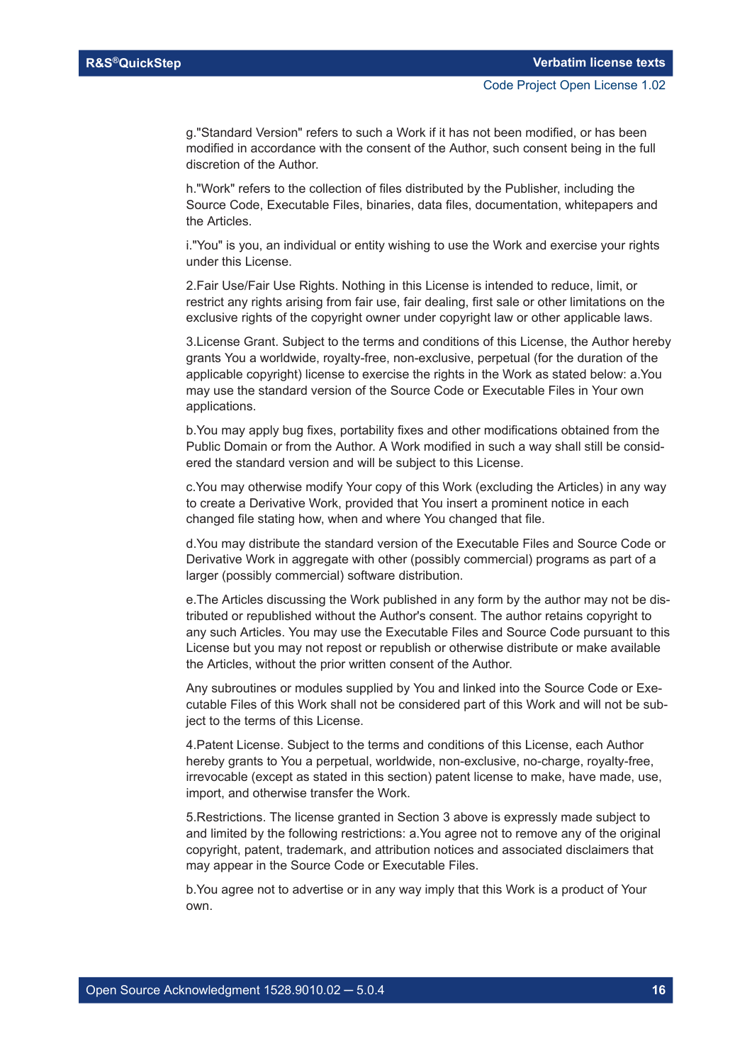g."Standard Version" refers to such a Work if it has not been modified, or has been modified in accordance with the consent of the Author, such consent being in the full discretion of the Author.

h."Work" refers to the collection of files distributed by the Publisher, including the Source Code, Executable Files, binaries, data files, documentation, whitepapers and the Articles.

i."You" is you, an individual or entity wishing to use the Work and exercise your rights under this License.

2.Fair Use/Fair Use Rights. Nothing in this License is intended to reduce, limit, or restrict any rights arising from fair use, fair dealing, first sale or other limitations on the exclusive rights of the copyright owner under copyright law or other applicable laws.

3.License Grant. Subject to the terms and conditions of this License, the Author hereby grants You a worldwide, royalty-free, non-exclusive, perpetual (for the duration of the applicable copyright) license to exercise the rights in the Work as stated below: a.You may use the standard version of the Source Code or Executable Files in Your own applications.

b.You may apply bug fixes, portability fixes and other modifications obtained from the Public Domain or from the Author. A Work modified in such a way shall still be considered the standard version and will be subject to this License.

c.You may otherwise modify Your copy of this Work (excluding the Articles) in any way to create a Derivative Work, provided that You insert a prominent notice in each changed file stating how, when and where You changed that file.

d.You may distribute the standard version of the Executable Files and Source Code or Derivative Work in aggregate with other (possibly commercial) programs as part of a larger (possibly commercial) software distribution.

e.The Articles discussing the Work published in any form by the author may not be distributed or republished without the Author's consent. The author retains copyright to any such Articles. You may use the Executable Files and Source Code pursuant to this License but you may not repost or republish or otherwise distribute or make available the Articles, without the prior written consent of the Author.

Any subroutines or modules supplied by You and linked into the Source Code or Executable Files of this Work shall not be considered part of this Work and will not be subject to the terms of this License.

4.Patent License. Subject to the terms and conditions of this License, each Author hereby grants to You a perpetual, worldwide, non-exclusive, no-charge, royalty-free, irrevocable (except as stated in this section) patent license to make, have made, use, import, and otherwise transfer the Work.

5.Restrictions. The license granted in Section 3 above is expressly made subject to and limited by the following restrictions: a.You agree not to remove any of the original copyright, patent, trademark, and attribution notices and associated disclaimers that may appear in the Source Code or Executable Files.

b.You agree not to advertise or in any way imply that this Work is a product of Your own.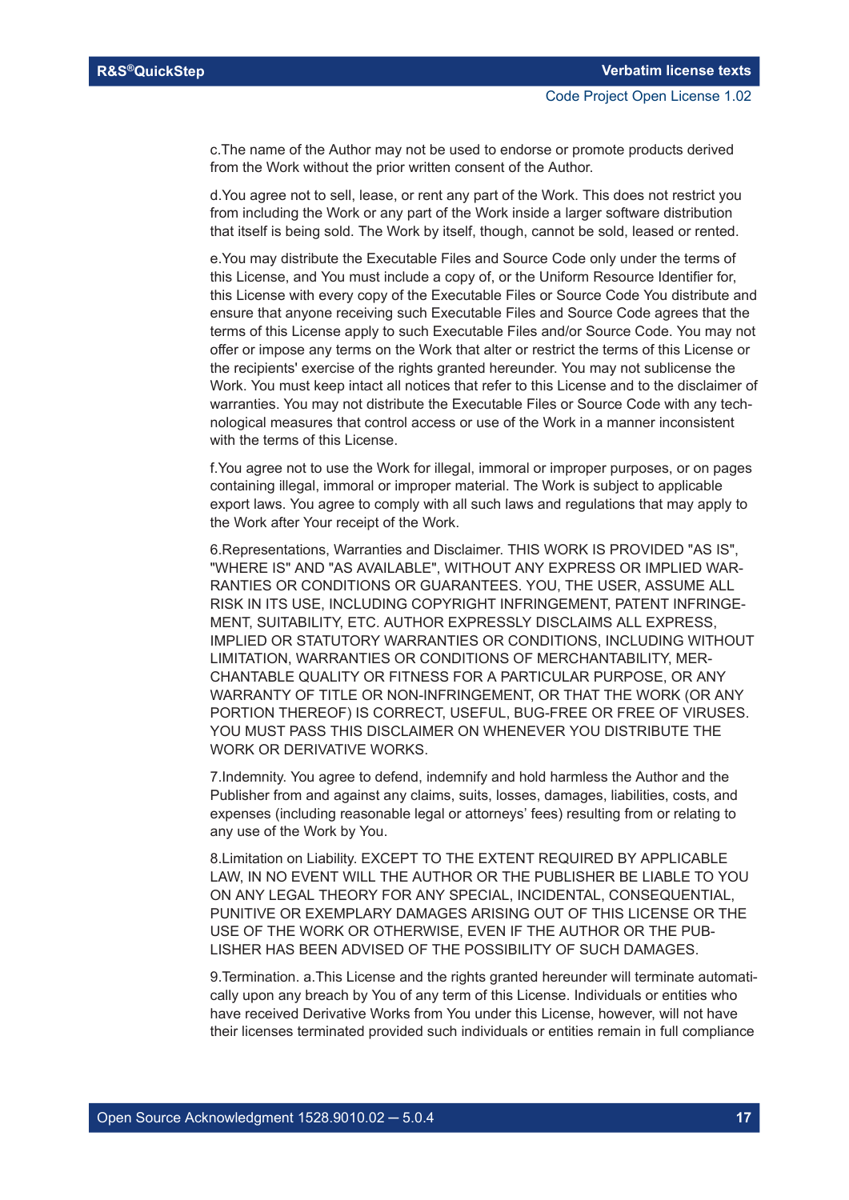c.The name of the Author may not be used to endorse or promote products derived from the Work without the prior written consent of the Author.

d.You agree not to sell, lease, or rent any part of the Work. This does not restrict you from including the Work or any part of the Work inside a larger software distribution that itself is being sold. The Work by itself, though, cannot be sold, leased or rented.

e.You may distribute the Executable Files and Source Code only under the terms of this License, and You must include a copy of, or the Uniform Resource Identifier for, this License with every copy of the Executable Files or Source Code You distribute and ensure that anyone receiving such Executable Files and Source Code agrees that the terms of this License apply to such Executable Files and/or Source Code. You may not offer or impose any terms on the Work that alter or restrict the terms of this License or the recipients' exercise of the rights granted hereunder. You may not sublicense the Work. You must keep intact all notices that refer to this License and to the disclaimer of warranties. You may not distribute the Executable Files or Source Code with any technological measures that control access or use of the Work in a manner inconsistent with the terms of this License.

f.You agree not to use the Work for illegal, immoral or improper purposes, or on pages containing illegal, immoral or improper material. The Work is subject to applicable export laws. You agree to comply with all such laws and regulations that may apply to the Work after Your receipt of the Work.

6.Representations, Warranties and Disclaimer. THIS WORK IS PROVIDED "AS IS", "WHERE IS" AND "AS AVAILABLE", WITHOUT ANY EXPRESS OR IMPLIED WARRANTIES OR CONDITIONS OR GUARANTEES. YOU, THE USER, ASSUME ALL RISK IN ITS USE, INCLUDING COPYRIGHT INFRINGEMENT, PATENT INFRINGEMENT, SUITABILITY, ETC. AUTHOR EXPRESSLY DISCLAIMS ALL EXPRESS, IMPLIED OR STATUTORY WARRANTIES OR CONDITIONS, INCLUDING WITHOUT LIMITATION, WARRANTIES OR CONDITIONS OF MERCHANTABILITY, MERCHANTABLE QUALITY OR FITNESS FOR A PARTICULAR PURPOSE, OR ANY WARRANTY OF TITLE OR NON-INFRINGEMENT, OR THAT THE WORK (OR ANY PORTION THEREOF) IS CORRECT, USEFUL, BUG-FREE OR FREE OF VIRUSES. YOU MUST PASS THIS DISCLAIMER ON WHENEVER YOU DISTRIBUTE THE WORK OR DERIVATIVE WORKS.

7.Indemnity. You agree to defend, indemnify and hold harmless the Author and the Publisher from and against any claims, suits, losses, damages, liabilities, costs, and expenses (including reasonable legal or attorneys' fees) resulting from or relating to any use of the Work by You.

8.Limitation on Liability. EXCEPT TO THE EXTENT REQUIRED BY APPLICABLE LAW, IN NO EVENT WILL THE AUTHOR OR THE PUBLISHER BE LIABLE TO YOU ON ANY LEGAL THEORY FOR ANY SPECIAL, INCIDENTAL, CONSEQUENTIAL, PUNITIVE OR EXEMPLARY DAMAGES ARISING OUT OF THIS LICENSE OR THE USE OF THE WORK OR OTHERWISE, EVEN IF THE AUTHOR OR THE PUBLISHER HAS BEEN ADVISED OF THE POSSIBILITY OF SUCH DAMAGES.

9.Termination. a.This License and the rights granted hereunder will terminate automatically upon any breach by You of any term of this License. Individuals or entities who have received Derivative Works from You under this License, however, will not have their licenses terminated provided such individuals or entities remain in full compliance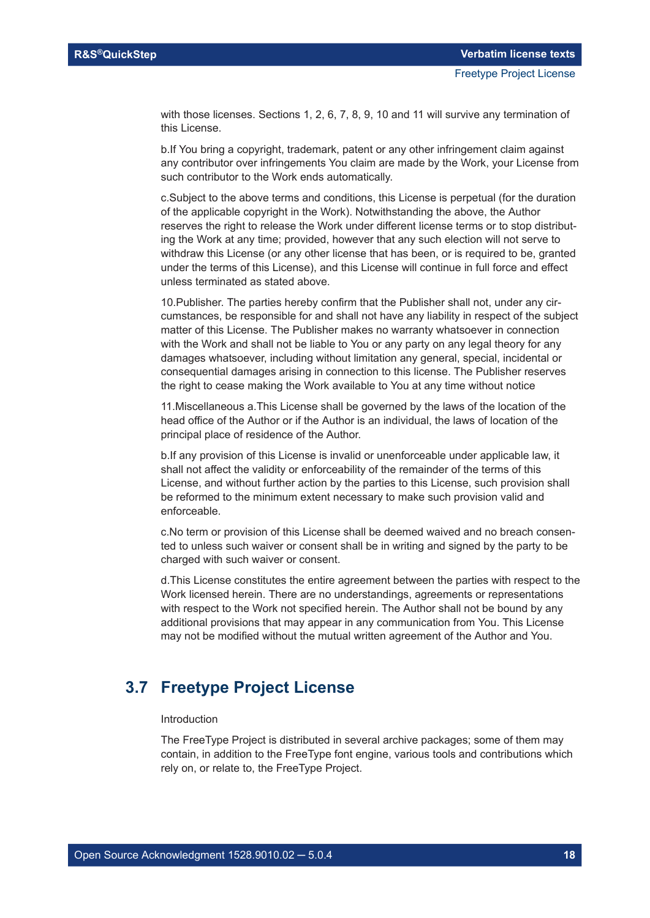with those licenses. Sections 1, 2, 6, 7, 8, 9, 10 and 11 will survive any termination of this License.

b.If You bring a copyright, trademark, patent or any other infringement claim against any contributor over infringements You claim are made by the Work, your License from such contributor to the Work ends automatically.

c.Subject to the above terms and conditions, this License is perpetual (for the duration of the applicable copyright in the Work). Notwithstanding the above, the Author reserves the right to release the Work under different license terms or to stop distributing the Work at any time; provided, however that any such election will not serve to withdraw this License (or any other license that has been, or is required to be, granted under the terms of this License), and this License will continue in full force and effect unless terminated as stated above.

10.Publisher. The parties hereby confirm that the Publisher shall not, under any circumstances, be responsible for and shall not have any liability in respect of the subject matter of this License. The Publisher makes no warranty whatsoever in connection with the Work and shall not be liable to You or any party on any legal theory for any damages whatsoever, including without limitation any general, special, incidental or consequential damages arising in connection to this license. The Publisher reserves the right to cease making the Work available to You at any time without notice

11.Miscellaneous a.This License shall be governed by the laws of the location of the head office of the Author or if the Author is an individual, the laws of location of the principal place of residence of the Author.

b.If any provision of this License is invalid or unenforceable under applicable law, it shall not affect the validity or enforceability of the remainder of the terms of this License, and without further action by the parties to this License, such provision shall be reformed to the minimum extent necessary to make such provision valid and enforceable.

c.No term or provision of this License shall be deemed waived and no breach consented to unless such waiver or consent shall be in writing and signed by the party to be charged with such waiver or consent.

d.This License constitutes the entire agreement between the parties with respect to the Work licensed herein. There are no understandings, agreements or representations with respect to the Work not specified herein. The Author shall not be bound by any additional provisions that may appear in any communication from You. This License may not be modified without the mutual written agreement of the Author and You.

## 3.7 Freetype Project License

Introduction

The FreeType Project is distributed in several archive packages; some of them may contain, in addition to the FreeType font engine, various tools and contributions which rely on, or relate to, the FreeType Project.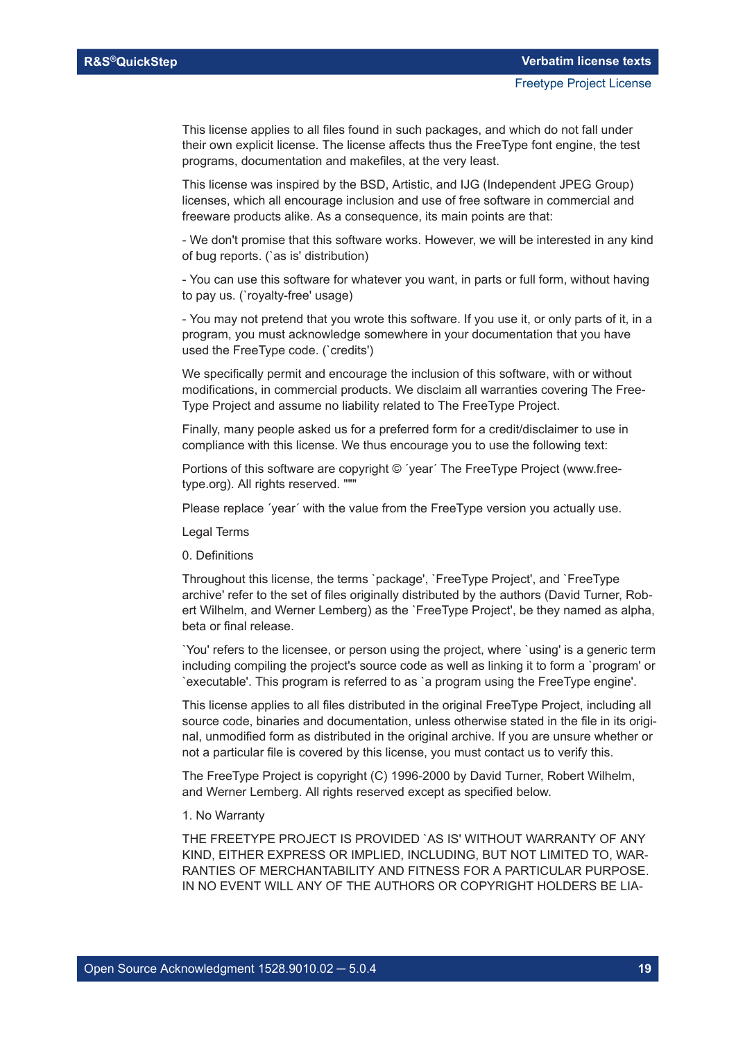This license applies to all files found in such packages, and which do not fall under their own explicit license. The license affects thus the FreeType font engine, the test programs, documentation and makefiles, at the very least.

This license was inspired by the BSD, Artistic, and IJG (Independent JPEG Group) licenses, which all encourage inclusion and use of free software in commercial and freeware products alike. As a consequence, its main points are that:

- We don't promise that this software works. However, we will be interested in any kind of bug reports. (`as is' distribution)

- You can use this software for whatever you want, in parts or full form, without having to pay us. (`royalty-free' usage)

- You may not pretend that you wrote this software. If you use it, or only parts of it, in a program, you must acknowledge somewhere in your documentation that you have used the FreeType code. (`credits')

We specifically permit and encourage the inclusion of this software, with or without modifications, in commercial products. We disclaim all warranties covering The FreeType Project and assume no liability related to The FreeType Project.

Finally, many people asked us for a preferred form for a credit/disclaimer to use in compliance with this license. We thus encourage you to use the following text:

Portions of this software are copyright © ´year´ The FreeType Project (www.freetype.org). All rights reserved. """

Please replace ´year´ with the value from the FreeType version you actually use.

Legal Terms

0. Definitions

Throughout this license, the terms `package', `FreeType Project', and `FreeType archive' refer to the set of files originally distributed by the authors (David Turner, Robert Wilhelm, and Werner Lemberg) as the `FreeType Project', be they named as alpha, beta or final release.

`You' refers to the licensee, or person using the project, where `using' is a generic term including compiling the project's source code as well as linking it to form a `program' or `executable'. This program is referred to as `a program using the FreeType engine'.

This license applies to all files distributed in the original FreeType Project, including all source code, binaries and documentation, unless otherwise stated in the file in its original, unmodified form as distributed in the original archive. If you are unsure whether or not a particular file is covered by this license, you must contact us to verify this.

The FreeType Project is copyright (C) 1996-2000 by David Turner, Robert Wilhelm, and Werner Lemberg. All rights reserved except as specified below.

1. No Warranty

THE FREETYPE PROJECT IS PROVIDED `AS IS' WITHOUT WARRANTY OF ANY KIND, EITHER EXPRESS OR IMPLIED, INCLUDING, BUT NOT LIMITED TO, WARRANTIES OF MERCHANTABILITY AND FITNESS FOR A PARTICULAR PURPOSE. IN NO EVENT WILL ANY OF THE AUTHORS OR COPYRIGHT HOLDERS BE LIA-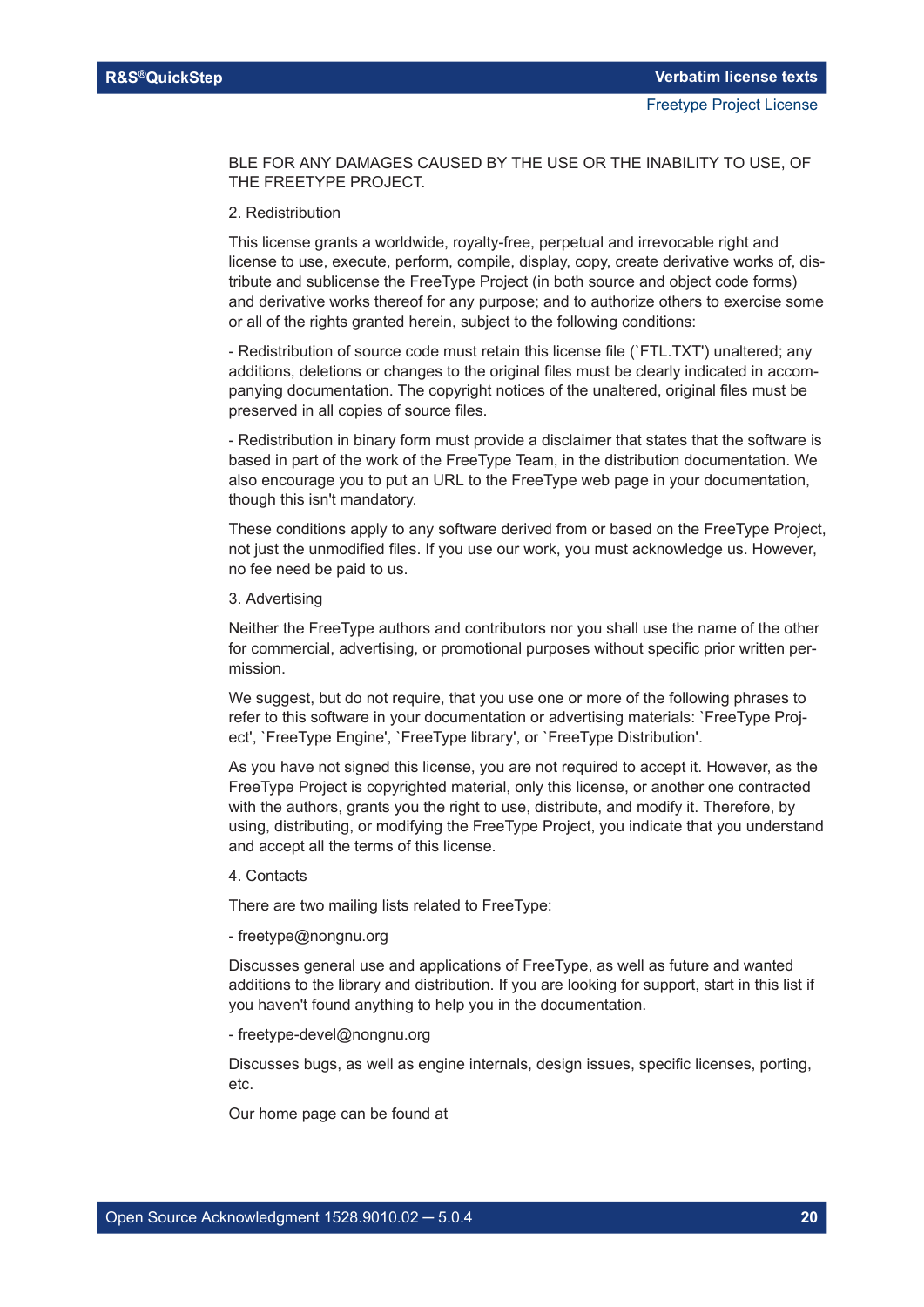BLE FOR ANY DAMAGES CAUSED BY THE USE OR THE INABILITY TO USE, OF THE FREETYPE PROJECT.

2. Redistribution

This license grants a worldwide, royalty-free, perpetual and irrevocable right and license to use, execute, perform, compile, display, copy, create derivative works of, distribute and sublicense the FreeType Project (in both source and object code forms) and derivative works thereof for any purpose; and to authorize others to exercise some or all of the rights granted herein, subject to the following conditions:

- Redistribution of source code must retain this license file (`FTL.TXT') unaltered; any additions, deletions or changes to the original files must be clearly indicated in accompanying documentation. The copyright notices of the unaltered, original files must be preserved in all copies of source files.

- Redistribution in binary form must provide a disclaimer that states that the software is based in part of the work of the FreeType Team, in the distribution documentation. We also encourage you to put an URL to the FreeType web page in your documentation, though this isn't mandatory.

These conditions apply to any software derived from or based on the FreeType Project, not just the unmodified files. If you use our work, you must acknowledge us. However, no fee need be paid to us.

3. Advertising

Neither the FreeType authors and contributors nor you shall use the name of the other for commercial, advertising, or promotional purposes without specific prior written permission.

We suggest, but do not require, that you use one or more of the following phrases to refer to this software in your documentation or advertising materials: `FreeType Project', `FreeType Engine', `FreeType library', or `FreeType Distribution'.

As you have not signed this license, you are not required to accept it. However, as the FreeType Project is copyrighted material, only this license, or another one contracted with the authors, grants you the right to use, distribute, and modify it. Therefore, by using, distributing, or modifying the FreeType Project, you indicate that you understand and accept all the terms of this license.

4. Contacts

There are two mailing lists related to FreeType:

- freetype@nongnu.org

Discusses general use and applications of FreeType, as well as future and wanted additions to the library and distribution. If you are looking for support, start in this list if you haven't found anything to help you in the documentation.

- freetype-devel@nongnu.org

Discusses bugs, as well as engine internals, design issues, specific licenses, porting, etc.

Our home page can be found at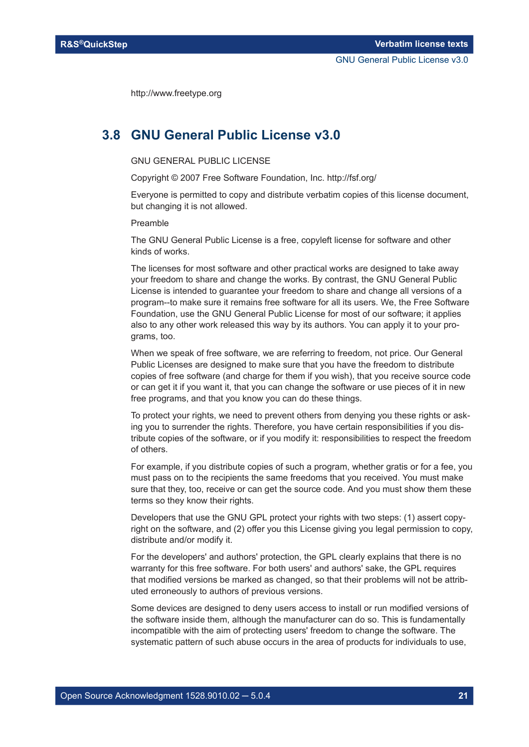http://www.freetype.org

## 3.8 GNU General Public License v3.0

GNU GENERAL PUBLIC LICENSE

Copyright © 2007 Free Software Foundation, Inc. http://fsf.org/

Everyone is permitted to copy and distribute verbatim copies of this license document, but changing it is not allowed.

Preamble

The GNU General Public License is a free, copyleft license for software and other kinds of works.

The licenses for most software and other practical works are designed to take away your freedom to share and change the works. By contrast, the GNU General Public License is intended to guarantee your freedom to share and change all versions of a program--to make sure it remains free software for all its users. We, the Free Software Foundation, use the GNU General Public License for most of our software; it applies also to any other work released this way by its authors. You can apply it to your programs, too.

When we speak of free software, we are referring to freedom, not price. Our General Public Licenses are designed to make sure that you have the freedom to distribute copies of free software (and charge for them if you wish), that you receive source code or can get it if you want it, that you can change the software or use pieces of it in new free programs, and that you know you can do these things.

To protect your rights, we need to prevent others from denying you these rights or asking you to surrender the rights. Therefore, you have certain responsibilities if you distribute copies of the software, or if you modify it: responsibilities to respect the freedom of others.

For example, if you distribute copies of such a program, whether gratis or for a fee, you must pass on to the recipients the same freedoms that you received. You must make sure that they, too, receive or can get the source code. And you must show them these terms so they know their rights.

Developers that use the GNU GPL protect your rights with two steps: (1) assert copyright on the software, and (2) offer you this License giving you legal permission to copy, distribute and/or modify it.

For the developers' and authors' protection, the GPL clearly explains that there is no warranty for this free software. For both users' and authors' sake, the GPL requires that modified versions be marked as changed, so that their problems will not be attributed erroneously to authors of previous versions.

Some devices are designed to deny users access to install or run modified versions of the software inside them, although the manufacturer can do so. This is fundamentally incompatible with the aim of protecting users' freedom to change the software. The systematic pattern of such abuse occurs in the area of products for individuals to use,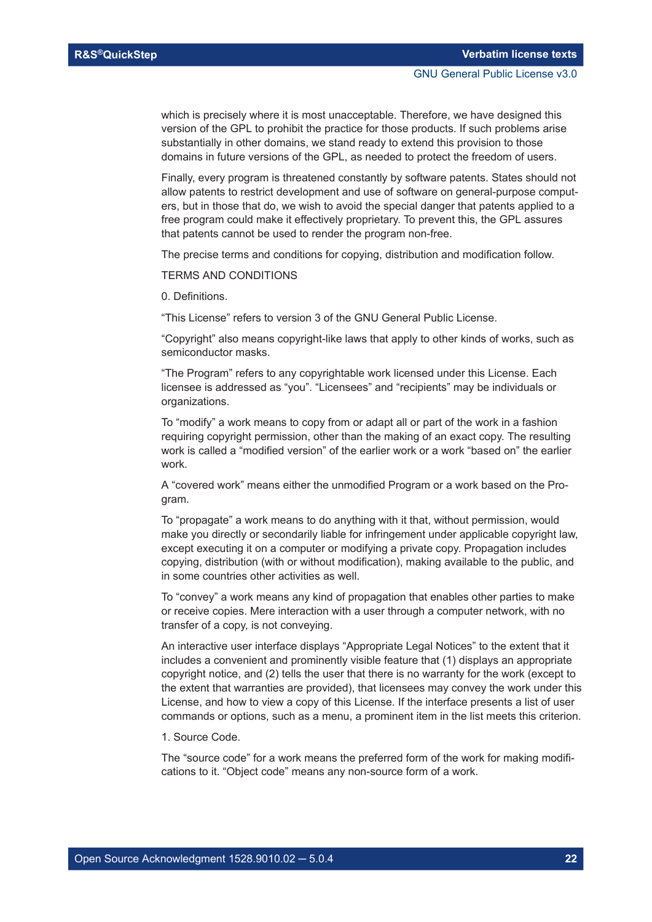which is precisely where it is most unacceptable. Therefore, we have designed this version of the GPL to prohibit the practice for those products. If such problems arise substantially in other domains, we stand ready to extend this provision to those domains in future versions of the GPL, as needed to protect the freedom of users.

Finally, every program is threatened constantly by software patents. States should not allow patents to restrict development and use of software on general-purpose computers, but in those that do, we wish to avoid the special danger that patents applied to a free program could make it effectively proprietary. To prevent this, the GPL assures that patents cannot be used to render the program non-free.

The precise terms and conditions for copying, distribution and modification follow.

TERMS AND CONDITIONS

0. Definitions.

“This License” refers to version 3 of the GNU General Public License.

“Copyright” also means copyright-like laws that apply to other kinds of works, such as semiconductor masks.

“The Program” refers to any copyrightable work licensed under this License. Each licensee is addressed as “you”. “Licensees” and “recipients” may be individuals or organizations.

To “modify” a work means to copy from or adapt all or part of the work in a fashion requiring copyright permission, other than the making of an exact copy. The resulting work is called a “modified version” of the earlier work or a work “based on” the earlier work.

A “covered work” means either the unmodified Program or a work based on the Program.

To “propagate” a work means to do anything with it that, without permission, would make you directly or secondarily liable for infringement under applicable copyright law, except executing it on a computer or modifying a private copy. Propagation includes copying, distribution (with or without modification), making available to the public, and in some countries other activities as well.

To “convey” a work means any kind of propagation that enables other parties to make or receive copies. Mere interaction with a user through a computer network, with no transfer of a copy, is not conveying.

An interactive user interface displays “Appropriate Legal Notices” to the extent that it includes a convenient and prominently visible feature that (1) displays an appropriate copyright notice, and (2) tells the user that there is no warranty for the work (except to the extent that warranties are provided), that licensees may convey the work under this License, and how to view a copy of this License. If the interface presents a list of user commands or options, such as a menu, a prominent item in the list meets this criterion.

1. Source Code.

The “source code” for a work means the preferred form of the work for making modifications to it. “Object code” means any non-source form of a work.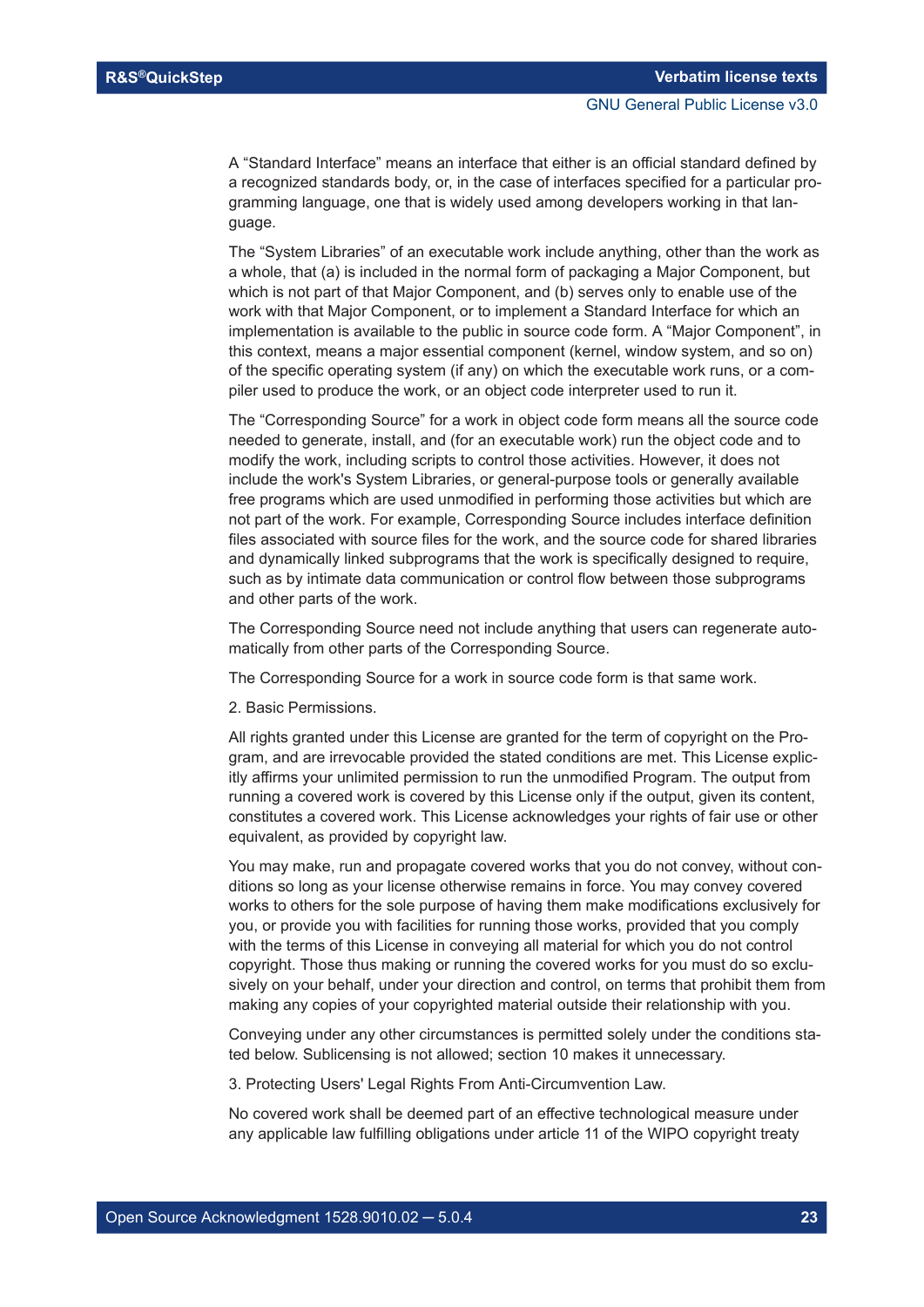A “Standard Interface” means an interface that either is an official standard defined by a recognized standards body, or, in the case of interfaces specified for a particular programming language, one that is widely used among developers working in that language.

The “System Libraries” of an executable work include anything, other than the work as a whole, that (a) is included in the normal form of packaging a Major Component, but which is not part of that Major Component, and (b) serves only to enable use of the work with that Major Component, or to implement a Standard Interface for which an implementation is available to the public in source code form. A “Major Component”, in this context, means a major essential component (kernel, window system, and so on) of the specific operating system (if any) on which the executable work runs, or a compiler used to produce the work, or an object code interpreter used to run it.

The “Corresponding Source” for a work in object code form means all the source code needed to generate, install, and (for an executable work) run the object code and to modify the work, including scripts to control those activities. However, it does not include the work's System Libraries, or general-purpose tools or generally available free programs which are used unmodified in performing those activities but which are not part of the work. For example, Corresponding Source includes interface definition files associated with source files for the work, and the source code for shared libraries and dynamically linked subprograms that the work is specifically designed to require, such as by intimate data communication or control flow between those subprograms and other parts of the work.

The Corresponding Source need not include anything that users can regenerate automatically from other parts of the Corresponding Source.

The Corresponding Source for a work in source code form is that same work.

2. Basic Permissions.

All rights granted under this License are granted for the term of copyright on the Program, and are irrevocable provided the stated conditions are met. This License explicitly affirms your unlimited permission to run the unmodified Program. The output from running a covered work is covered by this License only if the output, given its content, constitutes a covered work. This License acknowledges your rights of fair use or other equivalent, as provided by copyright law.

You may make, run and propagate covered works that you do not convey, without conditions so long as your license otherwise remains in force. You may convey covered works to others for the sole purpose of having them make modifications exclusively for you, or provide you with facilities for running those works, provided that you comply with the terms of this License in conveying all material for which you do not control copyright. Those thus making or running the covered works for you must do so exclusively on your behalf, under your direction and control, on terms that prohibit them from making any copies of your copyrighted material outside their relationship with you.

Conveying under any other circumstances is permitted solely under the conditions stated below. Sublicensing is not allowed; section 10 makes it unnecessary.

3. Protecting Users' Legal Rights From Anti-Circumvention Law.

No covered work shall be deemed part of an effective technological measure under any applicable law fulfilling obligations under article 11 of the WIPO copyright treaty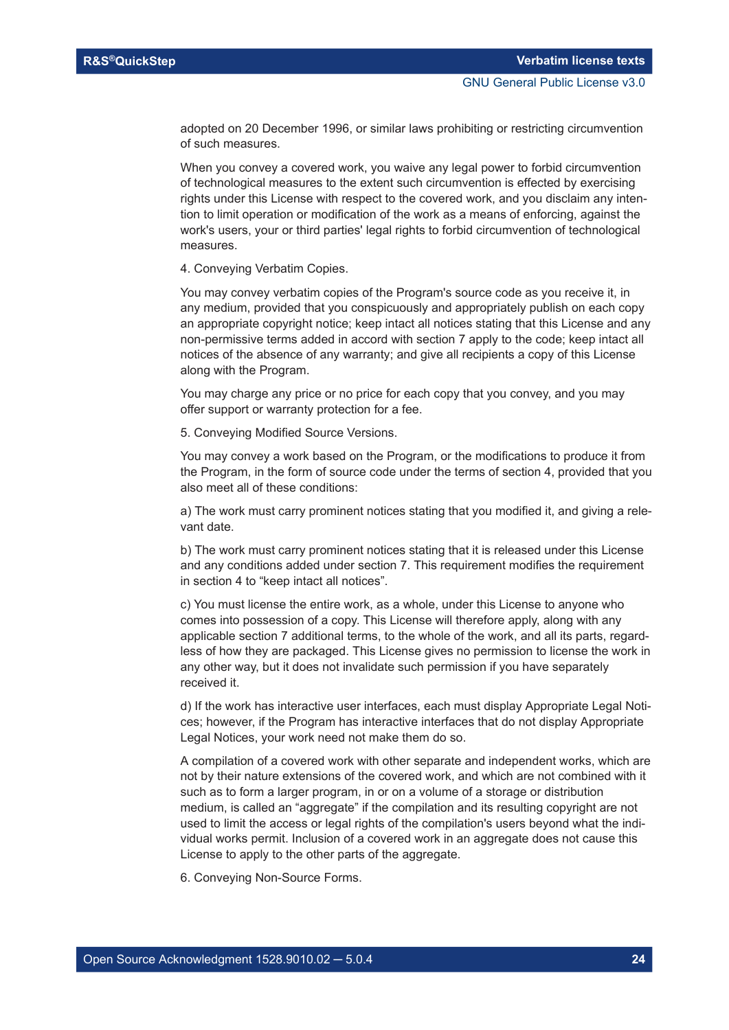adopted on 20 December 1996, or similar laws prohibiting or restricting circumvention of such measures.

When you convey a covered work, you waive any legal power to forbid circumvention of technological measures to the extent such circumvention is effected by exercising rights under this License with respect to the covered work, and you disclaim any intention to limit operation or modification of the work as a means of enforcing, against the work's users, your or third parties' legal rights to forbid circumvention of technological measures.

4. Conveying Verbatim Copies.

You may convey verbatim copies of the Program's source code as you receive it, in any medium, provided that you conspicuously and appropriately publish on each copy an appropriate copyright notice; keep intact all notices stating that this License and any non-permissive terms added in accord with section 7 apply to the code; keep intact all notices of the absence of any warranty; and give all recipients a copy of this License along with the Program.

You may charge any price or no price for each copy that you convey, and you may offer support or warranty protection for a fee.

5. Conveying Modified Source Versions.

You may convey a work based on the Program, or the modifications to produce it from the Program, in the form of source code under the terms of section 4, provided that you also meet all of these conditions:

a) The work must carry prominent notices stating that you modified it, and giving a relevant date.

b) The work must carry prominent notices stating that it is released under this License and any conditions added under section 7. This requirement modifies the requirement in section 4 to “keep intact all notices”.

c) You must license the entire work, as a whole, under this License to anyone who comes into possession of a copy. This License will therefore apply, along with any applicable section 7 additional terms, to the whole of the work, and all its parts, regardless of how they are packaged. This License gives no permission to license the work in any other way, but it does not invalidate such permission if you have separately received it.

d) If the work has interactive user interfaces, each must display Appropriate Legal Notices; however, if the Program has interactive interfaces that do not display Appropriate Legal Notices, your work need not make them do so.

A compilation of a covered work with other separate and independent works, which are not by their nature extensions of the covered work, and which are not combined with it such as to form a larger program, in or on a volume of a storage or distribution medium, is called an “aggregate” if the compilation and its resulting copyright are not used to limit the access or legal rights of the compilation's users beyond what the individual works permit. Inclusion of a covered work in an aggregate does not cause this License to apply to the other parts of the aggregate.

6. Conveying Non-Source Forms.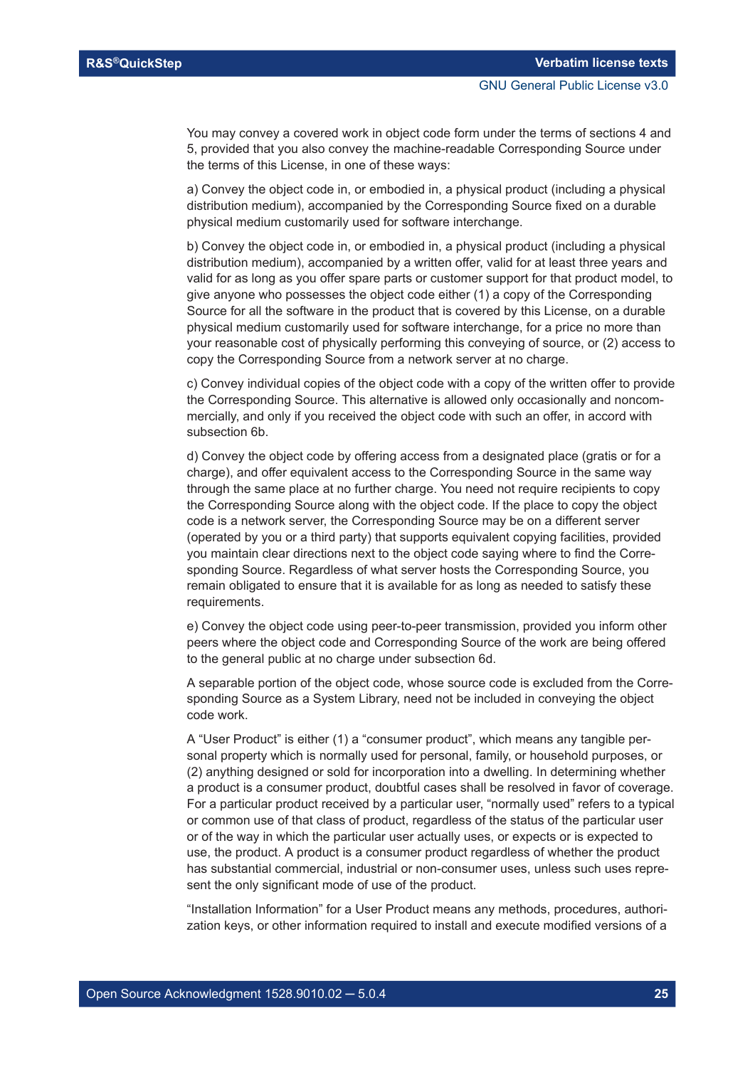You may convey a covered work in object code form under the terms of sections 4 and 5, provided that you also convey the machine-readable Corresponding Source under the terms of this License, in one of these ways:

a) Convey the object code in, or embodied in, a physical product (including a physical distribution medium), accompanied by the Corresponding Source fixed on a durable physical medium customarily used for software interchange.

b) Convey the object code in, or embodied in, a physical product (including a physical distribution medium), accompanied by a written offer, valid for at least three years and valid for as long as you offer spare parts or customer support for that product model, to give anyone who possesses the object code either (1) a copy of the Corresponding Source for all the software in the product that is covered by this License, on a durable physical medium customarily used for software interchange, for a price no more than your reasonable cost of physically performing this conveying of source, or (2) access to copy the Corresponding Source from a network server at no charge.

c) Convey individual copies of the object code with a copy of the written offer to provide the Corresponding Source. This alternative is allowed only occasionally and noncommercially, and only if you received the object code with such an offer, in accord with subsection 6b.

d) Convey the object code by offering access from a designated place (gratis or for a charge), and offer equivalent access to the Corresponding Source in the same way through the same place at no further charge. You need not require recipients to copy the Corresponding Source along with the object code. If the place to copy the object code is a network server, the Corresponding Source may be on a different server (operated by you or a third party) that supports equivalent copying facilities, provided you maintain clear directions next to the object code saying where to find the Corresponding Source. Regardless of what server hosts the Corresponding Source, you remain obligated to ensure that it is available for as long as needed to satisfy these requirements.

e) Convey the object code using peer-to-peer transmission, provided you inform other peers where the object code and Corresponding Source of the work are being offered to the general public at no charge under subsection 6d.

A separable portion of the object code, whose source code is excluded from the Corresponding Source as a System Library, need not be included in conveying the object code work.

A “User Product” is either (1) a “consumer product”, which means any tangible personal property which is normally used for personal, family, or household purposes, or (2) anything designed or sold for incorporation into a dwelling. In determining whether a product is a consumer product, doubtful cases shall be resolved in favor of coverage. For a particular product received by a particular user, “normally used” refers to a typical or common use of that class of product, regardless of the status of the particular user or of the way in which the particular user actually uses, or expects or is expected to use, the product. A product is a consumer product regardless of whether the product has substantial commercial, industrial or non-consumer uses, unless such uses represent the only significant mode of use of the product.

“Installation Information” for a User Product means any methods, procedures, authorization keys, or other information required to install and execute modified versions of a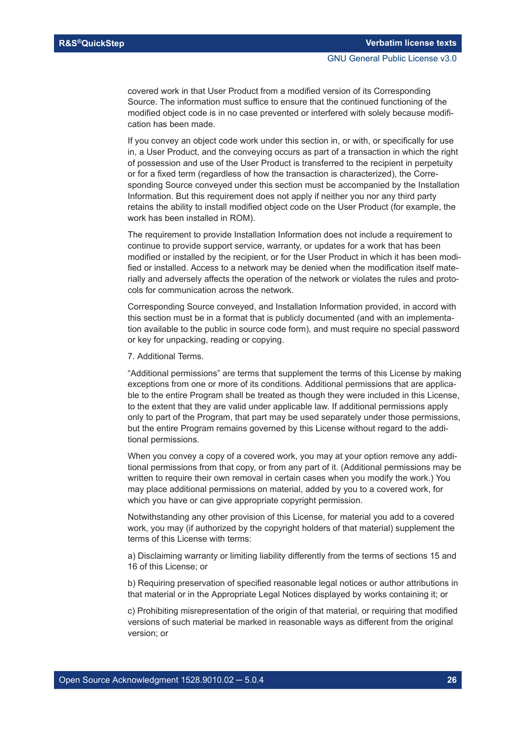covered work in that User Product from a modified version of its Corresponding Source. The information must suffice to ensure that the continued functioning of the modified object code is in no case prevented or interfered with solely because modification has been made.

If you convey an object code work under this section in, or with, or specifically for use in, a User Product, and the conveying occurs as part of a transaction in which the right of possession and use of the User Product is transferred to the recipient in perpetuity or for a fixed term (regardless of how the transaction is characterized), the Corresponding Source conveyed under this section must be accompanied by the Installation Information. But this requirement does not apply if neither you nor any third party retains the ability to install modified object code on the User Product (for example, the work has been installed in ROM).

The requirement to provide Installation Information does not include a requirement to continue to provide support service, warranty, or updates for a work that has been modified or installed by the recipient, or for the User Product in which it has been modified or installed. Access to a network may be denied when the modification itself materially and adversely affects the operation of the network or violates the rules and protocols for communication across the network.

Corresponding Source conveyed, and Installation Information provided, in accord with this section must be in a format that is publicly documented (and with an implementation available to the public in source code form), and must require no special password or key for unpacking, reading or copying.

7. Additional Terms.

“Additional permissions” are terms that supplement the terms of this License by making exceptions from one or more of its conditions. Additional permissions that are applicable to the entire Program shall be treated as though they were included in this License, to the extent that they are valid under applicable law. If additional permissions apply only to part of the Program, that part may be used separately under those permissions, but the entire Program remains governed by this License without regard to the additional permissions.

When you convey a copy of a covered work, you may at your option remove any additional permissions from that copy, or from any part of it. (Additional permissions may be written to require their own removal in certain cases when you modify the work.) You may place additional permissions on material, added by you to a covered work, for which you have or can give appropriate copyright permission.

Notwithstanding any other provision of this License, for material you add to a covered work, you may (if authorized by the copyright holders of that material) supplement the terms of this License with terms:

a) Disclaiming warranty or limiting liability differently from the terms of sections 15 and 16 of this License; or

b) Requiring preservation of specified reasonable legal notices or author attributions in that material or in the Appropriate Legal Notices displayed by works containing it; or

c) Prohibiting misrepresentation of the origin of that material, or requiring that modified versions of such material be marked in reasonable ways as different from the original version; or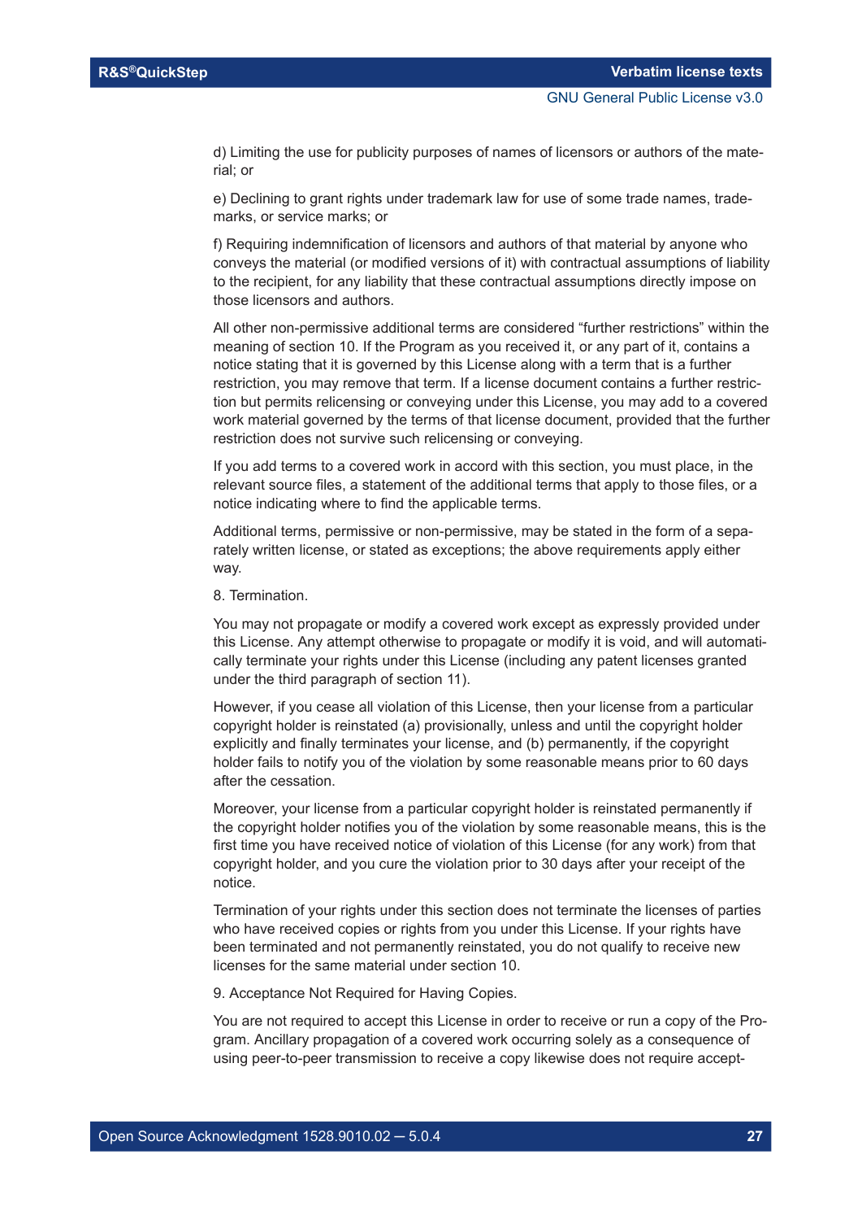d) Limiting the use for publicity purposes of names of licensors or authors of the material; or

e) Declining to grant rights under trademark law for use of some trade names, trademarks, or service marks; or

f) Requiring indemnification of licensors and authors of that material by anyone who conveys the material (or modified versions of it) with contractual assumptions of liability to the recipient, for any liability that these contractual assumptions directly impose on those licensors and authors.

All other non-permissive additional terms are considered "further restrictions" within the meaning of section 10. If the Program as you received it, or any part of it, contains a notice stating that it is governed by this License along with a term that is a further restriction, you may remove that term. If a license document contains a further restriction but permits relicensing or conveying under this License, you may add to a covered work material governed by the terms of that license document, provided that the further restriction does not survive such relicensing or conveying.

If you add terms to a covered work in accord with this section, you must place, in the relevant source files, a statement of the additional terms that apply to those files, or a notice indicating where to find the applicable terms.

Additional terms, permissive or non-permissive, may be stated in the form of a separately written license, or stated as exceptions; the above requirements apply either way.

8. Termination.

You may not propagate or modify a covered work except as expressly provided under this License. Any attempt otherwise to propagate or modify it is void, and will automatically terminate your rights under this License (including any patent licenses granted under the third paragraph of section 11).

However, if you cease all violation of this License, then your license from a particular copyright holder is reinstated (a) provisionally, unless and until the copyright holder explicitly and finally terminates your license, and (b) permanently, if the copyright holder fails to notify you of the violation by some reasonable means prior to 60 days after the cessation.

Moreover, your license from a particular copyright holder is reinstated permanently if the copyright holder notifies you of the violation by some reasonable means, this is the first time you have received notice of violation of this License (for any work) from that copyright holder, and you cure the violation prior to 30 days after your receipt of the notice.

Termination of your rights under this section does not terminate the licenses of parties who have received copies or rights from you under this License. If your rights have been terminated and not permanently reinstated, you do not qualify to receive new licenses for the same material under section 10.

9. Acceptance Not Required for Having Copies.

You are not required to accept this License in order to receive or run a copy of the Program. Ancillary propagation of a covered work occurring solely as a consequence of using peer-to-peer transmission to receive a copy likewise does not require accept-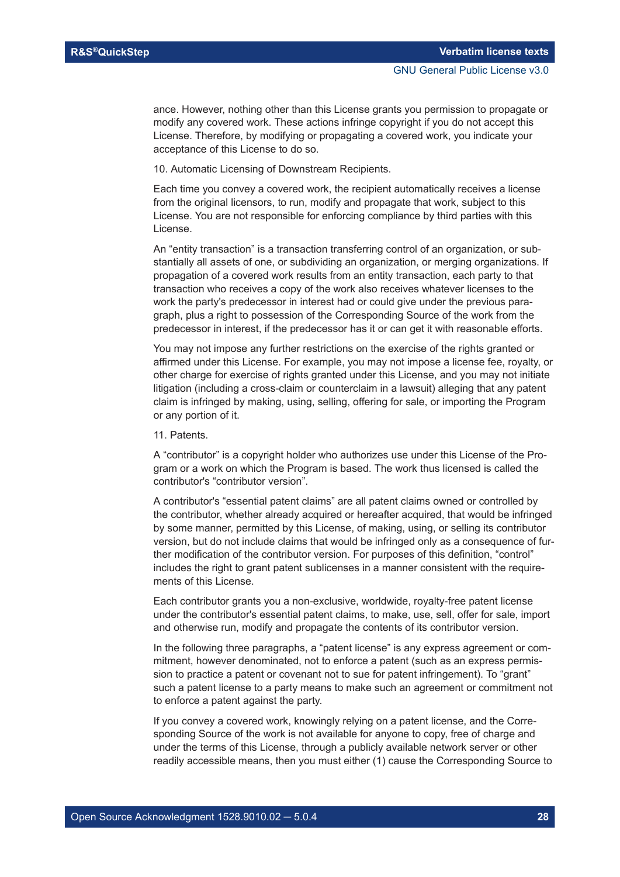ance. However, nothing other than this License grants you permission to propagate or modify any covered work. These actions infringe copyright if you do not accept this License. Therefore, by modifying or propagating a covered work, you indicate your acceptance of this License to do so.

10. Automatic Licensing of Downstream Recipients.

Each time you convey a covered work, the recipient automatically receives a license from the original licensors, to run, modify and propagate that work, subject to this License. You are not responsible for enforcing compliance by third parties with this License.

An “entity transaction” is a transaction transferring control of an organization, or substantially all assets of one, or subdividing an organization, or merging organizations. If propagation of a covered work results from an entity transaction, each party to that transaction who receives a copy of the work also receives whatever licenses to the work the party's predecessor in interest had or could give under the previous paragraph, plus a right to possession of the Corresponding Source of the work from the predecessor in interest, if the predecessor has it or can get it with reasonable efforts.

You may not impose any further restrictions on the exercise of the rights granted or affirmed under this License. For example, you may not impose a license fee, royalty, or other charge for exercise of rights granted under this License, and you may not initiate litigation (including a cross-claim or counterclaim in a lawsuit) alleging that any patent claim is infringed by making, using, selling, offering for sale, or importing the Program or any portion of it.

11. Patents.

A “contributor” is a copyright holder who authorizes use under this License of the Program or a work on which the Program is based. The work thus licensed is called the contributor's “contributor version”.

A contributor's “essential patent claims” are all patent claims owned or controlled by the contributor, whether already acquired or hereafter acquired, that would be infringed by some manner, permitted by this License, of making, using, or selling its contributor version, but do not include claims that would be infringed only as a consequence of further modification of the contributor version. For purposes of this definition, “control” includes the right to grant patent sublicenses in a manner consistent with the requirements of this License.

Each contributor grants you a non-exclusive, worldwide, royalty-free patent license under the contributor's essential patent claims, to make, use, sell, offer for sale, import and otherwise run, modify and propagate the contents of its contributor version.

In the following three paragraphs, a “patent license” is any express agreement or commitment, however denominated, not to enforce a patent (such as an express permission to practice a patent or covenant not to sue for patent infringement). To “grant” such a patent license to a party means to make such an agreement or commitment not to enforce a patent against the party.

If you convey a covered work, knowingly relying on a patent license, and the Corresponding Source of the work is not available for anyone to copy, free of charge and under the terms of this License, through a publicly available network server or other readily accessible means, then you must either (1) cause the Corresponding Source to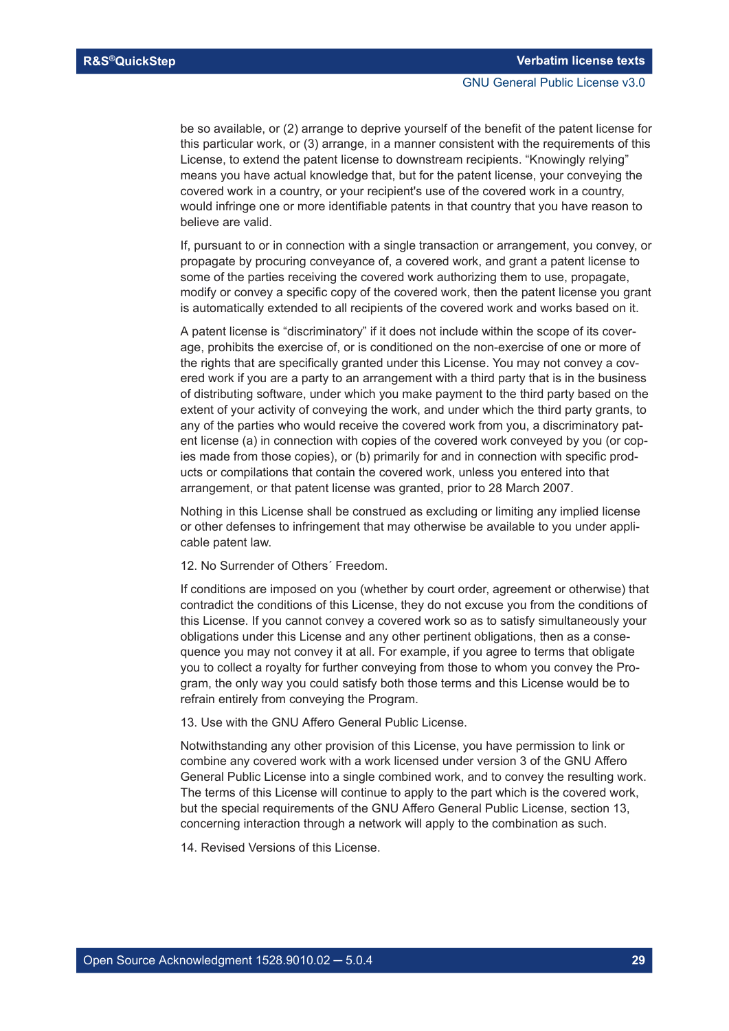be so available, or (2) arrange to deprive yourself of the benefit of the patent license for this particular work, or (3) arrange, in a manner consistent with the requirements of this License, to extend the patent license to downstream recipients. “Knowingly relying” means you have actual knowledge that, but for the patent license, your conveying the covered work in a country, or your recipient's use of the covered work in a country, would infringe one or more identifiable patents in that country that you have reason to believe are valid.

If, pursuant to or in connection with a single transaction or arrangement, you convey, or propagate by procuring conveyance of, a covered work, and grant a patent license to some of the parties receiving the covered work authorizing them to use, propagate, modify or convey a specific copy of the covered work, then the patent license you grant is automatically extended to all recipients of the covered work and works based on it.

A patent license is “discriminatory” if it does not include within the scope of its coverage, prohibits the exercise of, or is conditioned on the non-exercise of one or more of the rights that are specifically granted under this License. You may not convey a covered work if you are a party to an arrangement with a third party that is in the business of distributing software, under which you make payment to the third party based on the extent of your activity of conveying the work, and under which the third party grants, to any of the parties who would receive the covered work from you, a discriminatory patent license (a) in connection with copies of the covered work conveyed by you (or copies made from those copies), or (b) primarily for and in connection with specific products or compilations that contain the covered work, unless you entered into that arrangement, or that patent license was granted, prior to 28 March 2007.

Nothing in this License shall be construed as excluding or limiting any implied license or other defenses to infringement that may otherwise be available to you under applicable patent law.

12. No Surrender of Others´ Freedom.

If conditions are imposed on you (whether by court order, agreement or otherwise) that contradict the conditions of this License, they do not excuse you from the conditions of this License. If you cannot convey a covered work so as to satisfy simultaneously your obligations under this License and any other pertinent obligations, then as a consequence you may not convey it at all. For example, if you agree to terms that obligate you to collect a royalty for further conveying from those to whom you convey the Program, the only way you could satisfy both those terms and this License would be to refrain entirely from conveying the Program.

13. Use with the GNU Affero General Public License.

Notwithstanding any other provision of this License, you have permission to link or combine any covered work with a work licensed under version 3 of the GNU Affero General Public License into a single combined work, and to convey the resulting work. The terms of this License will continue to apply to the part which is the covered work, but the special requirements of the GNU Affero General Public License, section 13, concerning interaction through a network will apply to the combination as such.

14. Revised Versions of this License.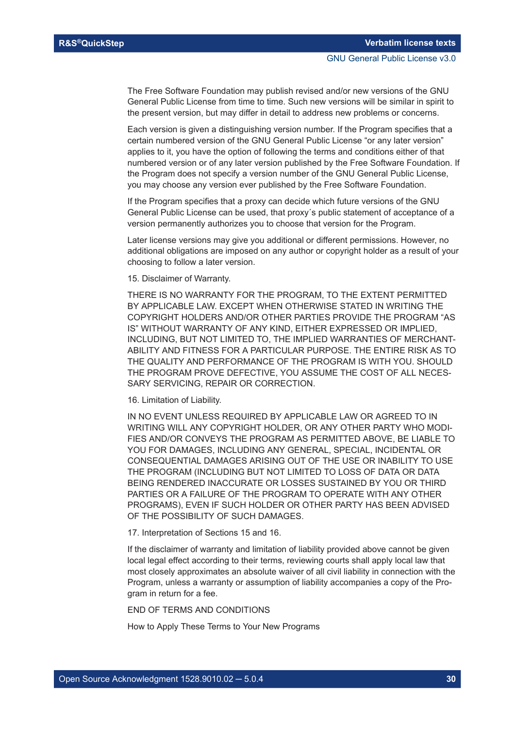The Free Software Foundation may publish revised and/or new versions of the GNU General Public License from time to time. Such new versions will be similar in spirit to the present version, but may differ in detail to address new problems or concerns.

Each version is given a distinguishing version number. If the Program specifies that a certain numbered version of the GNU General Public License "or any later version" applies to it, you have the option of following the terms and conditions either of that numbered version or of any later version published by the Free Software Foundation. If the Program does not specify a version number of the GNU General Public License, you may choose any version ever published by the Free Software Foundation.

If the Program specifies that a proxy can decide which future versions of the GNU General Public License can be used, that proxy´s public statement of acceptance of a version permanently authorizes you to choose that version for the Program.

Later license versions may give you additional or different permissions. However, no additional obligations are imposed on any author or copyright holder as a result of your choosing to follow a later version.

15. Disclaimer of Warranty.

THERE IS NO WARRANTY FOR THE PROGRAM, TO THE EXTENT PERMITTED BY APPLICABLE LAW. EXCEPT WHEN OTHERWISE STATED IN WRITING THE COPYRIGHT HOLDERS AND/OR OTHER PARTIES PROVIDE THE PROGRAM "AS IS" WITHOUT WARRANTY OF ANY KIND, EITHER EXPRESSED OR IMPLIED, INCLUDING, BUT NOT LIMITED TO, THE IMPLIED WARRANTIES OF MERCHANTABILITY AND FITNESS FOR A PARTICULAR PURPOSE. THE ENTIRE RISK AS TO THE QUALITY AND PERFORMANCE OF THE PROGRAM IS WITH YOU. SHOULD THE PROGRAM PROVE DEFECTIVE, YOU ASSUME THE COST OF ALL NECESSARY SERVICING, REPAIR OR CORRECTION.

16. Limitation of Liability.

IN NO EVENT UNLESS REQUIRED BY APPLICABLE LAW OR AGREED TO IN WRITING WILL ANY COPYRIGHT HOLDER, OR ANY OTHER PARTY WHO MODIFIES AND/OR CONVEYS THE PROGRAM AS PERMITTED ABOVE, BE LIABLE TO YOU FOR DAMAGES, INCLUDING ANY GENERAL, SPECIAL, INCIDENTAL OR CONSEQUENTIAL DAMAGES ARISING OUT OF THE USE OR INABILITY TO USE THE PROGRAM (INCLUDING BUT NOT LIMITED TO LOSS OF DATA OR DATA BEING RENDERED INACCURATE OR LOSSES SUSTAINED BY YOU OR THIRD PARTIES OR A FAILURE OF THE PROGRAM TO OPERATE WITH ANY OTHER PROGRAMS), EVEN IF SUCH HOLDER OR OTHER PARTY HAS BEEN ADVISED OF THE POSSIBILITY OF SUCH DAMAGES.

17. Interpretation of Sections 15 and 16.

If the disclaimer of warranty and limitation of liability provided above cannot be given local legal effect according to their terms, reviewing courts shall apply local law that most closely approximates an absolute waiver of all civil liability in connection with the Program, unless a warranty or assumption of liability accompanies a copy of the Program in return for a fee.

END OF TERMS AND CONDITIONS

How to Apply These Terms to Your New Programs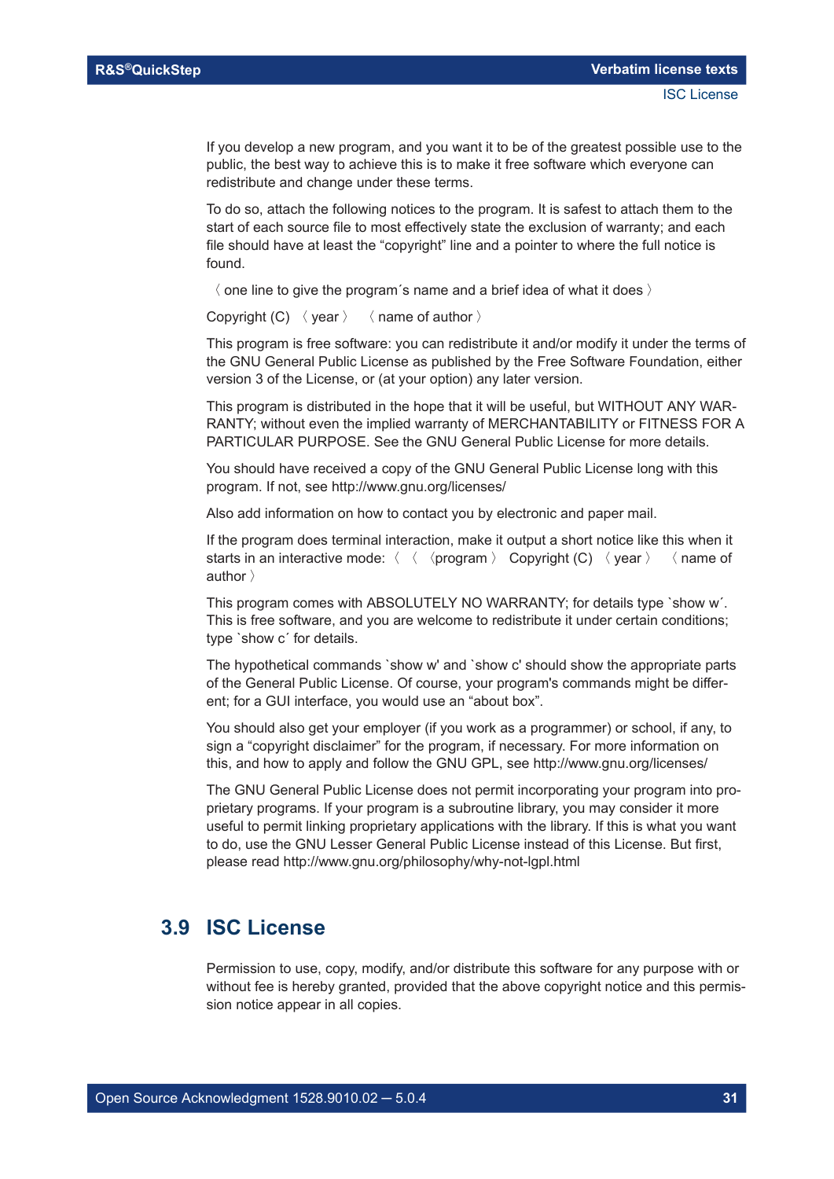If you develop a new program, and you want it to be of the greatest possible use to the public, the best way to achieve this is to make it free software which everyone can redistribute and change under these terms.

To do so, attach the following notices to the program. It is safest to attach them to the start of each source file to most effectively state the exclusion of warranty; and each file should have at least the “copyright” line and a pointer to where the full notice is found.

〈 one line to give the program´s name and a brief idea of what it does 〉

Copyright (C) 〈 year 〉 〈 name of author 〉

This program is free software: you can redistribute it and/or modify it under the terms of the GNU General Public License as published by the Free Software Foundation, either version 3 of the License, or (at your option) any later version.

This program is distributed in the hope that it will be useful, but WITHOUT ANY WARRANTY; without even the implied warranty of MERCHANTABILITY or FITNESS FOR A PARTICULAR PURPOSE. See the GNU General Public License for more details.

You should have received a copy of the GNU General Public License long with this program. If not, see http://www.gnu.org/licenses/

Also add information on how to contact you by electronic and paper mail.

If the program does terminal interaction, make it output a short notice like this when it starts in an interactive mode: 〈 〈 〈program 〉 Copyright (C) 〈 year 〉 〈 name of author 〉

This program comes with ABSOLUTELY NO WARRANTY; for details type `show w´. This is free software, and you are welcome to redistribute it under certain conditions; type `show c´ for details.

The hypothetical commands `show w' and `show c' should show the appropriate parts of the General Public License. Of course, your program's commands might be different; for a GUI interface, you would use an “about box”.

You should also get your employer (if you work as a programmer) or school, if any, to sign a “copyright disclaimer” for the program, if necessary. For more information on this, and how to apply and follow the GNU GPL, see http://www.gnu.org/licenses/

The GNU General Public License does not permit incorporating your program into proprietary programs. If your program is a subroutine library, you may consider it more useful to permit linking proprietary applications with the library. If this is what you want to do, use the GNU Lesser General Public License instead of this License. But first, please read http://www.gnu.org/philosophy/why-not-lgpl.html

## 3.9 ISC License

Permission to use, copy, modify, and/or distribute this software for any purpose with or without fee is hereby granted, provided that the above copyright notice and this permission notice appear in all copies.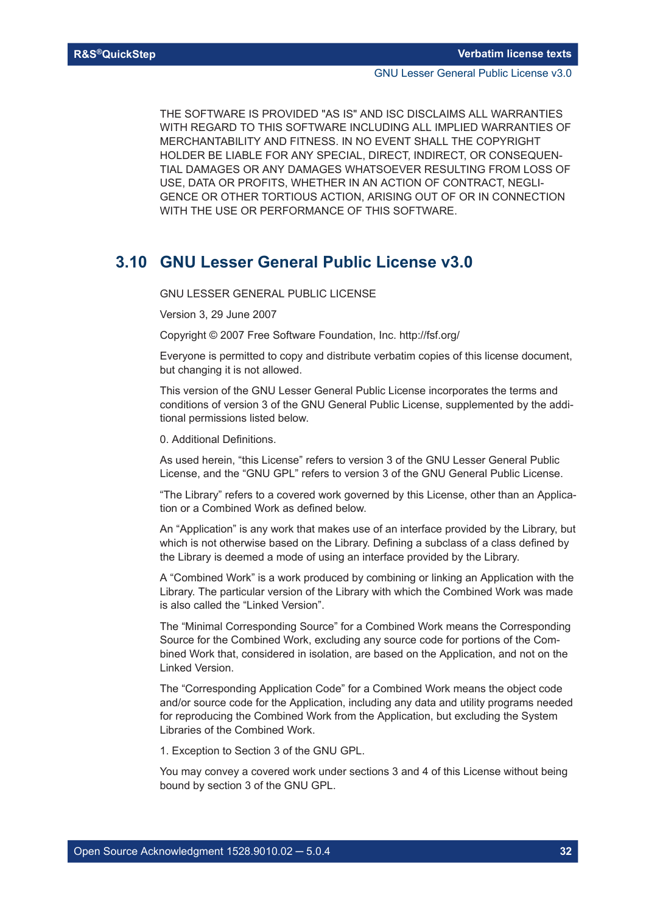THE SOFTWARE IS PROVIDED "AS IS" AND ISC DISCLAIMS ALL WARRANTIES WITH REGARD TO THIS SOFTWARE INCLUDING ALL IMPLIED WARRANTIES OF MERCHANTABILITY AND FITNESS. IN NO EVENT SHALL THE COPYRIGHT HOLDER BE LIABLE FOR ANY SPECIAL, DIRECT, INDIRECT, OR CONSEQUENTIAL DAMAGES OR ANY DAMAGES WHATSOEVER RESULTING FROM LOSS OF USE, DATA OR PROFITS, WHETHER IN AN ACTION OF CONTRACT, NEGLIGENCE OR OTHER TORTIOUS ACTION, ARISING OUT OF OR IN CONNECTION WITH THE USE OR PERFORMANCE OF THIS SOFTWARE.

## 3.10 GNU Lesser General Public License v3.0

GNU LESSER GENERAL PUBLIC LICENSE

Version 3, 29 June 2007

Copyright © 2007 Free Software Foundation, Inc. http://fsf.org/

Everyone is permitted to copy and distribute verbatim copies of this license document, but changing it is not allowed.

This version of the GNU Lesser General Public License incorporates the terms and conditions of version 3 of the GNU General Public License, supplemented by the additional permissions listed below.

0. Additional Definitions.

As used herein, “this License” refers to version 3 of the GNU Lesser General Public License, and the “GNU GPL” refers to version 3 of the GNU General Public License.

“The Library” refers to a covered work governed by this License, other than an Application or a Combined Work as defined below.

An “Application” is any work that makes use of an interface provided by the Library, but which is not otherwise based on the Library. Defining a subclass of a class defined by the Library is deemed a mode of using an interface provided by the Library.

A “Combined Work” is a work produced by combining or linking an Application with the Library. The particular version of the Library with which the Combined Work was made is also called the “Linked Version”.

The “Minimal Corresponding Source” for a Combined Work means the Corresponding Source for the Combined Work, excluding any source code for portions of the Combined Work that, considered in isolation, are based on the Application, and not on the Linked Version.

The “Corresponding Application Code” for a Combined Work means the object code and/or source code for the Application, including any data and utility programs needed for reproducing the Combined Work from the Application, but excluding the System Libraries of the Combined Work.

1. Exception to Section 3 of the GNU GPL.

You may convey a covered work under sections 3 and 4 of this License without being bound by section 3 of the GNU GPL.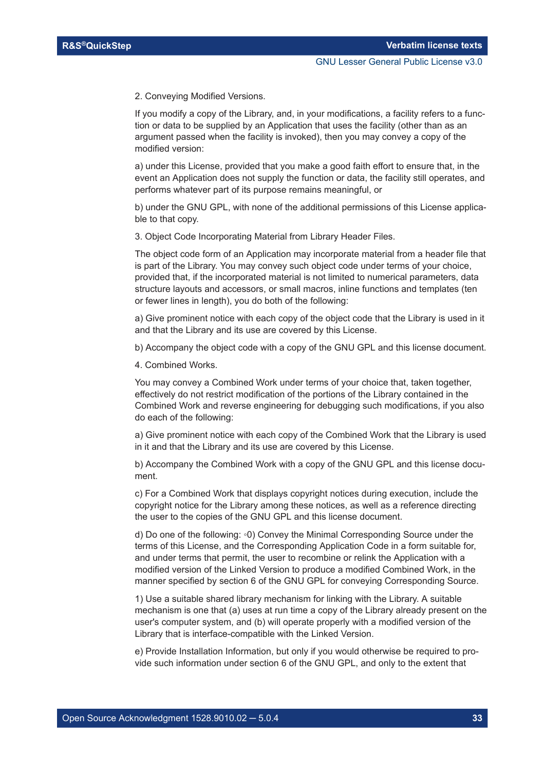2. Conveying Modified Versions.

If you modify a copy of the Library, and, in your modifications, a facility refers to a function or data to be supplied by an Application that uses the facility (other than as an argument passed when the facility is invoked), then you may convey a copy of the modified version:

a) under this License, provided that you make a good faith effort to ensure that, in the event an Application does not supply the function or data, the facility still operates, and performs whatever part of its purpose remains meaningful, or

b) under the GNU GPL, with none of the additional permissions of this License applicable to that copy.

3. Object Code Incorporating Material from Library Header Files.

The object code form of an Application may incorporate material from a header file that is part of the Library. You may convey such object code under terms of your choice, provided that, if the incorporated material is not limited to numerical parameters, data structure layouts and accessors, or small macros, inline functions and templates (ten or fewer lines in length), you do both of the following:

a) Give prominent notice with each copy of the object code that the Library is used in it and that the Library and its use are covered by this License.

b) Accompany the object code with a copy of the GNU GPL and this license document.

4. Combined Works.

You may convey a Combined Work under terms of your choice that, taken together, effectively do not restrict modification of the portions of the Library contained in the Combined Work and reverse engineering for debugging such modifications, if you also do each of the following:

a) Give prominent notice with each copy of the Combined Work that the Library is used in it and that the Library and its use are covered by this License.

b) Accompany the Combined Work with a copy of the GNU GPL and this license document.

c) For a Combined Work that displays copyright notices during execution, include the copyright notice for the Library among these notices, as well as a reference directing the user to the copies of the GNU GPL and this license document.

d) Do one of the following: ◦0) Convey the Minimal Corresponding Source under the terms of this License, and the Corresponding Application Code in a form suitable for, and under terms that permit, the user to recombine or relink the Application with a modified version of the Linked Version to produce a modified Combined Work, in the manner specified by section 6 of the GNU GPL for conveying Corresponding Source.

1) Use a suitable shared library mechanism for linking with the Library. A suitable mechanism is one that (a) uses at run time a copy of the Library already present on the user's computer system, and (b) will operate properly with a modified version of the Library that is interface-compatible with the Linked Version.

e) Provide Installation Information, but only if you would otherwise be required to provide such information under section 6 of the GNU GPL, and only to the extent that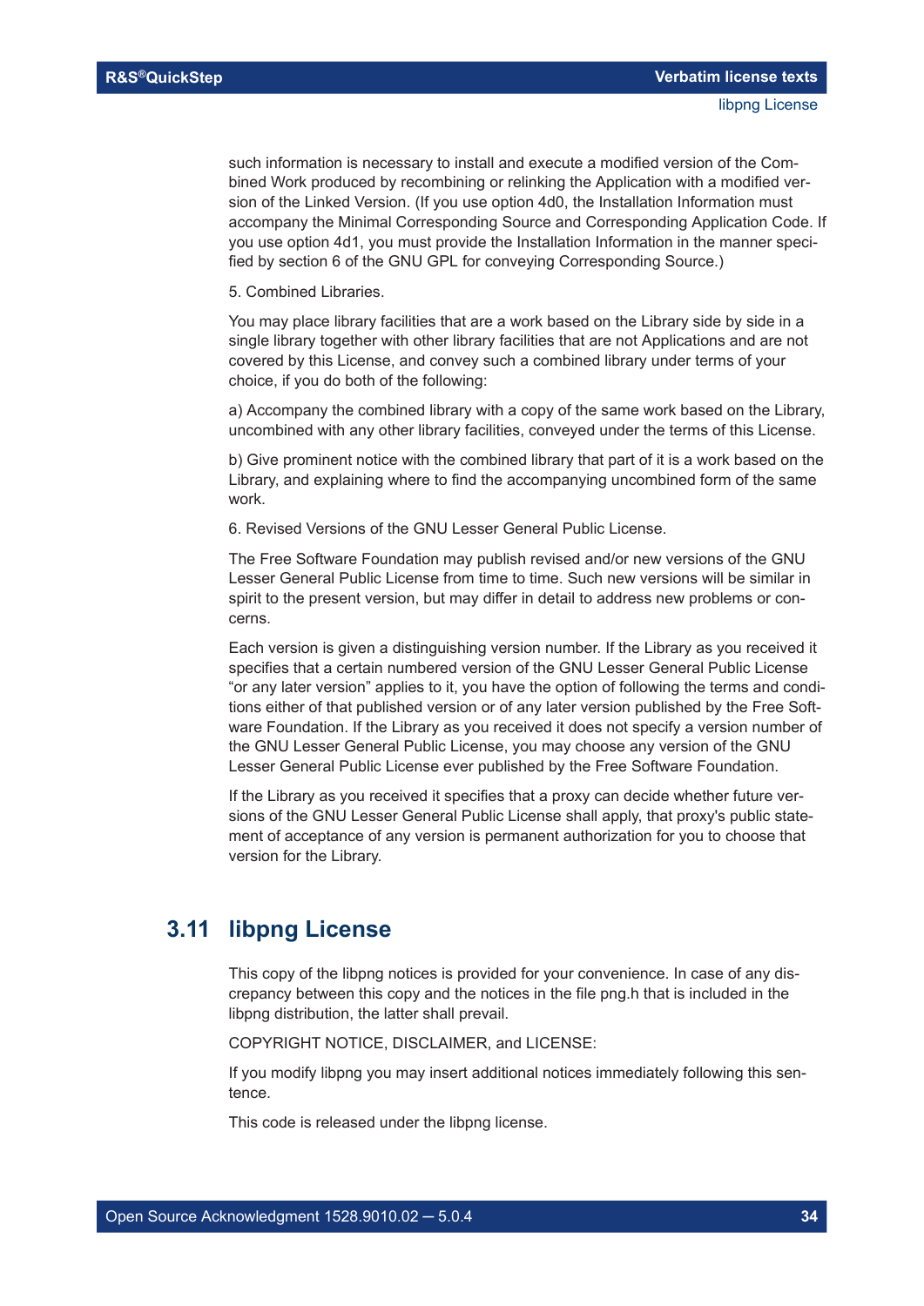such information is necessary to install and execute a modified version of the Combined Work produced by recombining or relinking the Application with a modified version of the Linked Version. (If you use option 4d0, the Installation Information must accompany the Minimal Corresponding Source and Corresponding Application Code. If you use option 4d1, you must provide the Installation Information in the manner specified by section 6 of the GNU GPL for conveying Corresponding Source.)

5. Combined Libraries.

You may place library facilities that are a work based on the Library side by side in a single library together with other library facilities that are not Applications and are not covered by this License, and convey such a combined library under terms of your choice, if you do both of the following:

a) Accompany the combined library with a copy of the same work based on the Library, uncombined with any other library facilities, conveyed under the terms of this License.

b) Give prominent notice with the combined library that part of it is a work based on the Library, and explaining where to find the accompanying uncombined form of the same work.

6. Revised Versions of the GNU Lesser General Public License.

The Free Software Foundation may publish revised and/or new versions of the GNU Lesser General Public License from time to time. Such new versions will be similar in spirit to the present version, but may differ in detail to address new problems or concerns.

Each version is given a distinguishing version number. If the Library as you received it specifies that a certain numbered version of the GNU Lesser General Public License “or any later version” applies to it, you have the option of following the terms and conditions either of that published version or of any later version published by the Free Software Foundation. If the Library as you received it does not specify a version number of the GNU Lesser General Public License, you may choose any version of the GNU Lesser General Public License ever published by the Free Software Foundation.

If the Library as you received it specifies that a proxy can decide whether future versions of the GNU Lesser General Public License shall apply, that proxy's public statement of acceptance of any version is permanent authorization for you to choose that version for the Library.

## 3.11 libpng License

This copy of the libpng notices is provided for your convenience. In case of any discrepancy between this copy and the notices in the file png.h that is included in the libpng distribution, the latter shall prevail.

COPYRIGHT NOTICE, DISCLAIMER, and LICENSE:

If you modify libpng you may insert additional notices immediately following this sentence.

This code is released under the libpng license.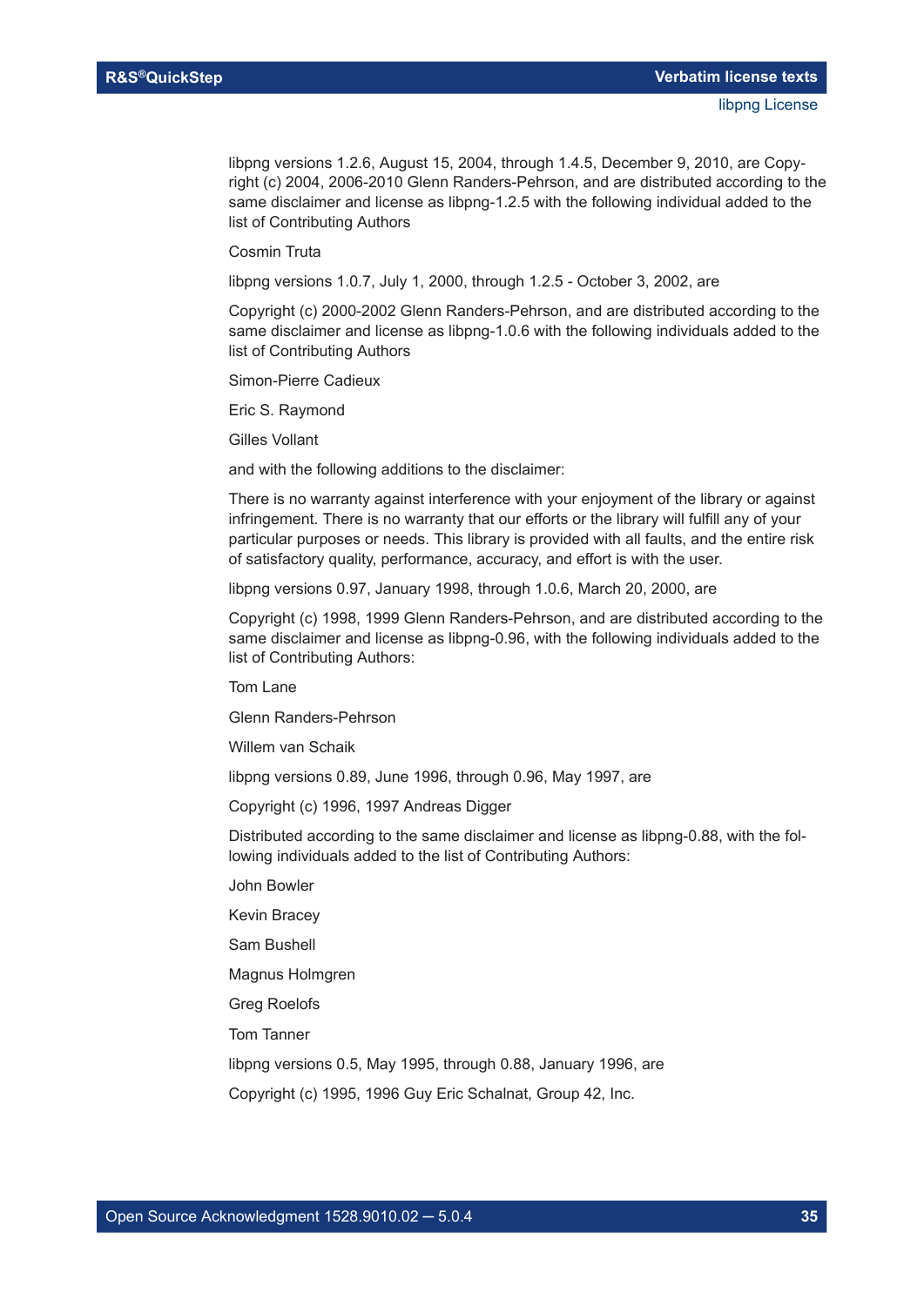libpng versions 1.2.6, August 15, 2004, through 1.4.5, December 9, 2010, are Copyright (c) 2004, 2006-2010 Glenn Randers-Pehrson, and are distributed according to the same disclaimer and license as libpng-1.2.5 with the following individual added to the list of Contributing Authors

Cosmin Truta

libpng versions 1.0.7, July 1, 2000, through 1.2.5 - October 3, 2002, are

Copyright (c) 2000-2002 Glenn Randers-Pehrson, and are distributed according to the same disclaimer and license as libpng-1.0.6 with the following individuals added to the list of Contributing Authors

Simon-Pierre Cadieux

Eric S. Raymond

Gilles Vollant

and with the following additions to the disclaimer:

There is no warranty against interference with your enjoyment of the library or against infringement. There is no warranty that our efforts or the library will fulfill any of your particular purposes or needs. This library is provided with all faults, and the entire risk of satisfactory quality, performance, accuracy, and effort is with the user.

libpng versions 0.97, January 1998, through 1.0.6, March 20, 2000, are

Copyright (c) 1998, 1999 Glenn Randers-Pehrson, and are distributed according to the same disclaimer and license as libpng-0.96, with the following individuals added to the list of Contributing Authors:

Tom Lane

Glenn Randers-Pehrson

Willem van Schaik

libpng versions 0.89, June 1996, through 0.96, May 1997, are

Copyright (c) 1996, 1997 Andreas Digger

Distributed according to the same disclaimer and license as libpng-0.88, with the following individuals added to the list of Contributing Authors:

John Bowler

Kevin Bracey

Sam Bushell

Magnus Holmgren

Greg Roelofs

Tom Tanner

libpng versions 0.5, May 1995, through 0.88, January 1996, are

Copyright (c) 1995, 1996 Guy Eric Schalnat, Group 42, Inc.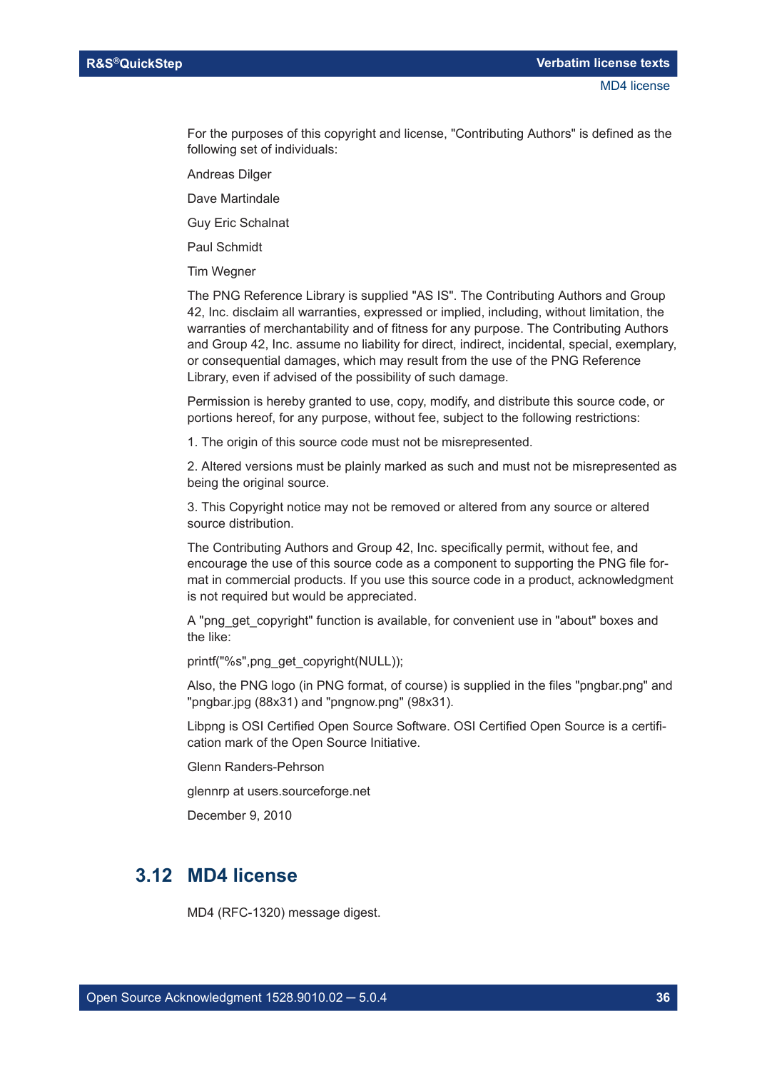For the purposes of this copyright and license, "Contributing Authors" is defined as the following set of individuals:

Andreas Dilger

Dave Martindale

Guy Eric Schalnat

Paul Schmidt

Tim Wegner

The PNG Reference Library is supplied "AS IS". The Contributing Authors and Group 42, Inc. disclaim all warranties, expressed or implied, including, without limitation, the warranties of merchantability and of fitness for any purpose. The Contributing Authors and Group 42, Inc. assume no liability for direct, indirect, incidental, special, exemplary, or consequential damages, which may result from the use of the PNG Reference Library, even if advised of the possibility of such damage.

Permission is hereby granted to use, copy, modify, and distribute this source code, or portions hereof, for any purpose, without fee, subject to the following restrictions:

1. The origin of this source code must not be misrepresented.

2. Altered versions must be plainly marked as such and must not be misrepresented as being the original source.

3. This Copyright notice may not be removed or altered from any source or altered source distribution.

The Contributing Authors and Group 42, Inc. specifically permit, without fee, and encourage the use of this source code as a component to supporting the PNG file format in commercial products. If you use this source code in a product, acknowledgment is not required but would be appreciated.

A "png_get_copyright" function is available, for convenient use in "about" boxes and the like:

printf("%s",png_get_copyright(NULL));

Also, the PNG logo (in PNG format, of course) is supplied in the files "pngbar.png" and "pngbar.jpg (88x31) and "pngnow.png" (98x31).

Libpng is OSI Certified Open Source Software. OSI Certified Open Source is a certification mark of the Open Source Initiative.

Glenn Randers-Pehrson

glennrp at users.sourceforge.net

December 9, 2010

## 3.12 MD4 license

MD4 (RFC-1320) message digest.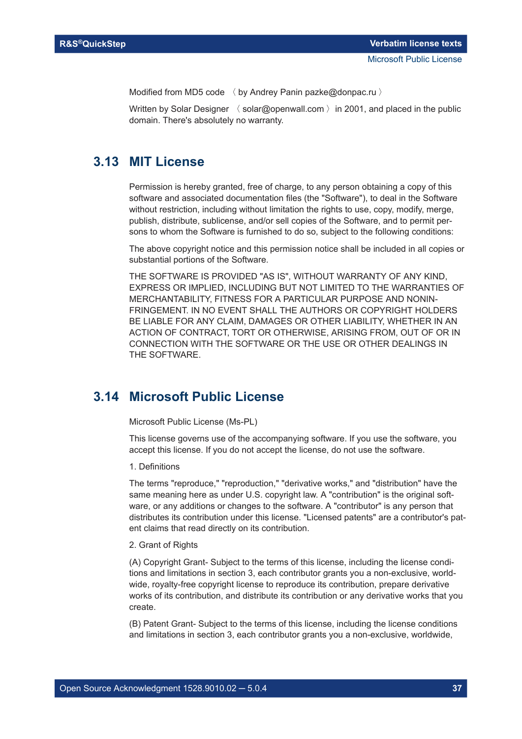Modified from MD5 code 〈 by Andrey Panin pazke@donpac.ru 〉

Written by Solar Designer 〈 solar@openwall.com 〉 in 2001, and placed in the public domain. There's absolutely no warranty.

## 3.13 MIT License

Permission is hereby granted, free of charge, to any person obtaining a copy of this software and associated documentation files (the "Software"), to deal in the Software without restriction, including without limitation the rights to use, copy, modify, merge, publish, distribute, sublicense, and/or sell copies of the Software, and to permit persons to whom the Software is furnished to do so, subject to the following conditions:

The above copyright notice and this permission notice shall be included in all copies or substantial portions of the Software.

THE SOFTWARE IS PROVIDED "AS IS", WITHOUT WARRANTY OF ANY KIND, EXPRESS OR IMPLIED, INCLUDING BUT NOT LIMITED TO THE WARRANTIES OF MERCHANTABILITY, FITNESS FOR A PARTICULAR PURPOSE AND NONINFRINGEMENT. IN NO EVENT SHALL THE AUTHORS OR COPYRIGHT HOLDERS BE LIABLE FOR ANY CLAIM, DAMAGES OR OTHER LIABILITY, WHETHER IN AN ACTION OF CONTRACT, TORT OR OTHERWISE, ARISING FROM, OUT OF OR IN CONNECTION WITH THE SOFTWARE OR THE USE OR OTHER DEALINGS IN THE SOFTWARE.

## 3.14 Microsoft Public License

Microsoft Public License (Ms-PL)

This license governs use of the accompanying software. If you use the software, you accept this license. If you do not accept the license, do not use the software.

1. Definitions

The terms "reproduce," "reproduction," "derivative works," and "distribution" have the same meaning here as under U.S. copyright law. A "contribution" is the original software, or any additions or changes to the software. A "contributor" is any person that distributes its contribution under this license. "Licensed patents" are a contributor's patent claims that read directly on its contribution.

2. Grant of Rights

(A) Copyright Grant- Subject to the terms of this license, including the license conditions and limitations in section 3, each contributor grants you a non-exclusive, worldwide, royalty-free copyright license to reproduce its contribution, prepare derivative works of its contribution, and distribute its contribution or any derivative works that you create.

(B) Patent Grant- Subject to the terms of this license, including the license conditions and limitations in section 3, each contributor grants you a non-exclusive, worldwide,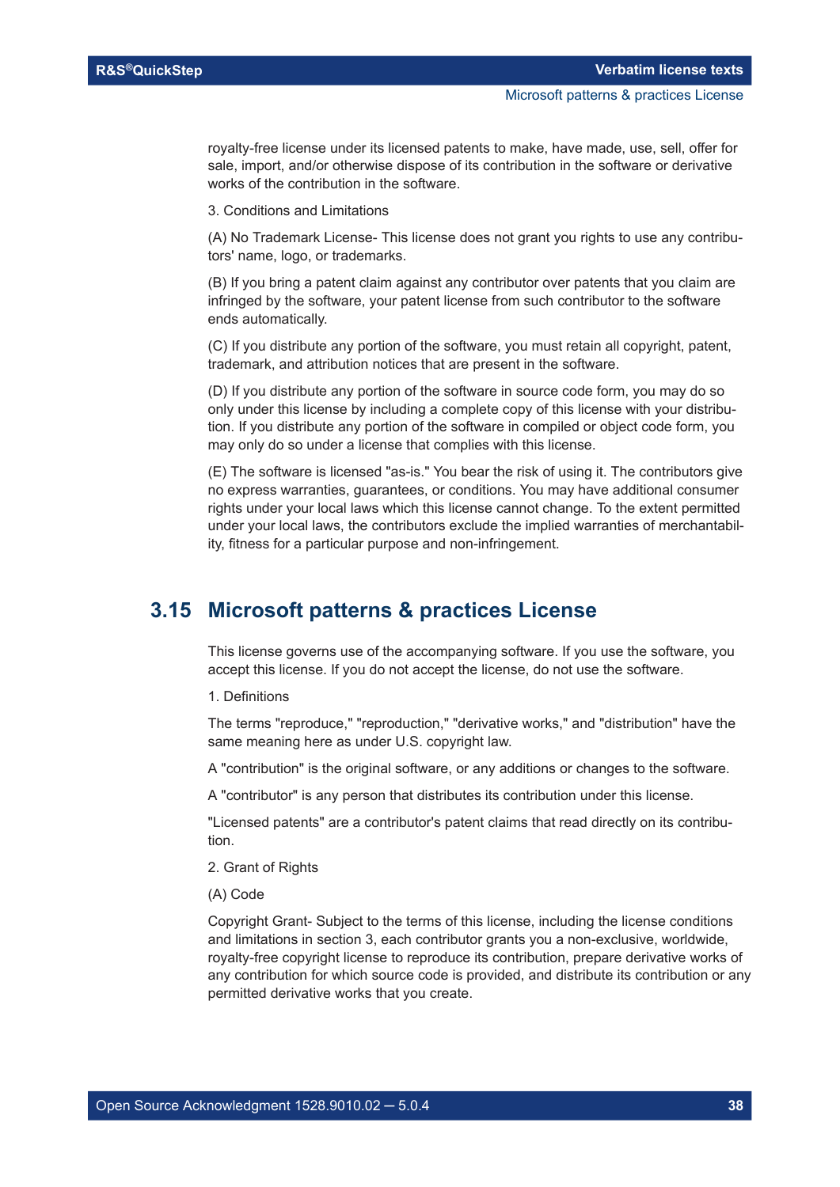royalty-free license under its licensed patents to make, have made, use, sell, offer for sale, import, and/or otherwise dispose of its contribution in the software or derivative works of the contribution in the software.

3. Conditions and Limitations

(A) No Trademark License- This license does not grant you rights to use any contributors' name, logo, or trademarks.

(B) If you bring a patent claim against any contributor over patents that you claim are infringed by the software, your patent license from such contributor to the software ends automatically.

(C) If you distribute any portion of the software, you must retain all copyright, patent, trademark, and attribution notices that are present in the software.

(D) If you distribute any portion of the software in source code form, you may do so only under this license by including a complete copy of this license with your distribution. If you distribute any portion of the software in compiled or object code form, you may only do so under a license that complies with this license.

(E) The software is licensed "as-is." You bear the risk of using it. The contributors give no express warranties, guarantees, or conditions. You may have additional consumer rights under your local laws which this license cannot change. To the extent permitted under your local laws, the contributors exclude the implied warranties of merchantability, fitness for a particular purpose and non-infringement.

## 3.15 Microsoft patterns & practices License

This license governs use of the accompanying software. If you use the software, you accept this license. If you do not accept the license, do not use the software.

1. Definitions

The terms "reproduce," "reproduction," "derivative works," and "distribution" have the same meaning here as under U.S. copyright law.

A "contribution" is the original software, or any additions or changes to the software.

A "contributor" is any person that distributes its contribution under this license.

"Licensed patents" are a contributor's patent claims that read directly on its contribution.

2. Grant of Rights

(A) Code

Copyright Grant- Subject to the terms of this license, including the license conditions and limitations in section 3, each contributor grants you a non-exclusive, worldwide, royalty-free copyright license to reproduce its contribution, prepare derivative works of any contribution for which source code is provided, and distribute its contribution or any permitted derivative works that you create.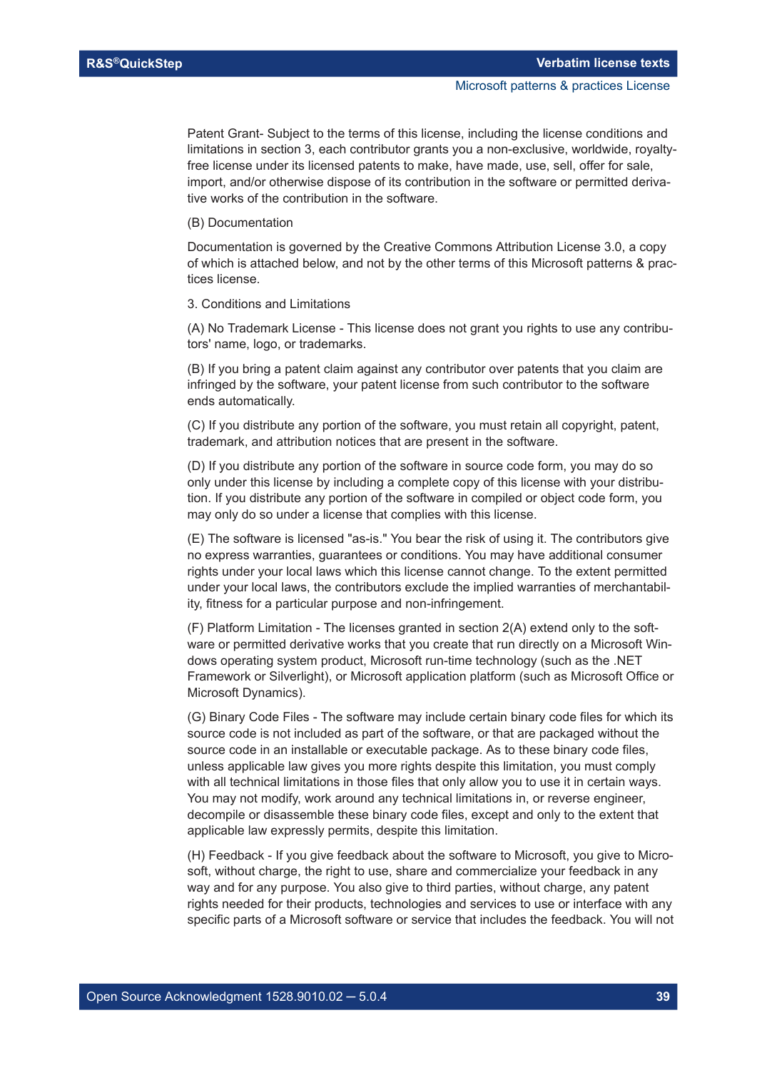Patent Grant- Subject to the terms of this license, including the license conditions and limitations in section 3, each contributor grants you a non-exclusive, worldwide, royalty-free license under its licensed patents to make, have made, use, sell, offer for sale, import, and/or otherwise dispose of its contribution in the software or permitted derivative works of the contribution in the software.

(B) Documentation

Documentation is governed by the Creative Commons Attribution License 3.0, a copy of which is attached below, and not by the other terms of this Microsoft patterns & practices license.

3. Conditions and Limitations

(A) No Trademark License - This license does not grant you rights to use any contributors' name, logo, or trademarks.

(B) If you bring a patent claim against any contributor over patents that you claim are infringed by the software, your patent license from such contributor to the software ends automatically.

(C) If you distribute any portion of the software, you must retain all copyright, patent, trademark, and attribution notices that are present in the software.

(D) If you distribute any portion of the software in source code form, you may do so only under this license by including a complete copy of this license with your distribution. If you distribute any portion of the software in compiled or object code form, you may only do so under a license that complies with this license.

(E) The software is licensed "as-is." You bear the risk of using it. The contributors give no express warranties, guarantees or conditions. You may have additional consumer rights under your local laws which this license cannot change. To the extent permitted under your local laws, the contributors exclude the implied warranties of merchantability, fitness for a particular purpose and non-infringement.

(F) Platform Limitation - The licenses granted in section 2(A) extend only to the software or permitted derivative works that you create that run directly on a Microsoft Windows operating system product, Microsoft run-time technology (such as the .NET Framework or Silverlight), or Microsoft application platform (such as Microsoft Office or Microsoft Dynamics).

(G) Binary Code Files - The software may include certain binary code files for which its source code is not included as part of the software, or that are packaged without the source code in an installable or executable package. As to these binary code files, unless applicable law gives you more rights despite this limitation, you must comply with all technical limitations in those files that only allow you to use it in certain ways. You may not modify, work around any technical limitations in, or reverse engineer, decompile or disassemble these binary code files, except and only to the extent that applicable law expressly permits, despite this limitation.

(H) Feedback - If you give feedback about the software to Microsoft, you give to Microsoft, without charge, the right to use, share and commercialize your feedback in any way and for any purpose. You also give to third parties, without charge, any patent rights needed for their products, technologies and services to use or interface with any specific parts of a Microsoft software or service that includes the feedback. You will not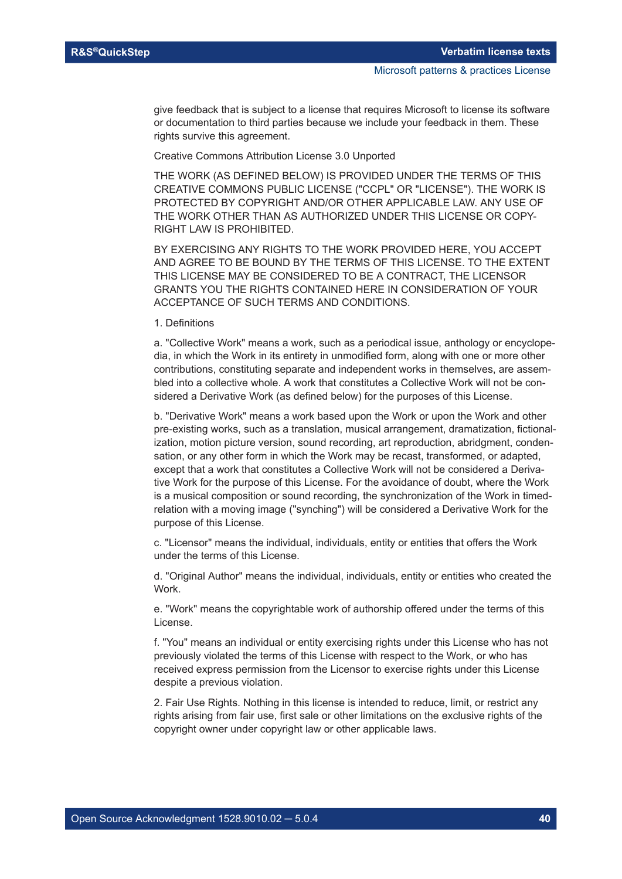give feedback that is subject to a license that requires Microsoft to license its software or documentation to third parties because we include your feedback in them. These rights survive this agreement.

Creative Commons Attribution License 3.0 Unported

THE WORK (AS DEFINED BELOW) IS PROVIDED UNDER THE TERMS OF THIS CREATIVE COMMONS PUBLIC LICENSE ("CCPL" OR "LICENSE"). THE WORK IS PROTECTED BY COPYRIGHT AND/OR OTHER APPLICABLE LAW. ANY USE OF THE WORK OTHER THAN AS AUTHORIZED UNDER THIS LICENSE OR COPYRIGHT LAW IS PROHIBITED.

BY EXERCISING ANY RIGHTS TO THE WORK PROVIDED HERE, YOU ACCEPT AND AGREE TO BE BOUND BY THE TERMS OF THIS LICENSE. TO THE EXTENT THIS LICENSE MAY BE CONSIDERED TO BE A CONTRACT, THE LICENSOR GRANTS YOU THE RIGHTS CONTAINED HERE IN CONSIDERATION OF YOUR ACCEPTANCE OF SUCH TERMS AND CONDITIONS.

1. Definitions

a. "Collective Work" means a work, such as a periodical issue, anthology or encyclopedia, in which the Work in its entirety in unmodified form, along with one or more other contributions, constituting separate and independent works in themselves, are assembled into a collective whole. A work that constitutes a Collective Work will not be considered a Derivative Work (as defined below) for the purposes of this License.

b. "Derivative Work" means a work based upon the Work or upon the Work and other pre-existing works, such as a translation, musical arrangement, dramatization, fictionalization, motion picture version, sound recording, art reproduction, abridgment, condensation, or any other form in which the Work may be recast, transformed, or adapted, except that a work that constitutes a Collective Work will not be considered a Derivative Work for the purpose of this License. For the avoidance of doubt, where the Work is a musical composition or sound recording, the synchronization of the Work in timed-relation with a moving image ("synching") will be considered a Derivative Work for the purpose of this License.

c. "Licensor" means the individual, individuals, entity or entities that offers the Work under the terms of this License.

d. "Original Author" means the individual, individuals, entity or entities who created the Work.

e. "Work" means the copyrightable work of authorship offered under the terms of this License.

f. "You" means an individual or entity exercising rights under this License who has not previously violated the terms of this License with respect to the Work, or who has received express permission from the Licensor to exercise rights under this License despite a previous violation.

2. Fair Use Rights. Nothing in this license is intended to reduce, limit, or restrict any rights arising from fair use, first sale or other limitations on the exclusive rights of the copyright owner under copyright law or other applicable laws.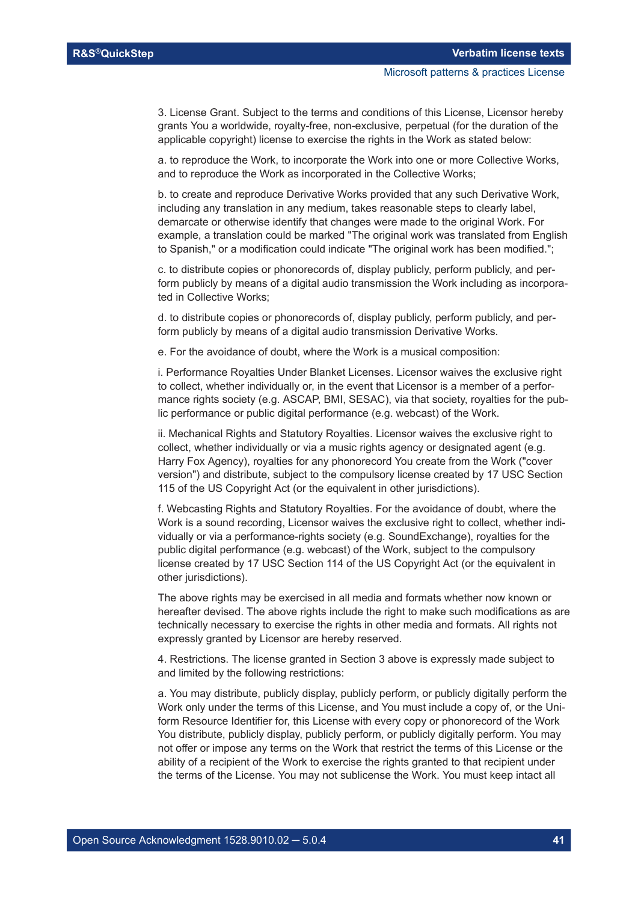3. License Grant. Subject to the terms and conditions of this License, Licensor hereby grants You a worldwide, royalty-free, non-exclusive, perpetual (for the duration of the applicable copyright) license to exercise the rights in the Work as stated below:

a. to reproduce the Work, to incorporate the Work into one or more Collective Works, and to reproduce the Work as incorporated in the Collective Works;

b. to create and reproduce Derivative Works provided that any such Derivative Work, including any translation in any medium, takes reasonable steps to clearly label, demarcate or otherwise identify that changes were made to the original Work. For example, a translation could be marked "The original work was translated from English to Spanish," or a modification could indicate "The original work has been modified.";

c. to distribute copies or phonorecords of, display publicly, perform publicly, and perform publicly by means of a digital audio transmission the Work including as incorporated in Collective Works;

d. to distribute copies or phonorecords of, display publicly, perform publicly, and perform publicly by means of a digital audio transmission Derivative Works.

e. For the avoidance of doubt, where the Work is a musical composition:

i. Performance Royalties Under Blanket Licenses. Licensor waives the exclusive right to collect, whether individually or, in the event that Licensor is a member of a performance rights society (e.g. ASCAP, BMI, SESAC), via that society, royalties for the public performance or public digital performance (e.g. webcast) of the Work.

ii. Mechanical Rights and Statutory Royalties. Licensor waives the exclusive right to collect, whether individually or via a music rights agency or designated agent (e.g. Harry Fox Agency), royalties for any phonorecord You create from the Work ("cover version") and distribute, subject to the compulsory license created by 17 USC Section 115 of the US Copyright Act (or the equivalent in other jurisdictions).

f. Webcasting Rights and Statutory Royalties. For the avoidance of doubt, where the Work is a sound recording, Licensor waives the exclusive right to collect, whether individually or via a performance-rights society (e.g. SoundExchange), royalties for the public digital performance (e.g. webcast) of the Work, subject to the compulsory license created by 17 USC Section 114 of the US Copyright Act (or the equivalent in other jurisdictions).

The above rights may be exercised in all media and formats whether now known or hereafter devised. The above rights include the right to make such modifications as are technically necessary to exercise the rights in other media and formats. All rights not expressly granted by Licensor are hereby reserved.

4. Restrictions. The license granted in Section 3 above is expressly made subject to and limited by the following restrictions:

a. You may distribute, publicly display, publicly perform, or publicly digitally perform the Work only under the terms of this License, and You must include a copy of, or the Uniform Resource Identifier for, this License with every copy or phonorecord of the Work You distribute, publicly display, publicly perform, or publicly digitally perform. You may not offer or impose any terms on the Work that restrict the terms of this License or the ability of a recipient of the Work to exercise the rights granted to that recipient under the terms of the License. You may not sublicense the Work. You must keep intact all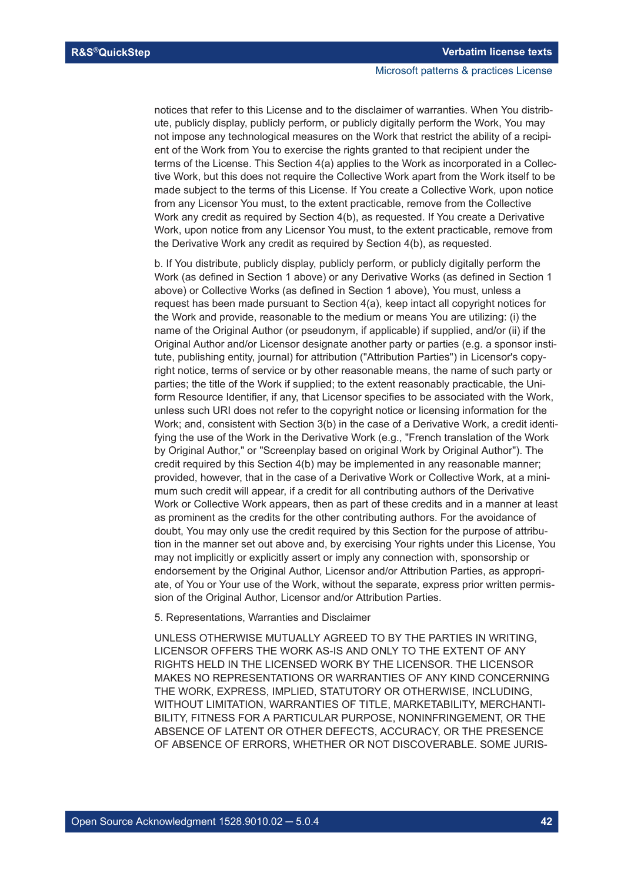notices that refer to this License and to the disclaimer of warranties. When You distribute, publicly display, publicly perform, or publicly digitally perform the Work, You may not impose any technological measures on the Work that restrict the ability of a recipient of the Work from You to exercise the rights granted to that recipient under the terms of the License. This Section 4(a) applies to the Work as incorporated in a Collective Work, but this does not require the Collective Work apart from the Work itself to be made subject to the terms of this License. If You create a Collective Work, upon notice from any Licensor You must, to the extent practicable, remove from the Collective Work any credit as required by Section 4(b), as requested. If You create a Derivative Work, upon notice from any Licensor You must, to the extent practicable, remove from the Derivative Work any credit as required by Section 4(b), as requested.

b. If You distribute, publicly display, publicly perform, or publicly digitally perform the Work (as defined in Section 1 above) or any Derivative Works (as defined in Section 1 above) or Collective Works (as defined in Section 1 above), You must, unless a request has been made pursuant to Section 4(a), keep intact all copyright notices for the Work and provide, reasonable to the medium or means You are utilizing: (i) the name of the Original Author (or pseudonym, if applicable) if supplied, and/or (ii) if the Original Author and/or Licensor designate another party or parties (e.g. a sponsor institute, publishing entity, journal) for attribution ("Attribution Parties") in Licensor's copyright notice, terms of service or by other reasonable means, the name of such party or parties; the title of the Work if supplied; to the extent reasonably practicable, the Uniform Resource Identifier, if any, that Licensor specifies to be associated with the Work, unless such URI does not refer to the copyright notice or licensing information for the Work; and, consistent with Section 3(b) in the case of a Derivative Work, a credit identifying the use of the Work in the Derivative Work (e.g., "French translation of the Work by Original Author," or "Screenplay based on original Work by Original Author"). The credit required by this Section 4(b) may be implemented in any reasonable manner; provided, however, that in the case of a Derivative Work or Collective Work, at a minimum such credit will appear, if a credit for all contributing authors of the Derivative Work or Collective Work appears, then as part of these credits and in a manner at least as prominent as the credits for the other contributing authors. For the avoidance of doubt, You may only use the credit required by this Section for the purpose of attribution in the manner set out above and, by exercising Your rights under this License, You may not implicitly or explicitly assert or imply any connection with, sponsorship or endorsement by the Original Author, Licensor and/or Attribution Parties, as appropriate, of You or Your use of the Work, without the separate, express prior written permission of the Original Author, Licensor and/or Attribution Parties.

5. Representations, Warranties and Disclaimer

UNLESS OTHERWISE MUTUALLY AGREED TO BY THE PARTIES IN WRITING, LICENSOR OFFERS THE WORK AS-IS AND ONLY TO THE EXTENT OF ANY RIGHTS HELD IN THE LICENSED WORK BY THE LICENSOR. THE LICENSOR MAKES NO REPRESENTATIONS OR WARRANTIES OF ANY KIND CONCERNING THE WORK, EXPRESS, IMPLIED, STATUTORY OR OTHERWISE, INCLUDING, WITHOUT LIMITATION, WARRANTIES OF TITLE, MARKETABILITY, MERCHANTIBILITY, FITNESS FOR A PARTICULAR PURPOSE, NONINFRINGEMENT, OR THE ABSENCE OF LATENT OR OTHER DEFECTS, ACCURACY, OR THE PRESENCE OF ABSENCE OF ERRORS, WHETHER OR NOT DISCOVERABLE. SOME JURIS-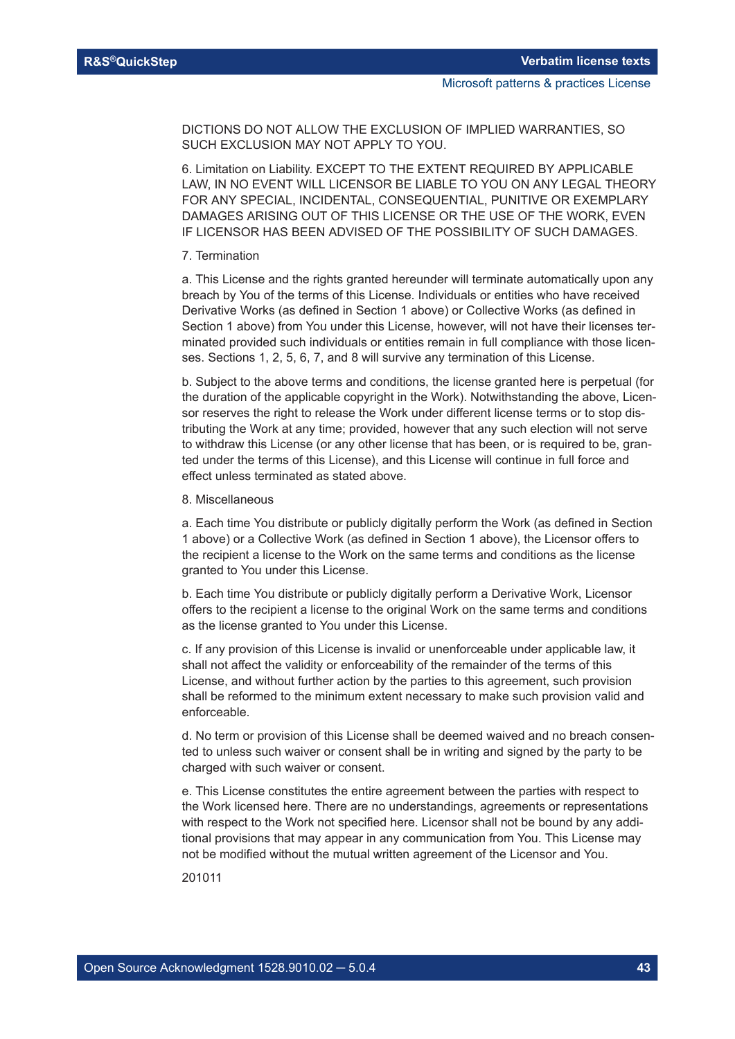DICTIONS DO NOT ALLOW THE EXCLUSION OF IMPLIED WARRANTIES, SO SUCH EXCLUSION MAY NOT APPLY TO YOU.

6. Limitation on Liability. EXCEPT TO THE EXTENT REQUIRED BY APPLICABLE LAW, IN NO EVENT WILL LICENSOR BE LIABLE TO YOU ON ANY LEGAL THEORY FOR ANY SPECIAL, INCIDENTAL, CONSEQUENTIAL, PUNITIVE OR EXEMPLARY DAMAGES ARISING OUT OF THIS LICENSE OR THE USE OF THE WORK, EVEN IF LICENSOR HAS BEEN ADVISED OF THE POSSIBILITY OF SUCH DAMAGES.

7. Termination

a. This License and the rights granted hereunder will terminate automatically upon any breach by You of the terms of this License. Individuals or entities who have received Derivative Works (as defined in Section 1 above) or Collective Works (as defined in Section 1 above) from You under this License, however, will not have their licenses terminated provided such individuals or entities remain in full compliance with those licenses. Sections 1, 2, 5, 6, 7, and 8 will survive any termination of this License.

b. Subject to the above terms and conditions, the license granted here is perpetual (for the duration of the applicable copyright in the Work). Notwithstanding the above, Licensor reserves the right to release the Work under different license terms or to stop distributing the Work at any time; provided, however that any such election will not serve to withdraw this License (or any other license that has been, or is required to be, granted under the terms of this License), and this License will continue in full force and effect unless terminated as stated above.

8. Miscellaneous

a. Each time You distribute or publicly digitally perform the Work (as defined in Section 1 above) or a Collective Work (as defined in Section 1 above), the Licensor offers to the recipient a license to the Work on the same terms and conditions as the license granted to You under this License.

b. Each time You distribute or publicly digitally perform a Derivative Work, Licensor offers to the recipient a license to the original Work on the same terms and conditions as the license granted to You under this License.

c. If any provision of this License is invalid or unenforceable under applicable law, it shall not affect the validity or enforceability of the remainder of the terms of this License, and without further action by the parties to this agreement, such provision shall be reformed to the minimum extent necessary to make such provision valid and enforceable.

d. No term or provision of this License shall be deemed waived and no breach consented to unless such waiver or consent shall be in writing and signed by the party to be charged with such waiver or consent.

e. This License constitutes the entire agreement between the parties with respect to the Work licensed here. There are no understandings, agreements or representations with respect to the Work not specified here. Licensor shall not be bound by any additional provisions that may appear in any communication from You. This License may not be modified without the mutual written agreement of the Licensor and You.

201011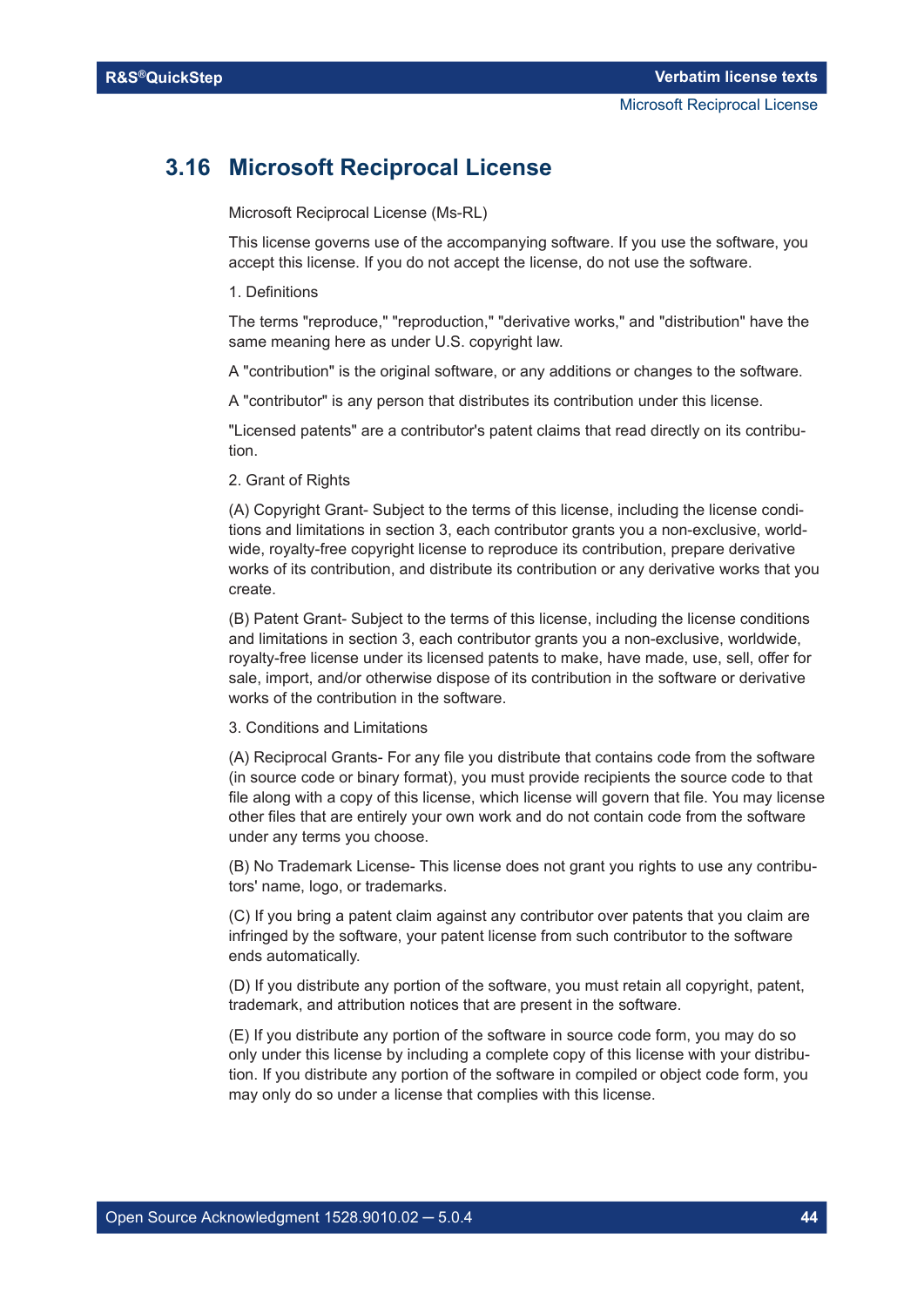## 3.16 Microsoft Reciprocal License

Microsoft Reciprocal License (Ms-RL)

This license governs use of the accompanying software. If you use the software, you accept this license. If you do not accept the license, do not use the software.

1. Definitions

The terms "reproduce," "reproduction," "derivative works," and "distribution" have the same meaning here as under U.S. copyright law.

A "contribution" is the original software, or any additions or changes to the software.

A "contributor" is any person that distributes its contribution under this license.

"Licensed patents" are a contributor's patent claims that read directly on its contribution.

2. Grant of Rights

(A) Copyright Grant- Subject to the terms of this license, including the license conditions and limitations in section 3, each contributor grants you a non-exclusive, worldwide, royalty-free copyright license to reproduce its contribution, prepare derivative works of its contribution, and distribute its contribution or any derivative works that you create.

(B) Patent Grant- Subject to the terms of this license, including the license conditions and limitations in section 3, each contributor grants you a non-exclusive, worldwide, royalty-free license under its licensed patents to make, have made, use, sell, offer for sale, import, and/or otherwise dispose of its contribution in the software or derivative works of the contribution in the software.

3. Conditions and Limitations

(A) Reciprocal Grants- For any file you distribute that contains code from the software (in source code or binary format), you must provide recipients the source code to that file along with a copy of this license, which license will govern that file. You may license other files that are entirely your own work and do not contain code from the software under any terms you choose.

(B) No Trademark License- This license does not grant you rights to use any contributors' name, logo, or trademarks.

(C) If you bring a patent claim against any contributor over patents that you claim are infringed by the software, your patent license from such contributor to the software ends automatically.

(D) If you distribute any portion of the software, you must retain all copyright, patent, trademark, and attribution notices that are present in the software.

(E) If you distribute any portion of the software in source code form, you may do so only under this license by including a complete copy of this license with your distribution. If you distribute any portion of the software in compiled or object code form, you may only do so under a license that complies with this license.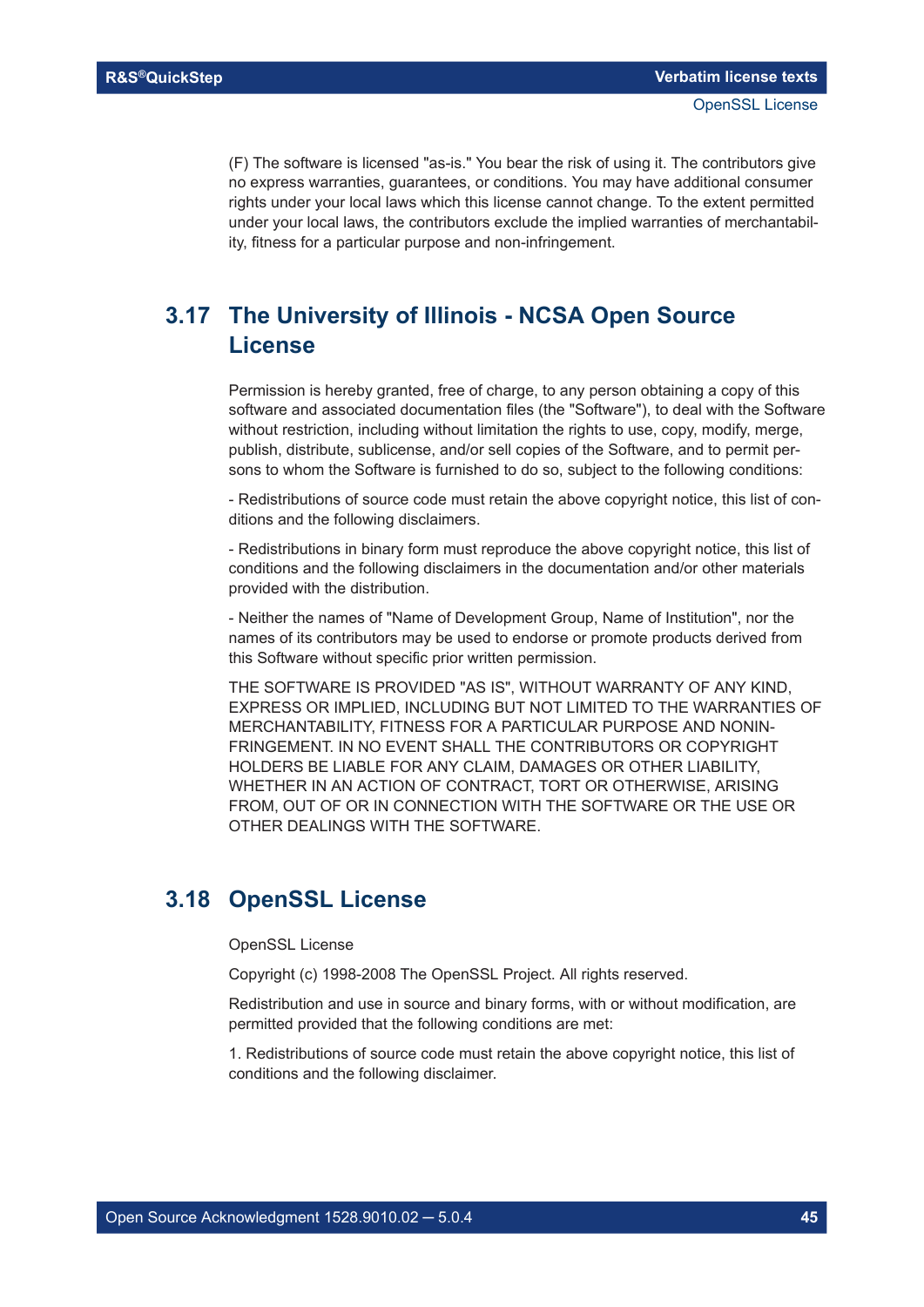(F) The software is licensed "as-is." You bear the risk of using it. The contributors give no express warranties, guarantees, or conditions. You may have additional consumer rights under your local laws which this license cannot change. To the extent permitted under your local laws, the contributors exclude the implied warranties of merchantability, fitness for a particular purpose and non-infringement.

## 3.17 The University of Illinois - NCSA Open Source License

Permission is hereby granted, free of charge, to any person obtaining a copy of this software and associated documentation files (the "Software"), to deal with the Software without restriction, including without limitation the rights to use, copy, modify, merge, publish, distribute, sublicense, and/or sell copies of the Software, and to permit persons to whom the Software is furnished to do so, subject to the following conditions:

- Redistributions of source code must retain the above copyright notice, this list of conditions and the following disclaimers.

- Redistributions in binary form must reproduce the above copyright notice, this list of conditions and the following disclaimers in the documentation and/or other materials provided with the distribution.

- Neither the names of "Name of Development Group, Name of Institution", nor the names of its contributors may be used to endorse or promote products derived from this Software without specific prior written permission.

THE SOFTWARE IS PROVIDED "AS IS", WITHOUT WARRANTY OF ANY KIND, EXPRESS OR IMPLIED, INCLUDING BUT NOT LIMITED TO THE WARRANTIES OF MERCHANTABILITY, FITNESS FOR A PARTICULAR PURPOSE AND NONINFRINGEMENT. IN NO EVENT SHALL THE CONTRIBUTORS OR COPYRIGHT HOLDERS BE LIABLE FOR ANY CLAIM, DAMAGES OR OTHER LIABILITY, WHETHER IN AN ACTION OF CONTRACT, TORT OR OTHERWISE, ARISING FROM, OUT OF OR IN CONNECTION WITH THE SOFTWARE OR THE USE OR OTHER DEALINGS WITH THE SOFTWARE.

## 3.18 OpenSSL License

OpenSSL License

Copyright (c) 1998-2008 The OpenSSL Project. All rights reserved.

Redistribution and use in source and binary forms, with or without modification, are permitted provided that the following conditions are met:

1. Redistributions of source code must retain the above copyright notice, this list of conditions and the following disclaimer.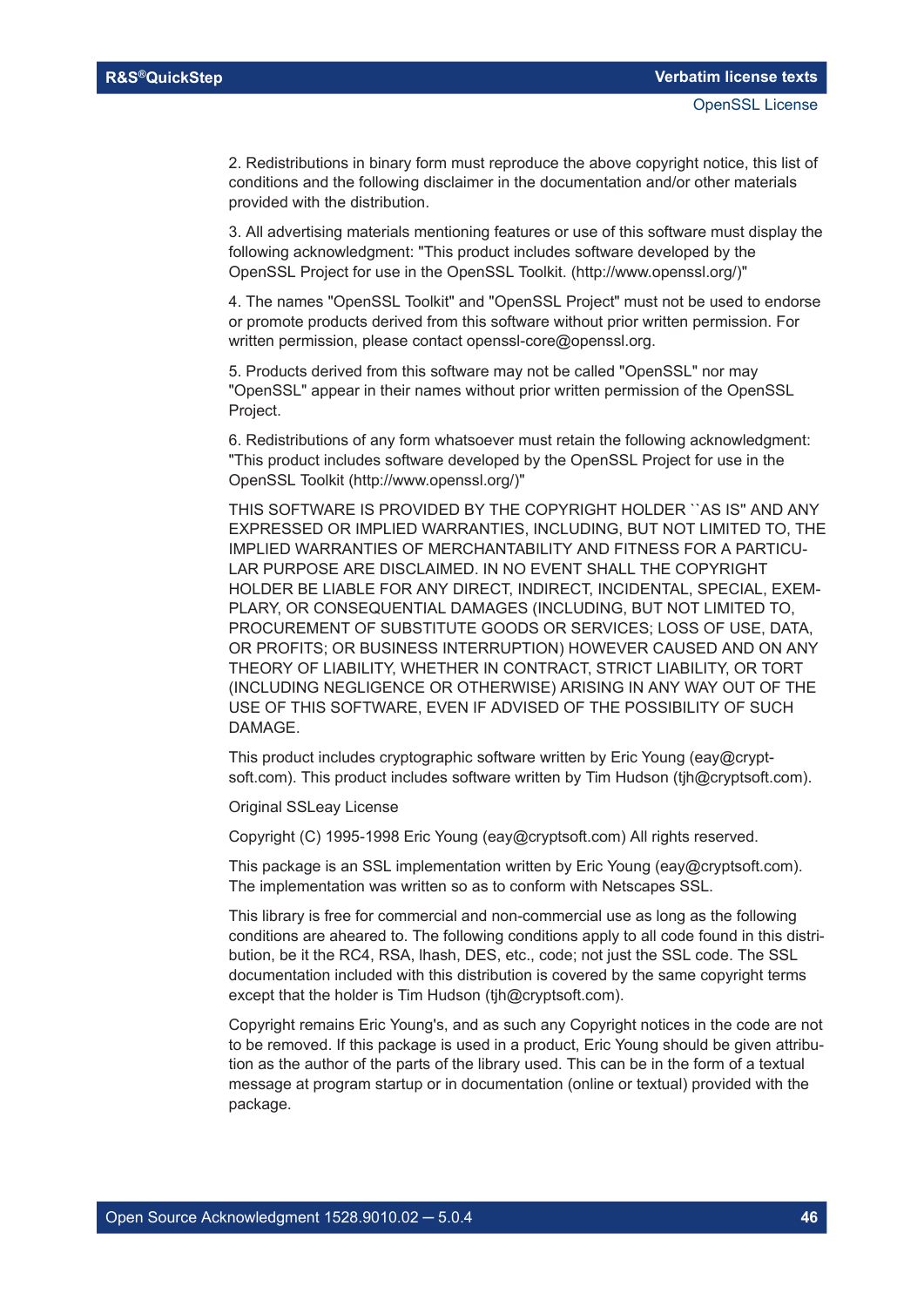2. Redistributions in binary form must reproduce the above copyright notice, this list of conditions and the following disclaimer in the documentation and/or other materials provided with the distribution.

3. All advertising materials mentioning features or use of this software must display the following acknowledgment: "This product includes software developed by the OpenSSL Project for use in the OpenSSL Toolkit. (http://www.openssl.org/)"

4. The names "OpenSSL Toolkit" and "OpenSSL Project" must not be used to endorse or promote products derived from this software without prior written permission. For written permission, please contact openssl-core@openssl.org.

5. Products derived from this software may not be called "OpenSSL" nor may "OpenSSL" appear in their names without prior written permission of the OpenSSL Project.

6. Redistributions of any form whatsoever must retain the following acknowledgment: "This product includes software developed by the OpenSSL Project for use in the OpenSSL Toolkit (http://www.openssl.org/)"

THIS SOFTWARE IS PROVIDED BY THE COPYRIGHT HOLDER ``AS IS'' AND ANY EXPRESSED OR IMPLIED WARRANTIES, INCLUDING, BUT NOT LIMITED TO, THE IMPLIED WARRANTIES OF MERCHANTABILITY AND FITNESS FOR A PARTICULAR PURPOSE ARE DISCLAIMED. IN NO EVENT SHALL THE COPYRIGHT HOLDER BE LIABLE FOR ANY DIRECT, INDIRECT, INCIDENTAL, SPECIAL, EXEMPLARY, OR CONSEQUENTIAL DAMAGES (INCLUDING, BUT NOT LIMITED TO, PROCUREMENT OF SUBSTITUTE GOODS OR SERVICES; LOSS OF USE, DATA, OR PROFITS; OR BUSINESS INTERRUPTION) HOWEVER CAUSED AND ON ANY THEORY OF LIABILITY, WHETHER IN CONTRACT, STRICT LIABILITY, OR TORT (INCLUDING NEGLIGENCE OR OTHERWISE) ARISING IN ANY WAY OUT OF THE USE OF THIS SOFTWARE, EVEN IF ADVISED OF THE POSSIBILITY OF SUCH DAMAGE.

This product includes cryptographic software written by Eric Young (eay@cryptsoft.com). This product includes software written by Tim Hudson (tjh@cryptsoft.com).

Original SSLeay License

Copyright (C) 1995-1998 Eric Young (eay@cryptsoft.com) All rights reserved.

This package is an SSL implementation written by Eric Young (eay@cryptsoft.com). The implementation was written so as to conform with Netscapes SSL.

This library is free for commercial and non-commercial use as long as the following conditions are aheared to. The following conditions apply to all code found in this distribution, be it the RC4, RSA, lhash, DES, etc., code; not just the SSL code. The SSL documentation included with this distribution is covered by the same copyright terms except that the holder is Tim Hudson (tjh@cryptsoft.com).

Copyright remains Eric Young's, and as such any Copyright notices in the code are not to be removed. If this package is used in a product, Eric Young should be given attribution as the author of the parts of the library used. This can be in the form of a textual message at program startup or in documentation (online or textual) provided with the package.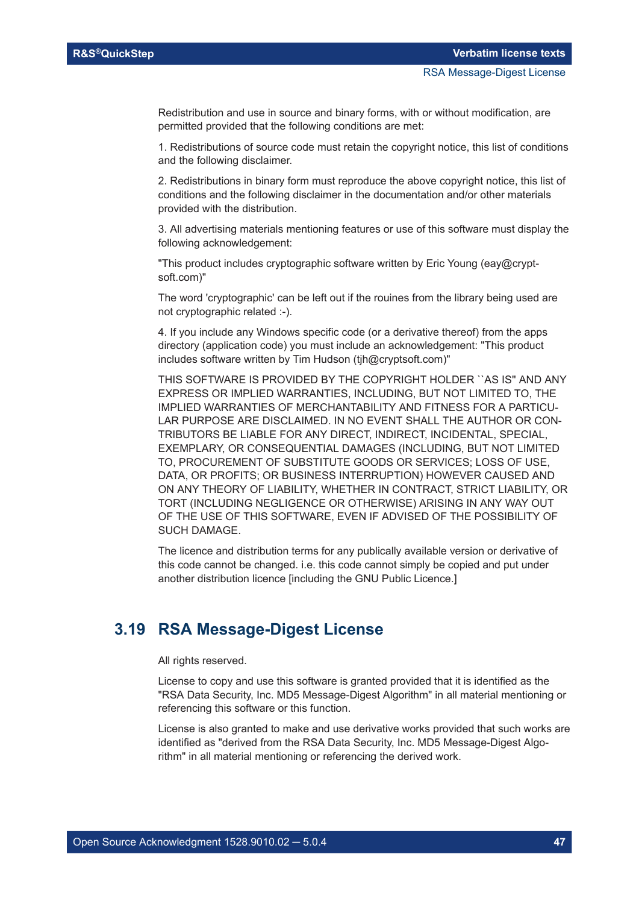Redistribution and use in source and binary forms, with or without modification, are permitted provided that the following conditions are met:

1. Redistributions of source code must retain the copyright notice, this list of conditions and the following disclaimer.

2. Redistributions in binary form must reproduce the above copyright notice, this list of conditions and the following disclaimer in the documentation and/or other materials provided with the distribution.

3. All advertising materials mentioning features or use of this software must display the following acknowledgement:

"This product includes cryptographic software written by Eric Young (eay@cryptsoft.com)"

The word 'cryptographic' can be left out if the rouines from the library being used are not cryptographic related :-).

4. If you include any Windows specific code (or a derivative thereof) from the apps directory (application code) you must include an acknowledgement: "This product includes software written by Tim Hudson (tjh@cryptsoft.com)"

THIS SOFTWARE IS PROVIDED BY THE COPYRIGHT HOLDER ``AS IS'' AND ANY EXPRESS OR IMPLIED WARRANTIES, INCLUDING, BUT NOT LIMITED TO, THE IMPLIED WARRANTIES OF MERCHANTABILITY AND FITNESS FOR A PARTICULAR PURPOSE ARE DISCLAIMED. IN NO EVENT SHALL THE AUTHOR OR CONTRIBUTORS BE LIABLE FOR ANY DIRECT, INDIRECT, INCIDENTAL, SPECIAL, EXEMPLARY, OR CONSEQUENTIAL DAMAGES (INCLUDING, BUT NOT LIMITED TO, PROCUREMENT OF SUBSTITUTE GOODS OR SERVICES; LOSS OF USE, DATA, OR PROFITS; OR BUSINESS INTERRUPTION) HOWEVER CAUSED AND ON ANY THEORY OF LIABILITY, WHETHER IN CONTRACT, STRICT LIABILITY, OR TORT (INCLUDING NEGLIGENCE OR OTHERWISE) ARISING IN ANY WAY OUT OF THE USE OF THIS SOFTWARE, EVEN IF ADVISED OF THE POSSIBILITY OF SUCH DAMAGE.

The licence and distribution terms for any publically available version or derivative of this code cannot be changed. i.e. this code cannot simply be copied and put under another distribution licence [including the GNU Public Licence.]

## 3.19 RSA Message-Digest License

All rights reserved.

License to copy and use this software is granted provided that it is identified as the "RSA Data Security, Inc. MD5 Message-Digest Algorithm" in all material mentioning or referencing this software or this function.

License is also granted to make and use derivative works provided that such works are identified as "derived from the RSA Data Security, Inc. MD5 Message-Digest Algorithm" in all material mentioning or referencing the derived work.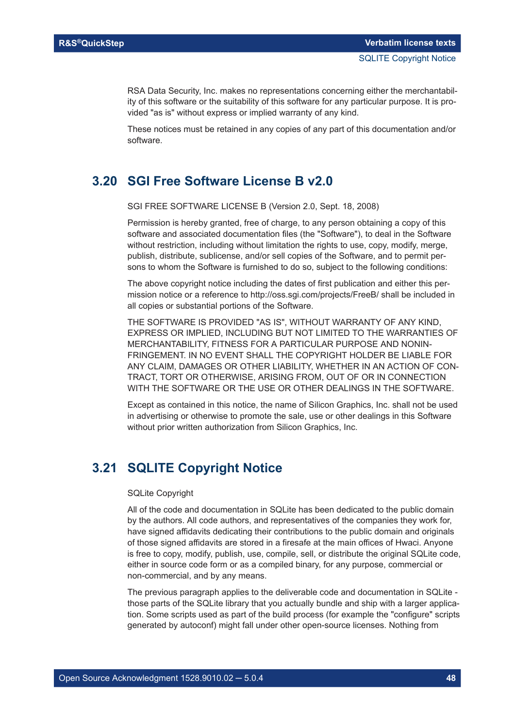RSA Data Security, Inc. makes no representations concerning either the merchantability of this software or the suitability of this software for any particular purpose. It is provided "as is" without express or implied warranty of any kind.

These notices must be retained in any copies of any part of this documentation and/or software.

## 3.20 SGI Free Software License B v2.0

SGI FREE SOFTWARE LICENSE B (Version 2.0, Sept. 18, 2008)

Permission is hereby granted, free of charge, to any person obtaining a copy of this software and associated documentation files (the "Software"), to deal in the Software without restriction, including without limitation the rights to use, copy, modify, merge, publish, distribute, sublicense, and/or sell copies of the Software, and to permit persons to whom the Software is furnished to do so, subject to the following conditions:

The above copyright notice including the dates of first publication and either this permission notice or a reference to http://oss.sgi.com/projects/FreeB/ shall be included in all copies or substantial portions of the Software.

THE SOFTWARE IS PROVIDED "AS IS", WITHOUT WARRANTY OF ANY KIND, EXPRESS OR IMPLIED, INCLUDING BUT NOT LIMITED TO THE WARRANTIES OF MERCHANTABILITY, FITNESS FOR A PARTICULAR PURPOSE AND NONINFRINGEMENT. IN NO EVENT SHALL THE COPYRIGHT HOLDER BE LIABLE FOR ANY CLAIM, DAMAGES OR OTHER LIABILITY, WHETHER IN AN ACTION OF CONTRACT, TORT OR OTHERWISE, ARISING FROM, OUT OF OR IN CONNECTION WITH THE SOFTWARE OR THE USE OR OTHER DEALINGS IN THE SOFTWARE.

Except as contained in this notice, the name of Silicon Graphics, Inc. shall not be used in advertising or otherwise to promote the sale, use or other dealings in this Software without prior written authorization from Silicon Graphics, Inc.

## 3.21 SQLITE Copyright Notice

SQLite Copyright

All of the code and documentation in SQLite has been dedicated to the public domain by the authors. All code authors, and representatives of the companies they work for, have signed affidavits dedicating their contributions to the public domain and originals of those signed affidavits are stored in a firesafe at the main offices of Hwaci. Anyone is free to copy, modify, publish, use, compile, sell, or distribute the original SQLite code, either in source code form or as a compiled binary, for any purpose, commercial or non-commercial, and by any means.

The previous paragraph applies to the deliverable code and documentation in SQLite - those parts of the SQLite library that you actually bundle and ship with a larger application. Some scripts used as part of the build process (for example the "configure" scripts generated by autoconf) might fall under other open-source licenses. Nothing from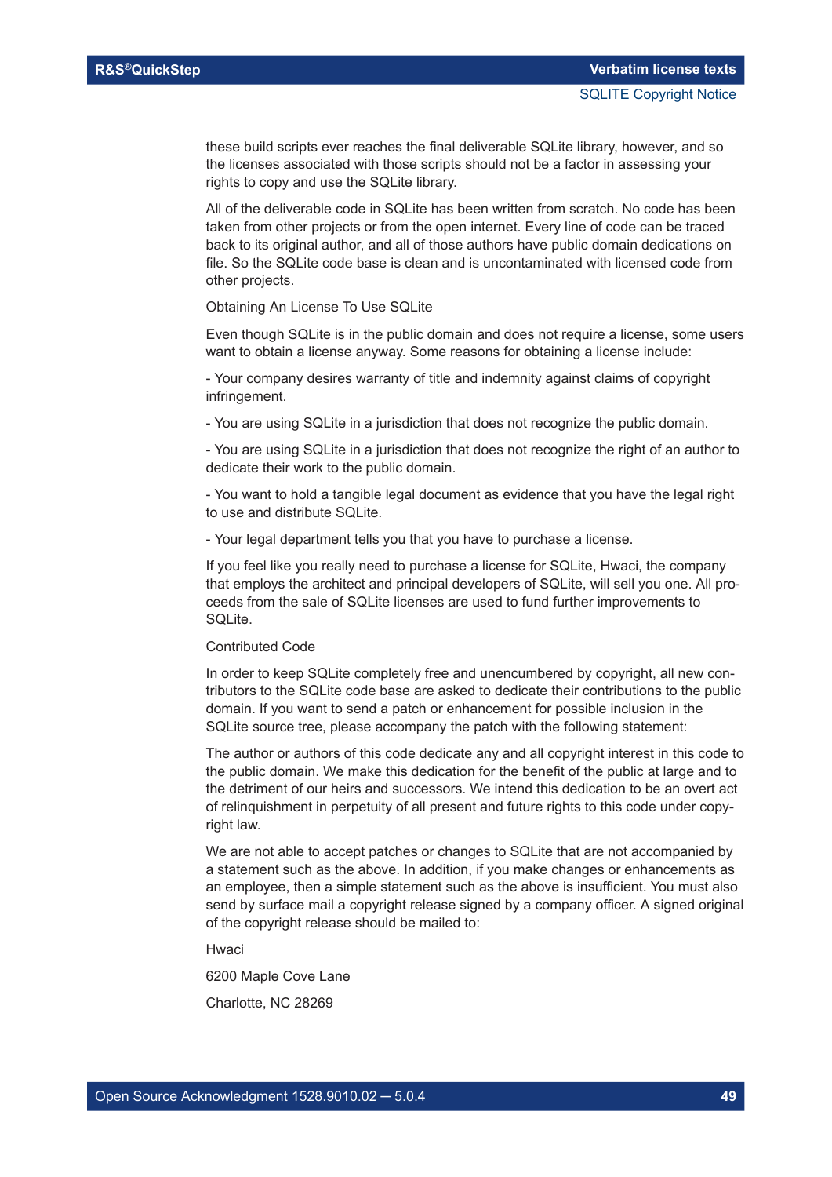these build scripts ever reaches the final deliverable SQLite library, however, and so the licenses associated with those scripts should not be a factor in assessing your rights to copy and use the SQLite library.

All of the deliverable code in SQLite has been written from scratch. No code has been taken from other projects or from the open internet. Every line of code can be traced back to its original author, and all of those authors have public domain dedications on file. So the SQLite code base is clean and is uncontaminated with licensed code from other projects.

Obtaining An License To Use SQLite

Even though SQLite is in the public domain and does not require a license, some users want to obtain a license anyway. Some reasons for obtaining a license include:

- Your company desires warranty of title and indemnity against claims of copyright infringement.

- You are using SQLite in a jurisdiction that does not recognize the public domain.

- You are using SQLite in a jurisdiction that does not recognize the right of an author to dedicate their work to the public domain.

- You want to hold a tangible legal document as evidence that you have the legal right to use and distribute SQLite.

- Your legal department tells you that you have to purchase a license.

If you feel like you really need to purchase a license for SQLite, Hwaci, the company that employs the architect and principal developers of SQLite, will sell you one. All proceeds from the sale of SQLite licenses are used to fund further improvements to SQLite.

Contributed Code

In order to keep SQLite completely free and unencumbered by copyright, all new contributors to the SQLite code base are asked to dedicate their contributions to the public domain. If you want to send a patch or enhancement for possible inclusion in the SQLite source tree, please accompany the patch with the following statement:

The author or authors of this code dedicate any and all copyright interest in this code to the public domain. We make this dedication for the benefit of the public at large and to the detriment of our heirs and successors. We intend this dedication to be an overt act of relinquishment in perpetuity of all present and future rights to this code under copyright law.

We are not able to accept patches or changes to SQLite that are not accompanied by a statement such as the above. In addition, if you make changes or enhancements as an employee, then a simple statement such as the above is insufficient. You must also send by surface mail a copyright release signed by a company officer. A signed original of the copyright release should be mailed to:

Hwaci

6200 Maple Cove Lane

Charlotte, NC 28269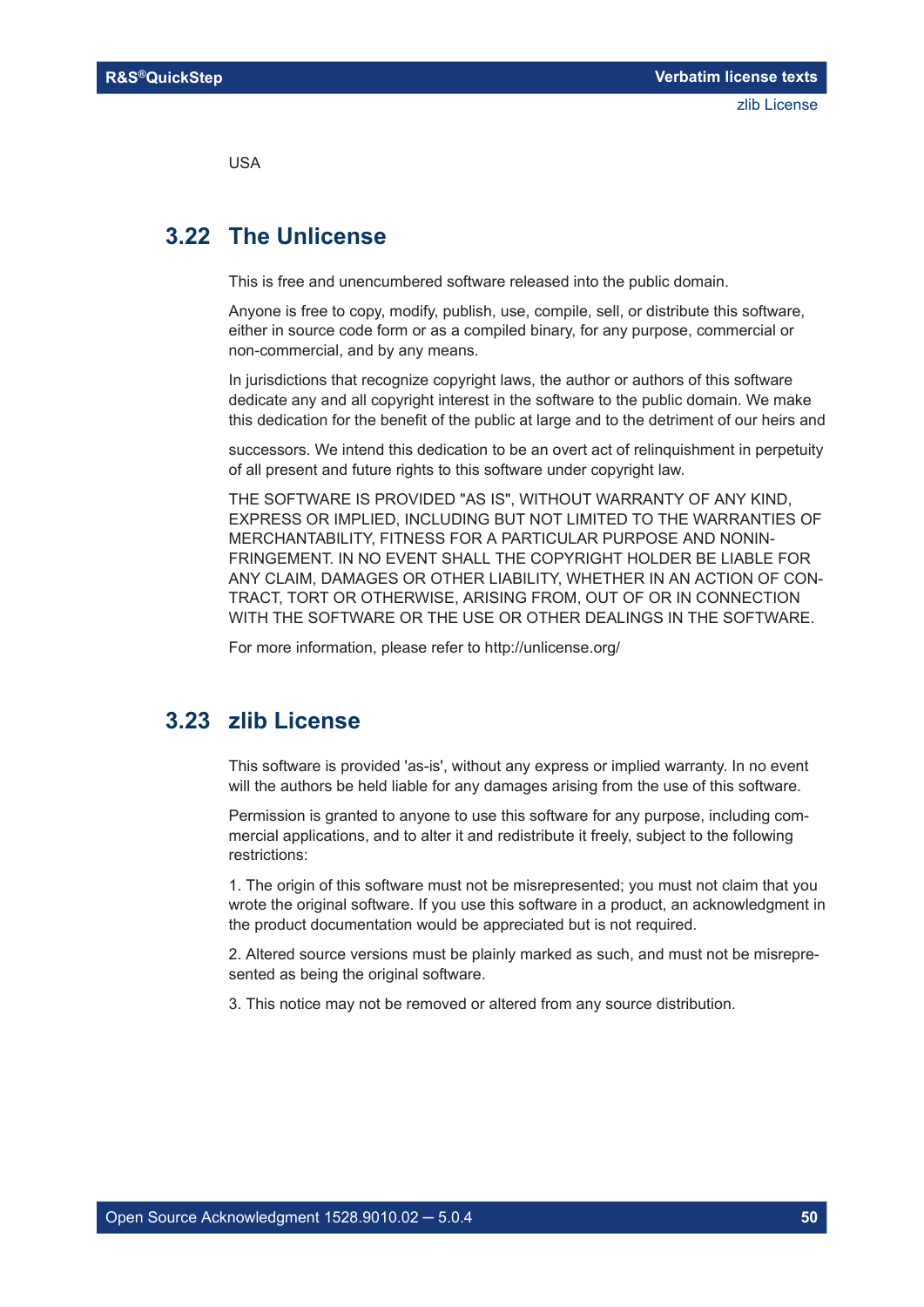USA

## 3.22 The Unlicense

This is free and unencumbered software released into the public domain.

Anyone is free to copy, modify, publish, use, compile, sell, or distribute this software, either in source code form or as a compiled binary, for any purpose, commercial or non-commercial, and by any means.

In jurisdictions that recognize copyright laws, the author or authors of this software dedicate any and all copyright interest in the software to the public domain. We make this dedication for the benefit of the public at large and to the detriment of our heirs and

successors. We intend this dedication to be an overt act of relinquishment in perpetuity of all present and future rights to this software under copyright law.

THE SOFTWARE IS PROVIDED "AS IS", WITHOUT WARRANTY OF ANY KIND, EXPRESS OR IMPLIED, INCLUDING BUT NOT LIMITED TO THE WARRANTIES OF MERCHANTABILITY, FITNESS FOR A PARTICULAR PURPOSE AND NONINFRINGEMENT. IN NO EVENT SHALL THE COPYRIGHT HOLDER BE LIABLE FOR ANY CLAIM, DAMAGES OR OTHER LIABILITY, WHETHER IN AN ACTION OF CONTRACT, TORT OR OTHERWISE, ARISING FROM, OUT OF OR IN CONNECTION WITH THE SOFTWARE OR THE USE OR OTHER DEALINGS IN THE SOFTWARE.

For more information, please refer to http://unlicense.org/

## 3.23 zlib License

This software is provided 'as-is', without any express or implied warranty. In no event will the authors be held liable for any damages arising from the use of this software.

Permission is granted to anyone to use this software for any purpose, including commercial applications, and to alter it and redistribute it freely, subject to the following restrictions:

1. The origin of this software must not be misrepresented; you must not claim that you wrote the original software. If you use this software in a product, an acknowledgment in the product documentation would be appreciated but is not required.

2. Altered source versions must be plainly marked as such, and must not be misrepresented as being the original software.

3. This notice may not be removed or altered from any source distribution.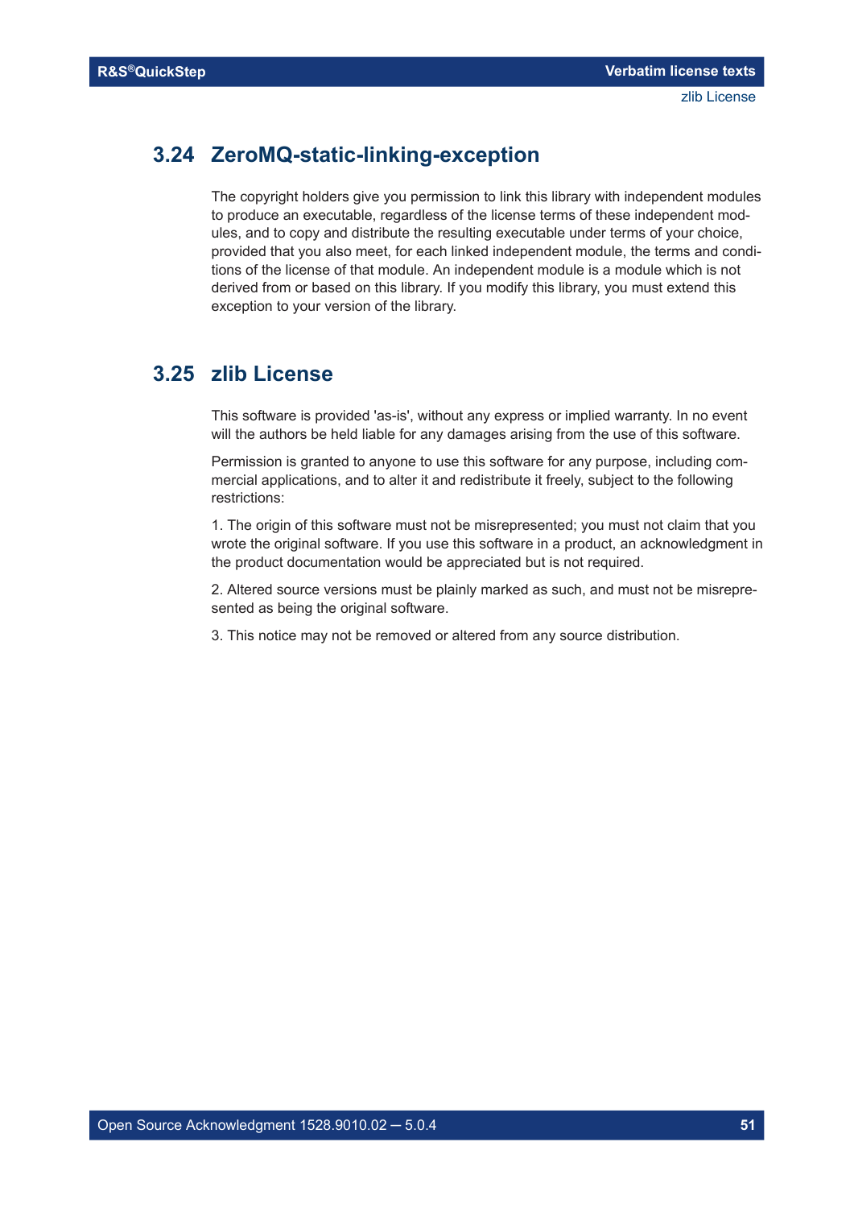## 3.24 ZeroMQ-static-linking-exception

The copyright holders give you permission to link this library with independent modules to produce an executable, regardless of the license terms of these independent modules, and to copy and distribute the resulting executable under terms of your choice, provided that you also meet, for each linked independent module, the terms and conditions of the license of that module. An independent module is a module which is not derived from or based on this library. If you modify this library, you must extend this exception to your version of the library.

## 3.25 zlib License

This software is provided 'as-is', without any express or implied warranty. In no event will the authors be held liable for any damages arising from the use of this software.

Permission is granted to anyone to use this software for any purpose, including commercial applications, and to alter it and redistribute it freely, subject to the following restrictions:

1. The origin of this software must not be misrepresented; you must not claim that you wrote the original software. If you use this software in a product, an acknowledgment in the product documentation would be appreciated but is not required.

2. Altered source versions must be plainly marked as such, and must not be misrepresented as being the original software.

3. This notice may not be removed or altered from any source distribution.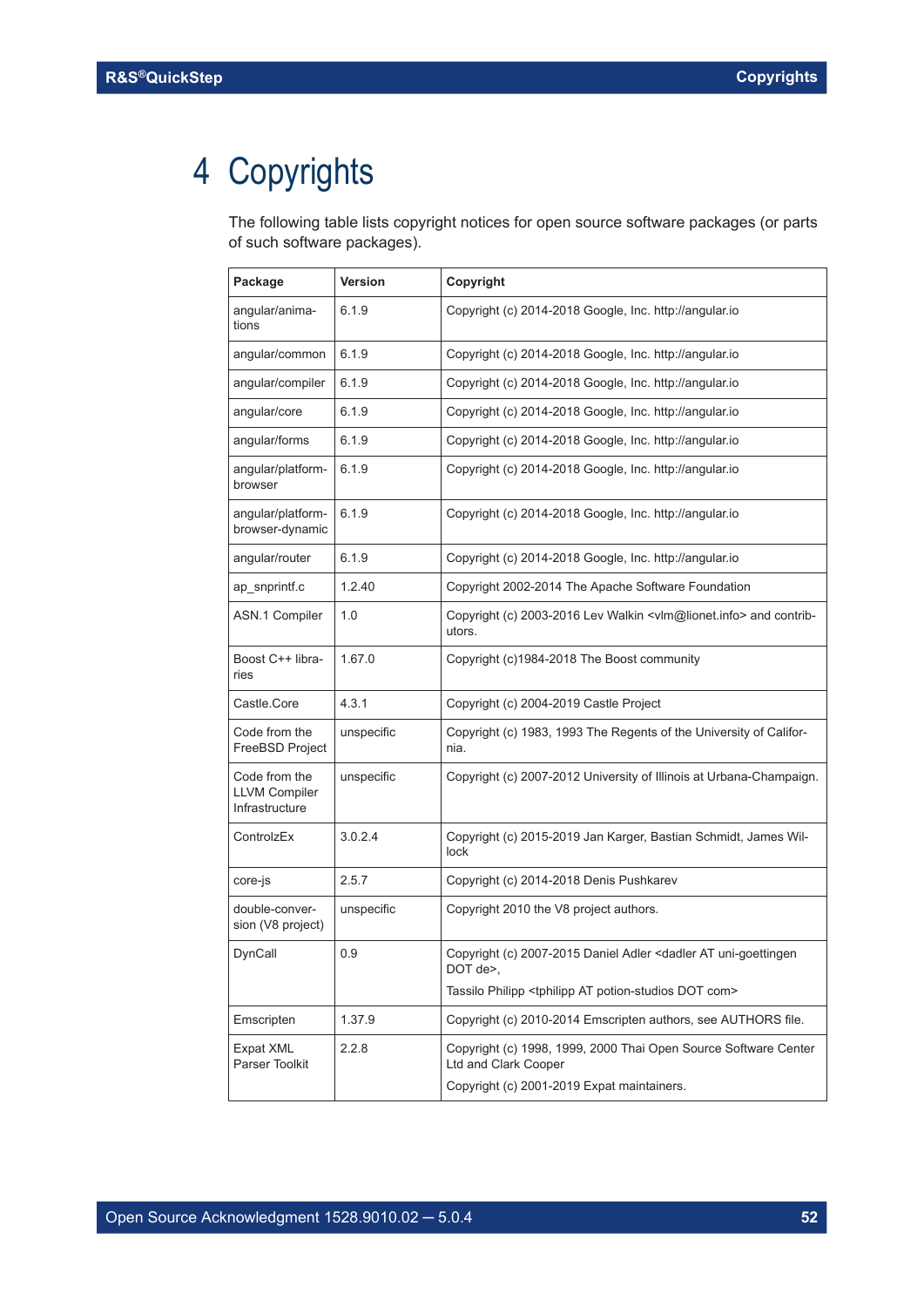# 4 Copyrights

The following table lists copyright notices for open source software packages (or parts of such software packages).

| Package | Version | Copyright |
|---|---|---|
| angular/animations | 6.1.9 | Copyright (c) 2014-2018 Google, Inc. http://angular.io |
| angular/common | 6.1.9 | Copyright (c) 2014-2018 Google, Inc. http://angular.io |
| angular/compiler | 6.1.9 | Copyright (c) 2014-2018 Google, Inc. http://angular.io |
| angular/core | 6.1.9 | Copyright (c) 2014-2018 Google, Inc. http://angular.io |
| angular/forms | 6.1.9 | Copyright (c) 2014-2018 Google, Inc. http://angular.io |
| angular/platform-browser | 6.1.9 | Copyright (c) 2014-2018 Google, Inc. http://angular.io |
| angular/platform-browser-dynamic | 6.1.9 | Copyright (c) 2014-2018 Google, Inc. http://angular.io |
| angular/router | 6.1.9 | Copyright (c) 2014-2018 Google, Inc. http://angular.io |
| ap_snprintf.c | 1.2.40 | Copyright 2002-2014 The Apache Software Foundation |
| ASN.1 Compiler | 1.0 | Copyright (c) 2003-2016 Lev Walkin <vlm@lionet.info> and contributors. |
| Boost C++ libraries | 1.67.0 | Copyright (c)1984-2018 The Boost community |
| Castle.Core | 4.3.1 | Copyright (c) 2004-2019 Castle Project |
| Code from the FreeBSD Project | unspecific | Copyright (c) 1983, 1993 The Regents of the University of California. |
| Code from the LLVM Compiler Infrastructure | unspecific | Copyright (c) 2007-2012 University of Illinois at Urbana-Champaign. |
| ControlzEx | 3.0.2.4 | Copyright (c) 2015-2019 Jan Karger, Bastian Schmidt, James Willock |
| core-js | 2.5.7 | Copyright (c) 2014-2018 Denis Pushkarev |
| double-conversion (V8 project) | unspecific | Copyright 2010 the V8 project authors. |
| DynCall | 0.9 | Copyright (c) 2007-2015 Daniel Adler <dadler AT uni-goettingen DOT de>,<br>Tassilo Philipp <tphilipp AT potion-studios DOT com> |
| Emscripten | 1.37.9 | Copyright (c) 2010-2014 Emscripten authors, see AUTHORS file. |
| Expat XML Parser Toolkit | 2.2.8 | Copyright (c) 1998, 1999, 2000 Thai Open Source Software Center Ltd and Clark Cooper<br>Copyright (c) 2001-2019 Expat maintainers. |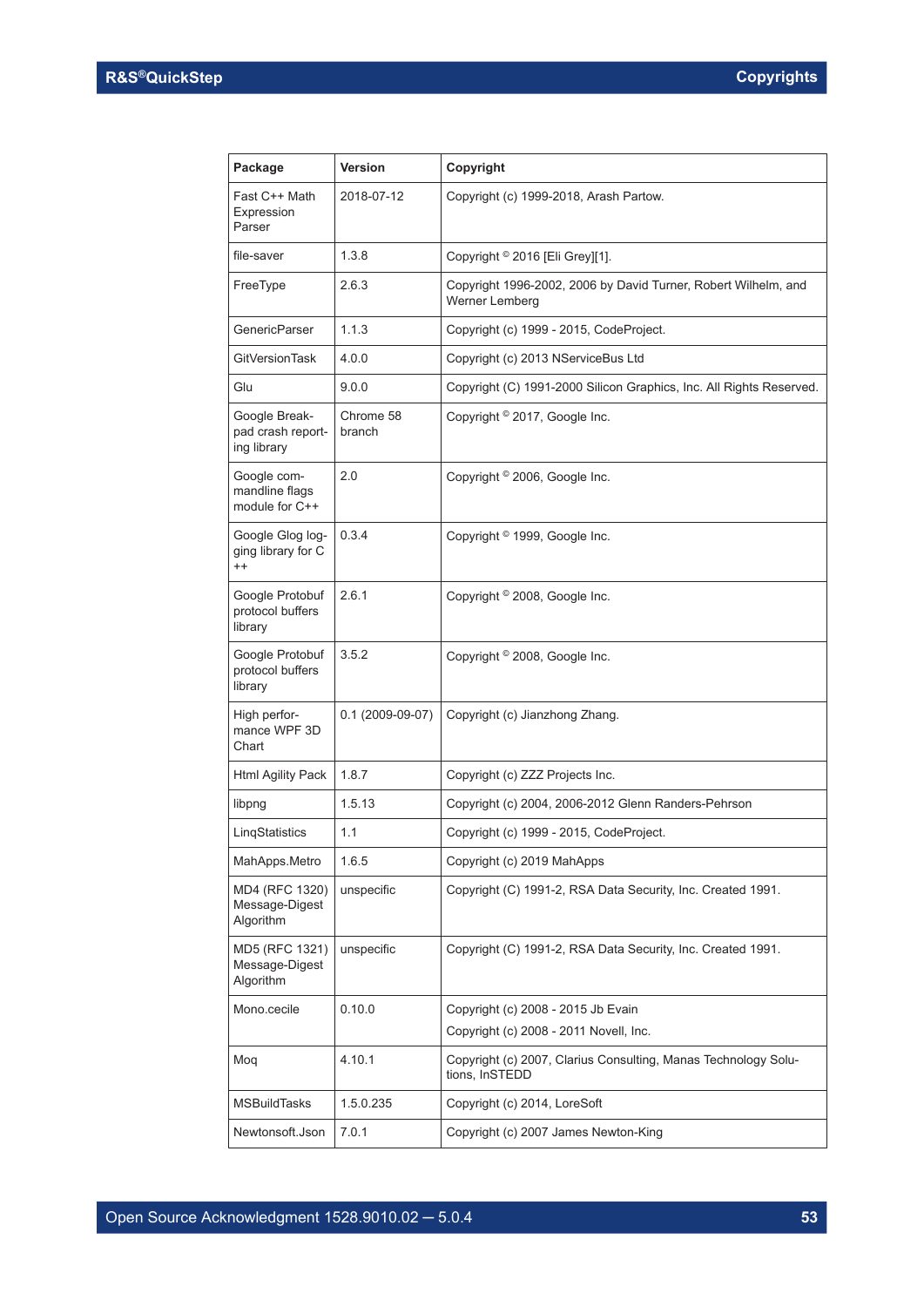| Package | Version | Copyright |
|---|---|---|
| Fast C++ Math Expression Parser | 2018-07-12 | Copyright (c) 1999-2018, Arash Partow. |
| file-saver | 1.3.8 | Copyright © 2016 [Eli Grey][1]. |
| FreeType | 2.6.3 | Copyright 1996-2002, 2006 by David Turner, Robert Wilhelm, and Werner Lemberg |
| GenericParser | 1.1.3 | Copyright (c) 1999 - 2015, CodeProject. |
| GitVersionTask | 4.0.0 | Copyright (c) 2013 NServiceBus Ltd |
| Glu | 9.0.0 | Copyright (C) 1991-2000 Silicon Graphics, Inc. All Rights Reserved. |
| Google Break-pad crash report-ing library | Chrome 58 branch | Copyright © 2017, Google Inc. |
| Google com-mandline flags module for C++ | 2.0 | Copyright © 2006, Google Inc. |
| Google Glog log-ging library for C ++ | 0.3.4 | Copyright © 1999, Google Inc. |
| Google Protobuf protocol buffers library | 2.6.1 | Copyright © 2008, Google Inc. |
| Google Protobuf protocol buffers library | 3.5.2 | Copyright © 2008, Google Inc. |
| High perfor-mance WPF 3D Chart | 0.1 (2009-09-07) | Copyright (c) Jianzhong Zhang. |
| Html Agility Pack | 1.8.7 | Copyright (c) ZZZ Projects Inc. |
| libpng | 1.5.13 | Copyright (c) 2004, 2006-2012 Glenn Randers-Pehrson |
| LinqStatistics | 1.1 | Copyright (c) 1999 - 2015, CodeProject. |
| MahApps.Metro | 1.6.5 | Copyright (c) 2019 MahApps |
| MD4 (RFC 1320) Message-Digest Algorithm | unspecific | Copyright (C) 1991-2, RSA Data Security, Inc. Created 1991. |
| MD5 (RFC 1321) Message-Digest Algorithm | unspecific | Copyright (C) 1991-2, RSA Data Security, Inc. Created 1991. |
| Mono.cecile | 0.10.0 | Copyright (c) 2008 - 2015 Jb Evain<br>Copyright (c) 2008 - 2011 Novell, Inc. |
| Moq | 4.10.1 | Copyright (c) 2007, Clarius Consulting, Manas Technology Solu-tions, InSTEDD |
| MSBuildTasks | 1.5.0.235 | Copyright (c) 2014, LoreSoft |
| Newtonsoft.Json | 7.0.1 | Copyright (c) 2007 James Newton-King |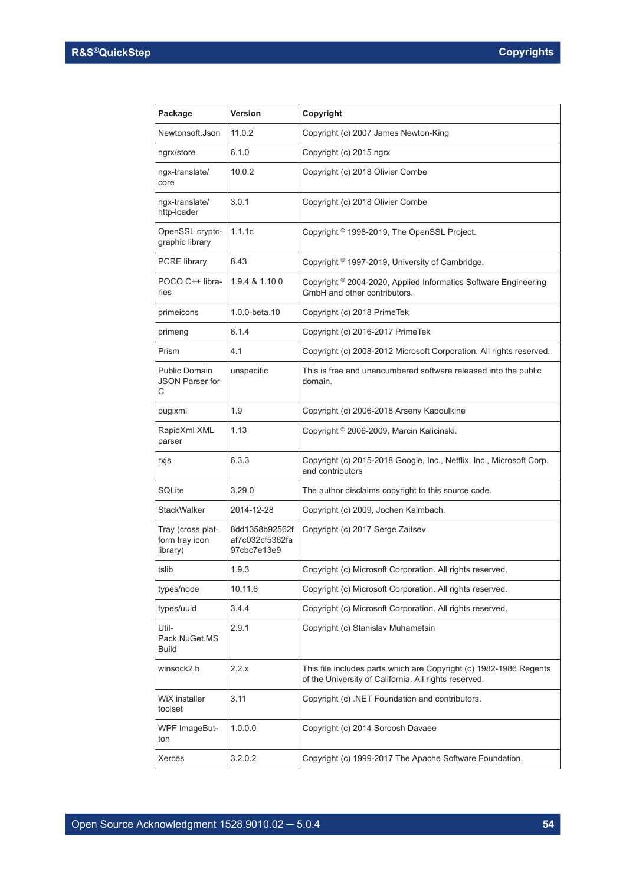| Package | Version | Copyright |
|---|---|---|
| Newtonsoft.Json | 11.0.2 | Copyright (c) 2007 James Newton-King |
| ngrx/store | 6.1.0 | Copyright (c) 2015 ngrx |
| ngx-translate/core | 10.0.2 | Copyright (c) 2018 Olivier Combe |
| ngx-translate/http-loader | 3.0.1 | Copyright (c) 2018 Olivier Combe |
| OpenSSL cryptographic library | 1.1.1c | Copyright © 1998-2019, The OpenSSL Project. |
| PCRE library | 8.43 | Copyright © 1997-2019, University of Cambridge. |
| POCO C++ libraries | 1.9.4 & 1.10.0 | Copyright © 2004-2020, Applied Informatics Software Engineering GmbH and other contributors. |
| primeicons | 1.0.0-beta.10 | Copyright (c) 2018 PrimeTek |
| primeng | 6.1.4 | Copyright (c) 2016-2017 PrimeTek |
| Prism | 4.1 | Copyright (c) 2008-2012 Microsoft Corporation. All rights reserved. |
| Public Domain JSON Parser for C | unspecific | This is free and unencumbered software released into the public domain. |
| pugixml | 1.9 | Copyright (c) 2006-2018 Arseny Kapoulkine |
| RapidXml XML parser | 1.13 | Copyright © 2006-2009, Marcin Kalicinski. |
| rxjs | 6.3.3 | Copyright (c) 2015-2018 Google, Inc., Netflix, Inc., Microsoft Corp. and contributors |
| SQLite | 3.29.0 | The author disclaims copyright to this source code. |
| StackWalker | 2014-12-28 | Copyright (c) 2009, Jochen Kalmbach. |
| Tray (cross platform tray icon library) | 8dd1358b92562faf7c032cf5362fa97cbc7e13e9 | Copyright (c) 2017 Serge Zaitsev |
| tslib | 1.9.3 | Copyright (c) Microsoft Corporation. All rights reserved. |
| types/node | 10.11.6 | Copyright (c) Microsoft Corporation. All rights reserved. |
| types/uuid | 3.4.4 | Copyright (c) Microsoft Corporation. All rights reserved. |
| Util-Pack.NuGet.MSBuild | 2.9.1 | Copyright (c) Stanislav Muhametsin |
| winsock2.h | 2.2.x | This file includes parts which are Copyright (c) 1982-1986 Regents of the University of California. All rights reserved. |
| WiX installer toolset | 3.11 | Copyright (c) .NET Foundation and contributors. |
| WPF ImageButton | 1.0.0.0 | Copyright (c) 2014 Soroosh Davaee |
| Xerces | 3.2.0.2 | Copyright (c) 1999-2017 The Apache Software Foundation. |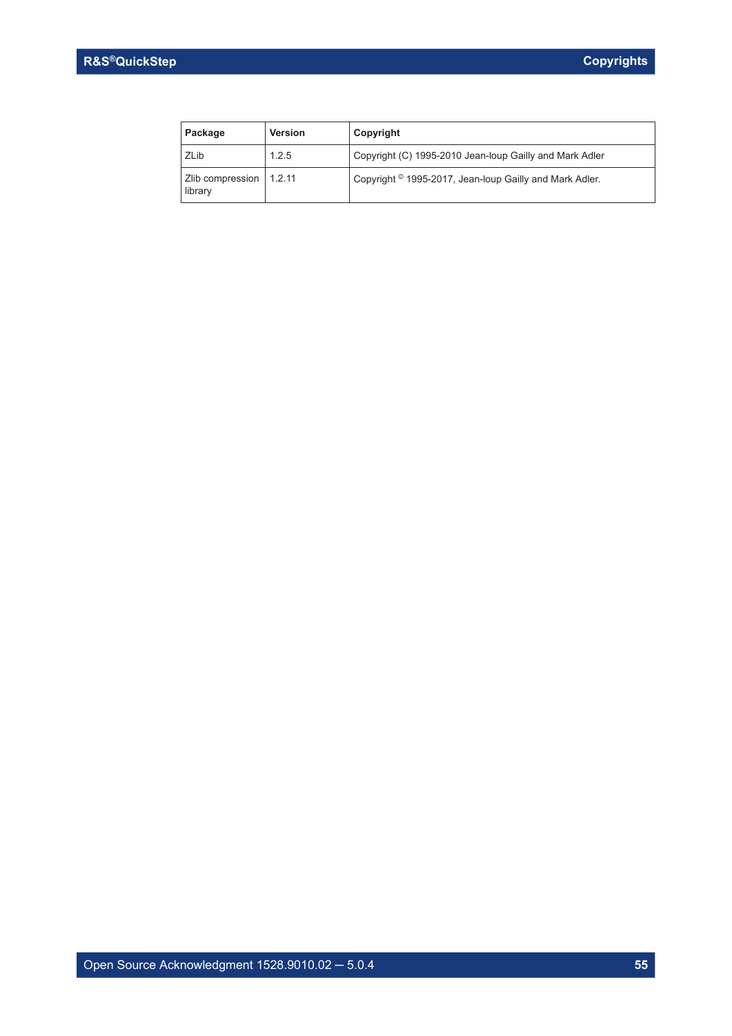| Package | Version | Copyright |
|---|---|---|
| ZLib | 1.2.5 | Copyright (C) 1995-2010 Jean-loup Gailly and Mark Adler |
| Zlib compression library | 1.2.11 | Copyright © 1995-2017, Jean-loup Gailly and Mark Adler. |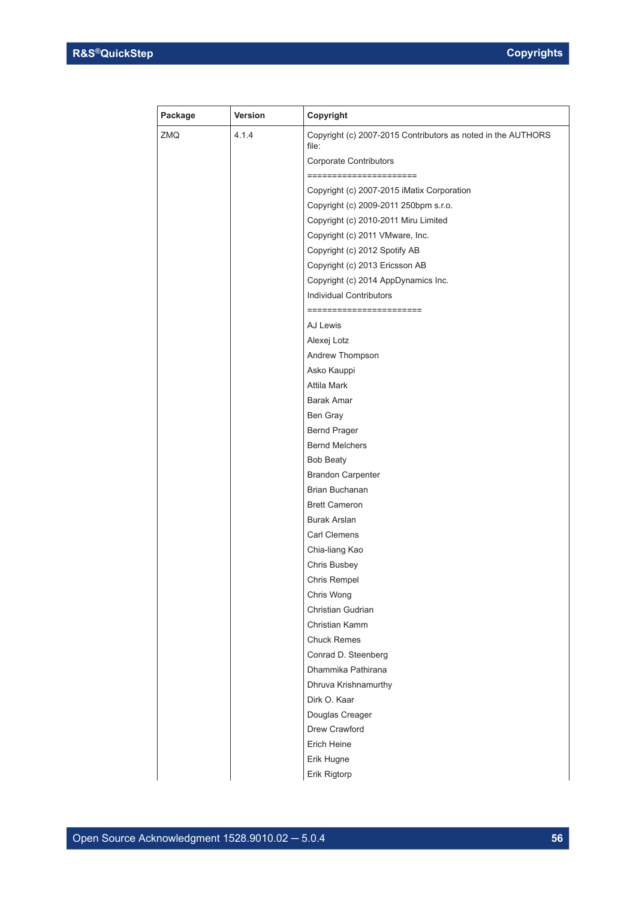| Package | Version | Copyright |
| --- | --- | --- |
| ZMQ | 4.1.4 | Copyright (c) 2007-2015 Contributors as noted in the AUTHORS file:<br><br>Corporate Contributors<br><br>======================<br><br>Copyright (c) 2007-2015 iMatix Corporation<br><br>Copyright (c) 2009-2011 250bpm s.r.o.<br><br>Copyright (c) 2010-2011 Miru Limited<br><br>Copyright (c) 2011 VMware, Inc.<br><br>Copyright (c) 2012 Spotify AB<br><br>Copyright (c) 2013 Ericsson AB<br><br>Copyright (c) 2014 AppDynamics Inc.<br><br>Individual Contributors<br><br>=======================<br><br>AJ Lewis<br><br>Alexej Lotz<br><br>Andrew Thompson<br><br>Asko Kauppi<br><br>Attila Mark<br><br>Barak Amar<br><br>Ben Gray<br><br>Bernd Prager<br><br>Bernd Melchers<br><br>Bob Beaty<br><br>Brandon Carpenter<br><br>Brian Buchanan<br><br>Brett Cameron<br><br>Burak Arslan<br><br>Carl Clemens<br><br>Chia-liang Kao<br><br>Chris Busbey<br><br>Chris Rempel<br><br>Chris Wong<br><br>Christian Gudrian<br><br>Christian Kamm<br><br>Chuck Remes<br><br>Conrad D. Steenberg<br><br>Dhammika Pathirana<br><br>Dhruva Krishnamurthy<br><br>Dirk O. Kaar<br><br>Douglas Creager<br><br>Drew Crawford<br><br>Erich Heine<br><br>Erik Hugne<br><br>Erik Rigtorp |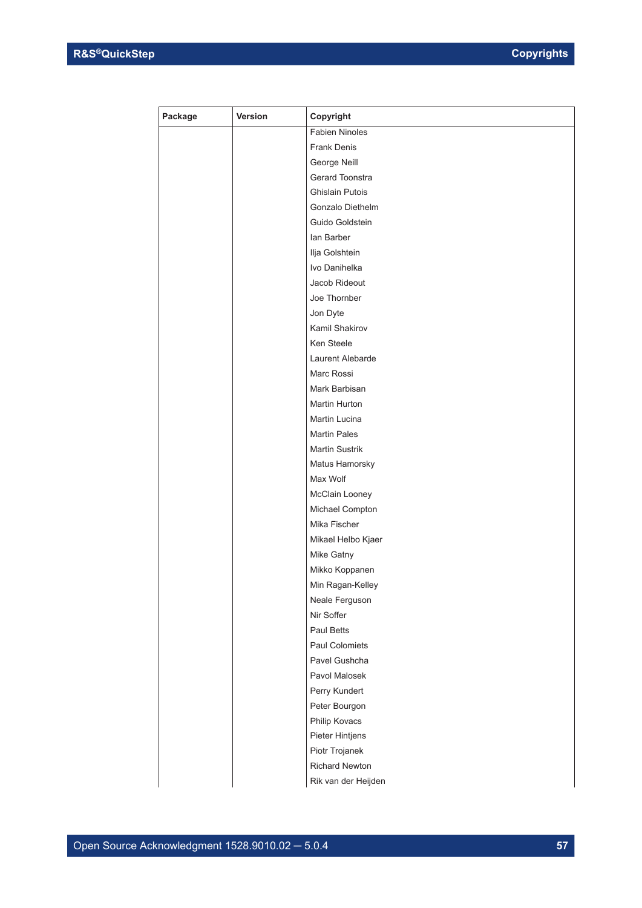| Package | Version | Copyright |
|---|---|---|
| | | Fabien Ninoles |
| | | Frank Denis |
| | | George Neill |
| | | Gerard Toonstra |
| | | Ghislain Putois |
| | | Gonzalo Diethelm |
| | | Guido Goldstein |
| | | Ian Barber |
| | | Ilja Golshtein |
| | | Ivo Danihelka |
| | | Jacob Rideout |
| | | Joe Thornber |
| | | Jon Dyte |
| | | Kamil Shakirov |
| | | Ken Steele |
| | | Laurent Alebarde |
| | | Marc Rossi |
| | | Mark Barbisan |
| | | Martin Hurton |
| | | Martin Lucina |
| | | Martin Pales |
| | | Martin Sustrik |
| | | Matus Hamorsky |
| | | Max Wolf |
| | | McClain Looney |
| | | Michael Compton |
| | | Mika Fischer |
| | | Mikael Helbo Kjaer |
| | | Mike Gatny |
| | | Mikko Koppanen |
| | | Min Ragan-Kelley |
| | | Neale Ferguson |
| | | Nir Soffer |
| | | Paul Betts |
| | | Paul Colomiets |
| | | Pavel Gushcha |
| | | Pavol Malosek |
| | | Perry Kundert |
| | | Peter Bourgon |
| | | Philip Kovacs |
| | | Pieter Hintjens |
| | | Piotr Trojanek |
| | | Richard Newton |
| | | Rik van der Heijden |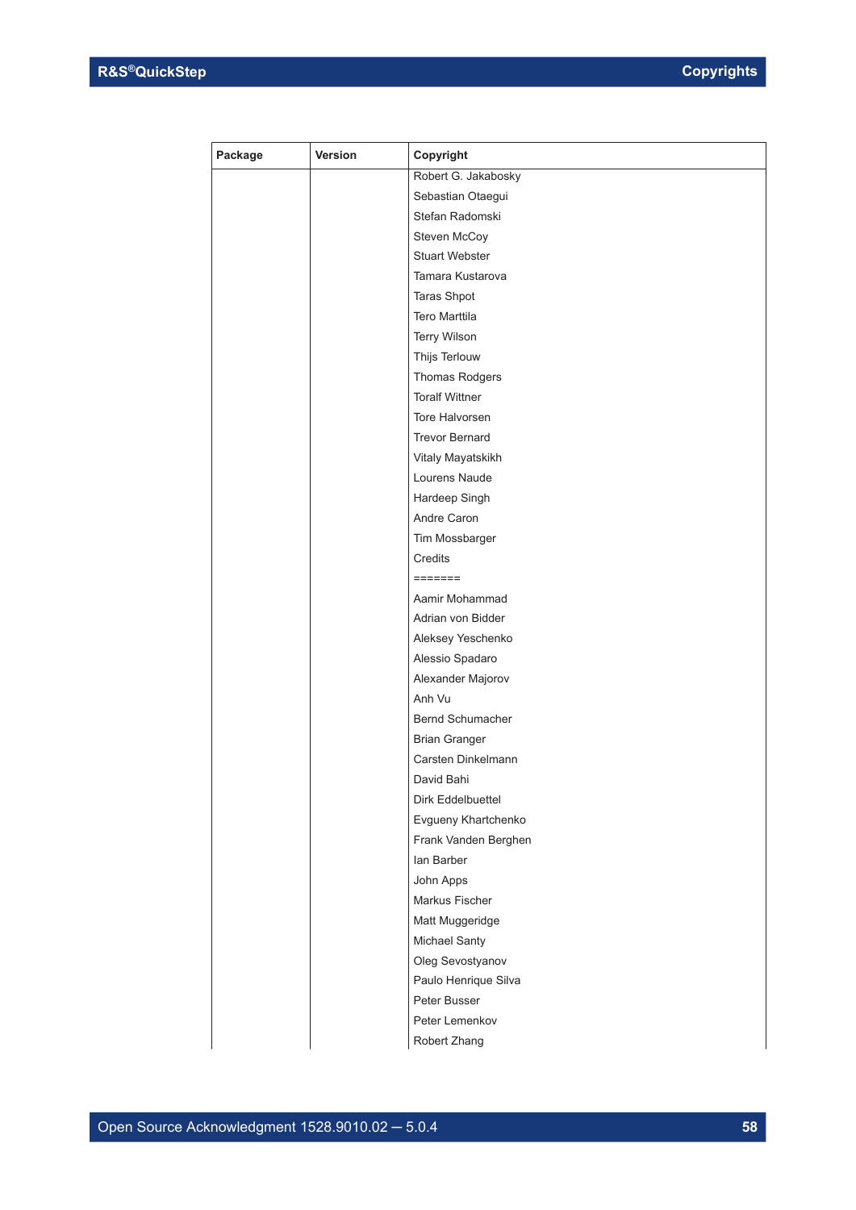| Package | Version | Copyright |
|---|---|---|
| | | Robert G. Jakabosky |
| | | Sebastian Otaegui |
| | | Stefan Radomski |
| | | Steven McCoy |
| | | Stuart Webster |
| | | Tamara Kustarova |
| | | Taras Shpot |
| | | Tero Marttila |
| | | Terry Wilson |
| | | Thijs Terlouw |
| | | Thomas Rodgers |
| | | Toralf Wittner |
| | | Tore Halvorsen |
| | | Trevor Bernard |
| | | Vitaly Mayatskikh |
| | | Lourens Naude |
| | | Hardeep Singh |
| | | Andre Caron |
| | | Tim Mossbarger |
| | | Credits |
| | | ======= |
| | | Aamir Mohammad |
| | | Adrian von Bidder |
| | | Aleksey Yeschenko |
| | | Alessio Spadaro |
| | | Alexander Majorov |
| | | Anh Vu |
| | | Bernd Schumacher |
| | | Brian Granger |
| | | Carsten Dinkelmann |
| | | David Bahi |
| | | Dirk Eddelbuettel |
| | | Evgueny Khartchenko |
| | | Frank Vanden Berghen |
| | | Ian Barber |
| | | John Apps |
| | | Markus Fischer |
| | | Matt Muggeridge |
| | | Michael Santy |
| | | Oleg Sevostyanov |
| | | Paulo Henrique Silva |
| | | Peter Busser |
| | | Peter Lemenkov |
| | | Robert Zhang |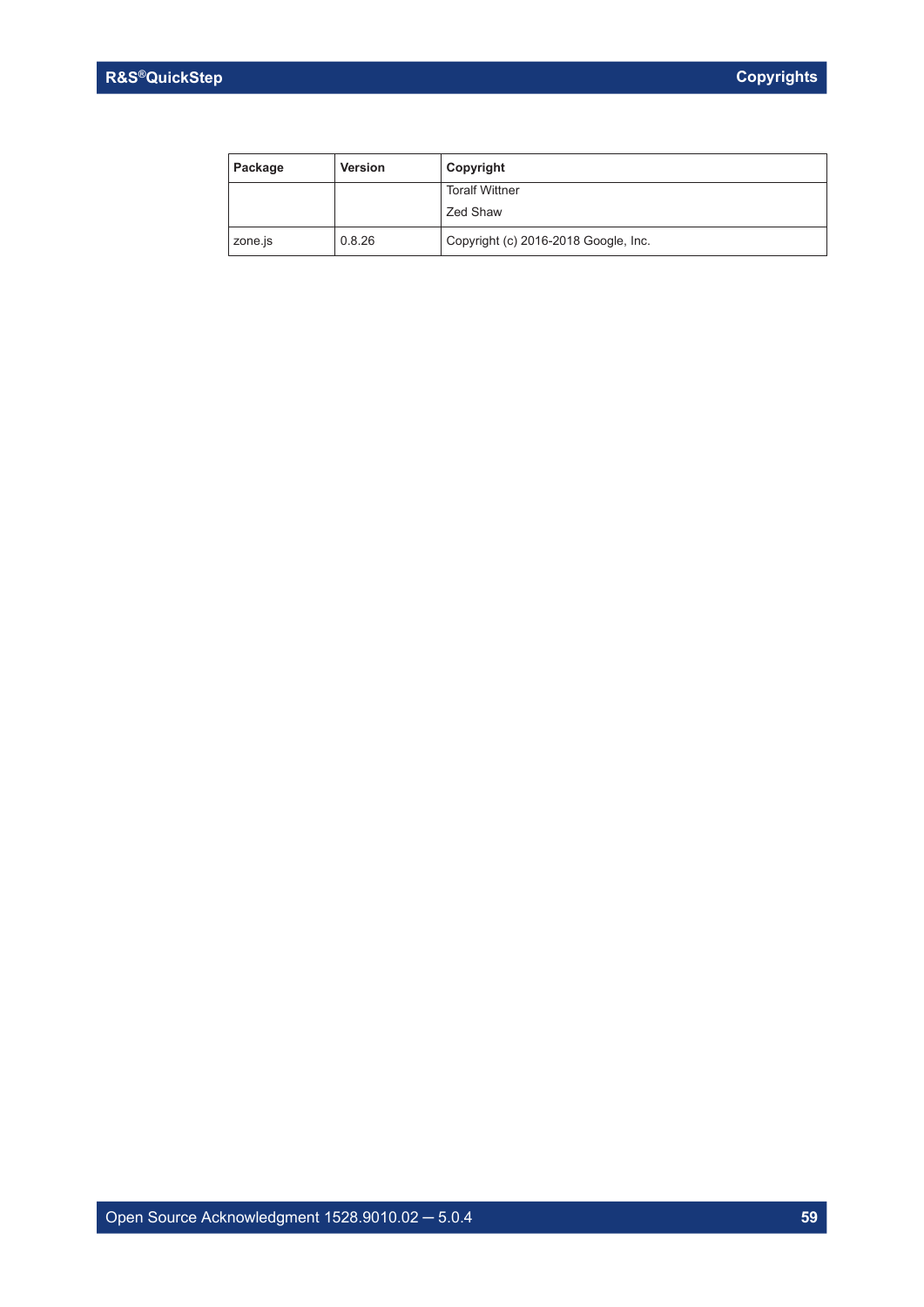| Package | Version | Copyright |
|---|---|---|
| | | Toralf Wittner<br>Zed Shaw |
| zone.js | 0.8.26 | Copyright (c) 2016-2018 Google, Inc. |